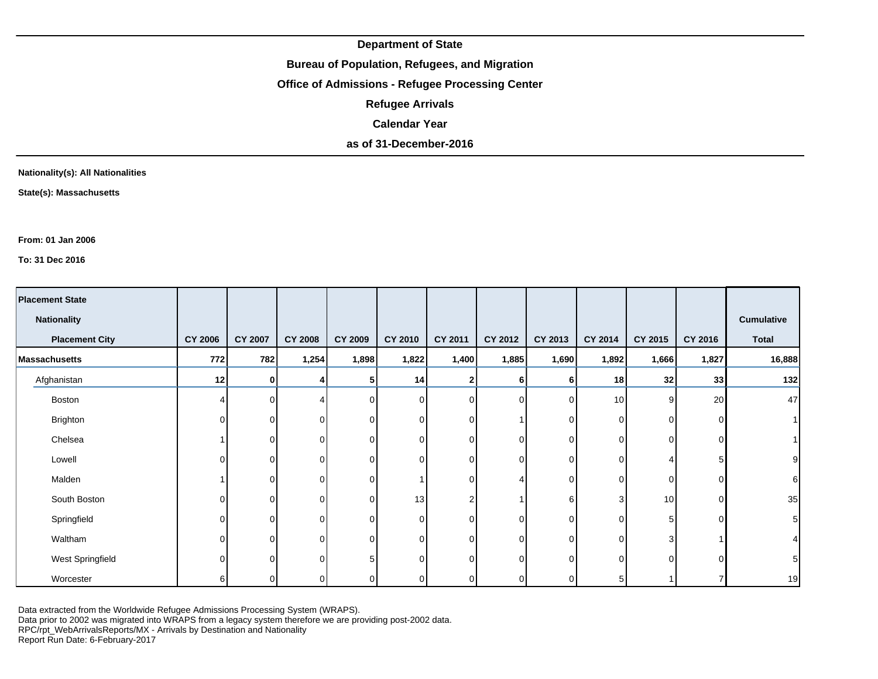**Department of State**

**Bureau of Population, Refugees, and Migration**

**Office of Admissions - Refugee Processing Center**

**Refugee Arrivals**

**Calendar Year**

**as of 31-December-2016**

**Nationality(s): All Nationalities**

**State(s): Massachusetts**

**From: 01 Jan 2006**

**To: 31 Dec 2016**

| Placement State / Nationality / Placement City | CY 2006 | CY 2007 | CY 2008 | CY 2009 | CY 2010 | CY 2011 | CY 2012 | CY 2013 | CY 2014 | CY 2015 | CY 2016 | Cumulative Total |
|---|---|---|---|---|---|---|---|---|---|---|---|---|
| **Massachusetts** | **772** | **782** | **1,254** | **1,898** | **1,822** | **1,400** | **1,885** | **1,690** | **1,892** | **1,666** | **1,827** | **16,888** |
| Afghanistan | **12** | **0** | **4** | **5** | **14** | **2** | **6** | **6** | **18** | **32** | **33** | **132** |
| Boston | 4 | 0 | 4 | 0 | 0 | 0 | 0 | 0 | 10 | 9 | 20 | 47 |
| Brighton | 0 | 0 | 0 | 0 | 0 | 0 | 1 | 0 | 0 | 0 | 0 | 1 |
| Chelsea | 1 | 0 | 0 | 0 | 0 | 0 | 0 | 0 | 0 | 0 | 0 | 1 |
| Lowell | 0 | 0 | 0 | 0 | 0 | 0 | 0 | 0 | 0 | 4 | 5 | 9 |
| Malden | 1 | 0 | 0 | 0 | 1 | 0 | 4 | 0 | 0 | 0 | 0 | 6 |
| South Boston | 0 | 0 | 0 | 0 | 13 | 2 | 1 | 6 | 3 | 10 | 0 | 35 |
| Springfield | 0 | 0 | 0 | 0 | 0 | 0 | 0 | 0 | 0 | 5 | 0 | 5 |
| Waltham | 0 | 0 | 0 | 0 | 0 | 0 | 0 | 0 | 0 | 3 | 1 | 4 |
| West Springfield | 0 | 0 | 0 | 5 | 0 | 0 | 0 | 0 | 0 | 0 | 0 | 5 |
| Worcester | 6 | 0 | 0 | 0 | 0 | 0 | 0 | 0 | 5 | 1 | 7 | 19 |

Data extracted from the Worldwide Refugee Admissions Processing System (WRAPS).
Data prior to 2002 was migrated into WRAPS from a legacy system therefore we are providing post-2002 data.
RPC/rpt_WebArrivalsReports/MX - Arrivals by Destination and Nationality
Report Run Date: 6-February-2017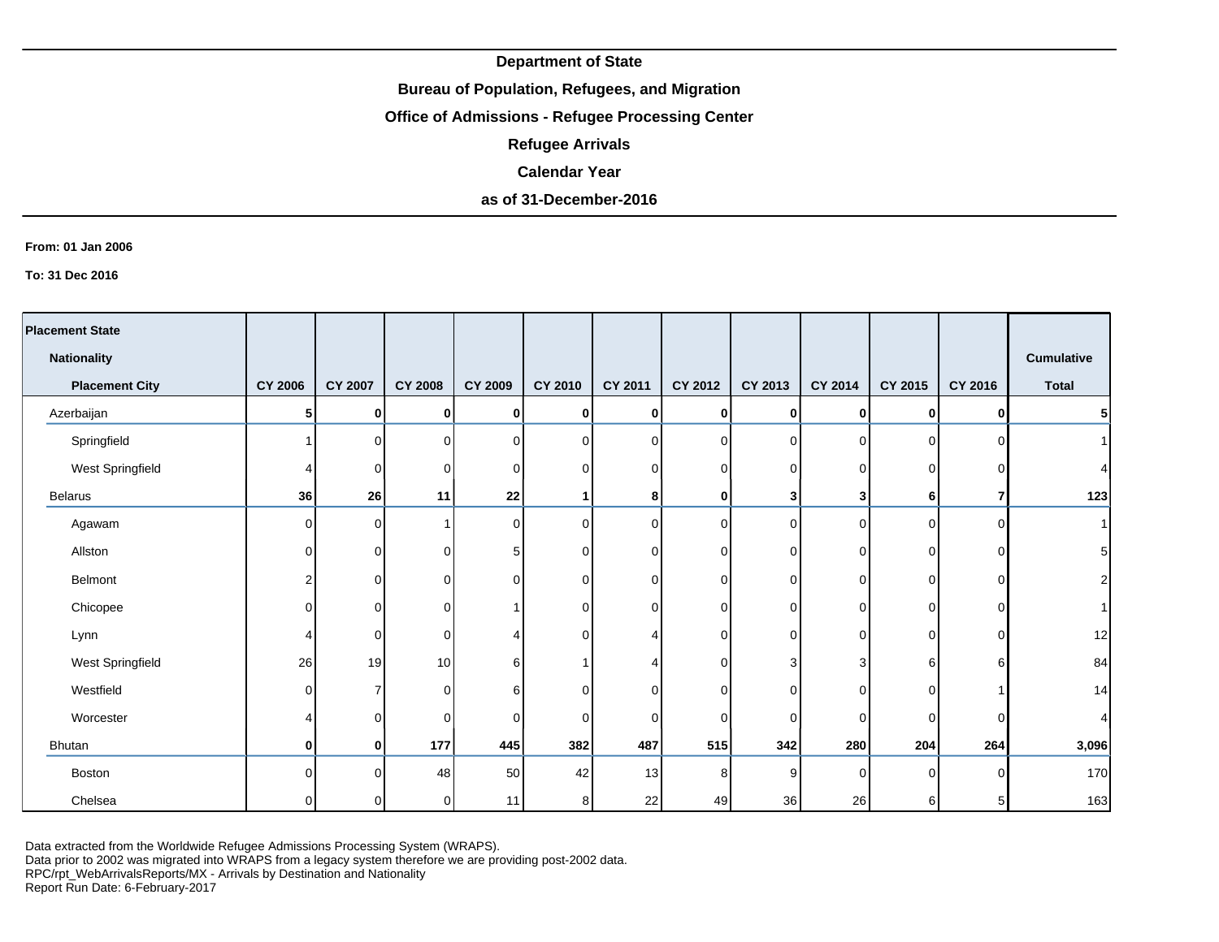**Department of State**

**Bureau of Population, Refugees, and Migration**

**Office of Admissions - Refugee Processing Center**

**Refugee Arrivals**

**Calendar Year**

**as of 31-December-2016**

**From: 01 Jan 2006**

**To: 31 Dec 2016**

| Placement State / Nationality / Placement City | CY 2006 | CY 2007 | CY 2008 | CY 2009 | CY 2010 | CY 2011 | CY 2012 | CY 2013 | CY 2014 | CY 2015 | CY 2016 | Cumulative Total |
|---|---|---|---|---|---|---|---|---|---|---|---|---|
| **Azerbaijan** | **5** | **0** | **0** | **0** | **0** | **0** | **0** | **0** | **0** | **0** | **0** | **5** |
| Springfield | 1 | 0 | 0 | 0 | 0 | 0 | 0 | 0 | 0 | 0 | 0 | 1 |
| West Springfield | 4 | 0 | 0 | 0 | 0 | 0 | 0 | 0 | 0 | 0 | 0 | 4 |
| **Belarus** | **36** | **26** | **11** | **22** | **1** | **8** | **0** | **3** | **3** | **6** | **7** | **123** |
| Agawam | 0 | 0 | 1 | 0 | 0 | 0 | 0 | 0 | 0 | 0 | 0 | 1 |
| Allston | 0 | 0 | 0 | 5 | 0 | 0 | 0 | 0 | 0 | 0 | 0 | 5 |
| Belmont | 2 | 0 | 0 | 0 | 0 | 0 | 0 | 0 | 0 | 0 | 0 | 2 |
| Chicopee | 0 | 0 | 0 | 1 | 0 | 0 | 0 | 0 | 0 | 0 | 0 | 1 |
| Lynn | 4 | 0 | 0 | 4 | 0 | 4 | 0 | 0 | 0 | 0 | 0 | 12 |
| West Springfield | 26 | 19 | 10 | 6 | 1 | 4 | 0 | 3 | 3 | 6 | 6 | 84 |
| Westfield | 0 | 7 | 0 | 6 | 0 | 0 | 0 | 0 | 0 | 0 | 1 | 14 |
| Worcester | 4 | 0 | 0 | 0 | 0 | 0 | 0 | 0 | 0 | 0 | 0 | 4 |
| **Bhutan** | **0** | **0** | **177** | **445** | **382** | **487** | **515** | **342** | **280** | **204** | **264** | **3,096** |
| Boston | 0 | 0 | 48 | 50 | 42 | 13 | 8 | 9 | 0 | 0 | 0 | 170 |
| Chelsea | 0 | 0 | 0 | 11 | 8 | 22 | 49 | 36 | 26 | 6 | 5 | 163 |

Data extracted from the Worldwide Refugee Admissions Processing System (WRAPS).
Data prior to 2002 was migrated into WRAPS from a legacy system therefore we are providing post-2002 data.
RPC/rpt_WebArrivalsReports/MX - Arrivals by Destination and Nationality
Report Run Date: 6-February-2017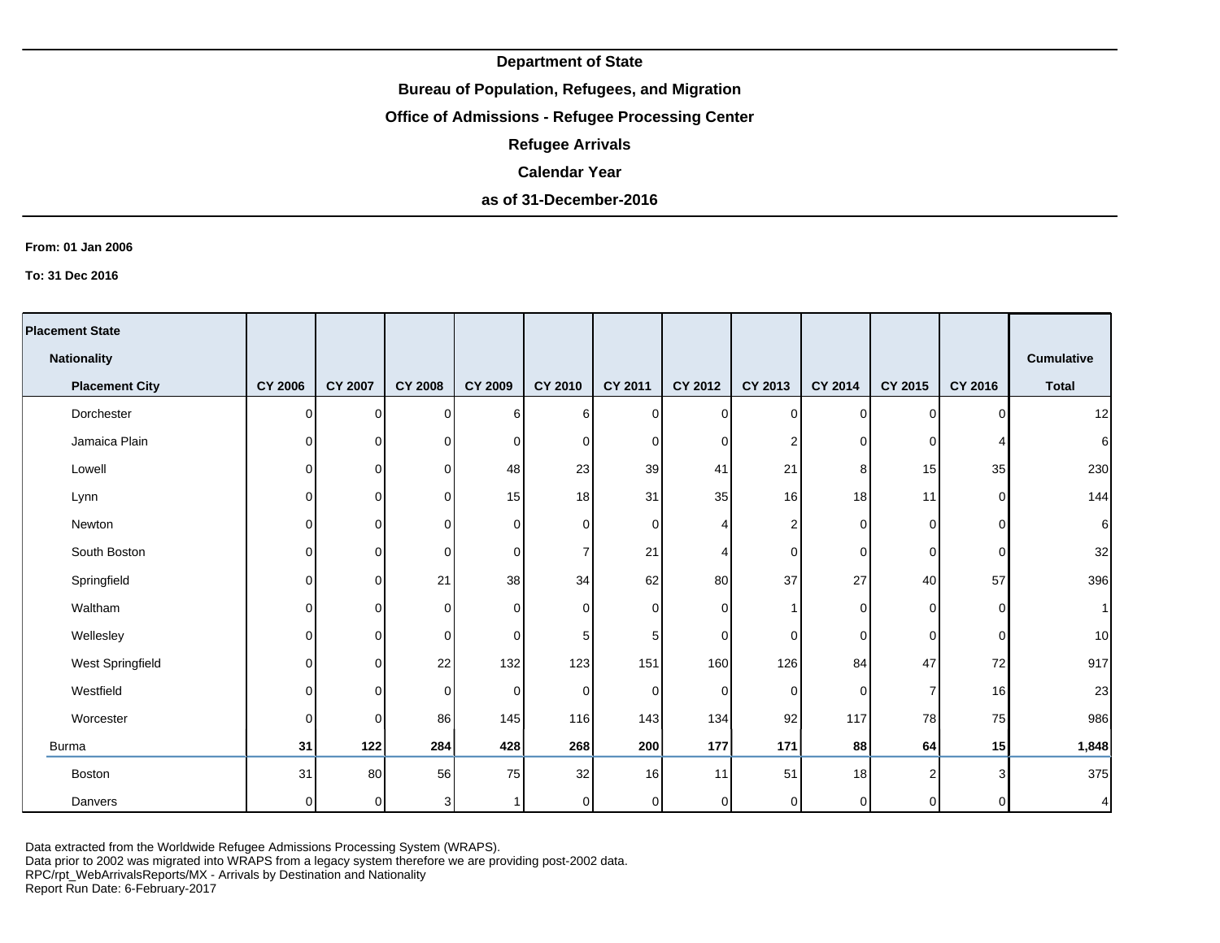**Department of State**

**Bureau of Population, Refugees, and Migration**

**Office of Admissions - Refugee Processing Center**

**Refugee Arrivals**

**Calendar Year**

**as of 31-December-2016**

**From: 01 Jan 2006**

**To: 31 Dec 2016**

| Placement State / Nationality / Placement City | CY 2006 | CY 2007 | CY 2008 | CY 2009 | CY 2010 | CY 2011 | CY 2012 | CY 2013 | CY 2014 | CY 2015 | CY 2016 | Cumulative Total |
|---|---|---|---|---|---|---|---|---|---|---|---|---|
| Dorchester | 0 | 0 | 0 | 6 | 6 | 0 | 0 | 0 | 0 | 0 | 0 | 12 |
| Jamaica Plain | 0 | 0 | 0 | 0 | 0 | 0 | 0 | 2 | 0 | 0 | 4 | 6 |
| Lowell | 0 | 0 | 0 | 48 | 23 | 39 | 41 | 21 | 8 | 15 | 35 | 230 |
| Lynn | 0 | 0 | 0 | 15 | 18 | 31 | 35 | 16 | 18 | 11 | 0 | 144 |
| Newton | 0 | 0 | 0 | 0 | 0 | 0 | 4 | 2 | 0 | 0 | 0 | 6 |
| South Boston | 0 | 0 | 0 | 0 | 7 | 21 | 4 | 0 | 0 | 0 | 0 | 32 |
| Springfield | 0 | 0 | 21 | 38 | 34 | 62 | 80 | 37 | 27 | 40 | 57 | 396 |
| Waltham | 0 | 0 | 0 | 0 | 0 | 0 | 0 | 1 | 0 | 0 | 0 | 1 |
| Wellesley | 0 | 0 | 0 | 0 | 5 | 5 | 0 | 0 | 0 | 0 | 0 | 10 |
| West Springfield | 0 | 0 | 22 | 132 | 123 | 151 | 160 | 126 | 84 | 47 | 72 | 917 |
| Westfield | 0 | 0 | 0 | 0 | 0 | 0 | 0 | 0 | 0 | 7 | 16 | 23 |
| Worcester | 0 | 0 | 86 | 145 | 116 | 143 | 134 | 92 | 117 | 78 | 75 | 986 |
| Burma | **31** | **122** | **284** | **428** | **268** | **200** | **177** | **171** | **88** | **64** | **15** | **1,848** |
| Boston | 31 | 80 | 56 | 75 | 32 | 16 | 11 | 51 | 18 | 2 | 3 | 375 |
| Danvers | 0 | 0 | 3 | 1 | 0 | 0 | 0 | 0 | 0 | 0 | 0 | 4 |

Data extracted from the Worldwide Refugee Admissions Processing System (WRAPS).
Data prior to 2002 was migrated into WRAPS from a legacy system therefore we are providing post-2002 data.
RPC/rpt_WebArrivalsReports/MX - Arrivals by Destination and Nationality
Report Run Date: 6-February-2017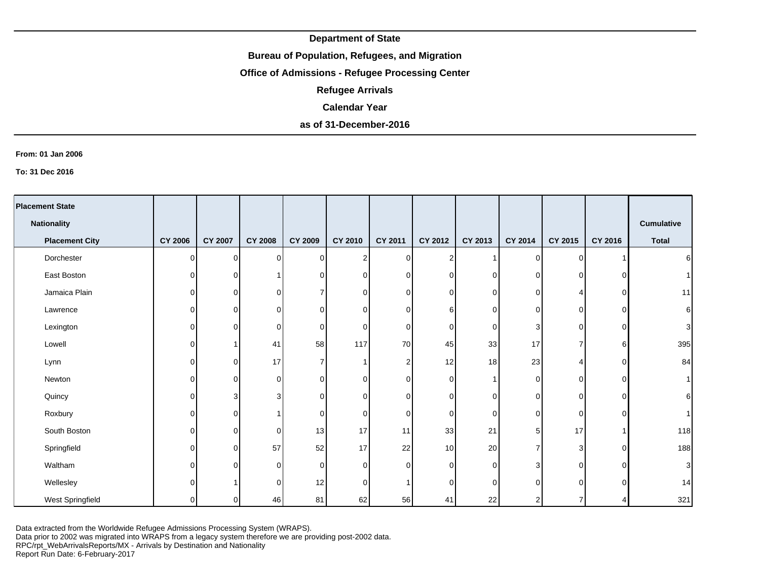**Department of State**

**Bureau of Population, Refugees, and Migration**

**Office of Admissions - Refugee Processing Center**

**Refugee Arrivals**

**Calendar Year**

**as of 31-December-2016**

**From: 01 Jan 2006**

**To: 31 Dec 2016**

| Placement State / Nationality / Placement City | CY 2006 | CY 2007 | CY 2008 | CY 2009 | CY 2010 | CY 2011 | CY 2012 | CY 2013 | CY 2014 | CY 2015 | CY 2016 | Cumulative Total |
|---|---|---|---|---|---|---|---|---|---|---|---|---|
| Dorchester | 0 | 0 | 0 | 0 | 2 | 0 | 2 | 1 | 0 | 0 | 1 | 6 |
| East Boston | 0 | 0 | 1 | 0 | 0 | 0 | 0 | 0 | 0 | 0 | 0 | 1 |
| Jamaica Plain | 0 | 0 | 0 | 7 | 0 | 0 | 0 | 0 | 0 | 4 | 0 | 11 |
| Lawrence | 0 | 0 | 0 | 0 | 0 | 0 | 6 | 0 | 0 | 0 | 0 | 6 |
| Lexington | 0 | 0 | 0 | 0 | 0 | 0 | 0 | 0 | 3 | 0 | 0 | 3 |
| Lowell | 0 | 1 | 41 | 58 | 117 | 70 | 45 | 33 | 17 | 7 | 6 | 395 |
| Lynn | 0 | 0 | 17 | 7 | 1 | 2 | 12 | 18 | 23 | 4 | 0 | 84 |
| Newton | 0 | 0 | 0 | 0 | 0 | 0 | 0 | 1 | 0 | 0 | 0 | 1 |
| Quincy | 0 | 3 | 3 | 0 | 0 | 0 | 0 | 0 | 0 | 0 | 0 | 6 |
| Roxbury | 0 | 0 | 1 | 0 | 0 | 0 | 0 | 0 | 0 | 0 | 0 | 1 |
| South Boston | 0 | 0 | 0 | 13 | 17 | 11 | 33 | 21 | 5 | 17 | 1 | 118 |
| Springfield | 0 | 0 | 57 | 52 | 17 | 22 | 10 | 20 | 7 | 3 | 0 | 188 |
| Waltham | 0 | 0 | 0 | 0 | 0 | 0 | 0 | 0 | 3 | 0 | 0 | 3 |
| Wellesley | 0 | 1 | 0 | 12 | 0 | 1 | 0 | 0 | 0 | 0 | 0 | 14 |
| West Springfield | 0 | 0 | 46 | 81 | 62 | 56 | 41 | 22 | 2 | 7 | 4 | 321 |

Data extracted from the Worldwide Refugee Admissions Processing System (WRAPS).
Data prior to 2002 was migrated into WRAPS from a legacy system therefore we are providing post-2002 data.
RPC/rpt_WebArrivalsReports/MX - Arrivals by Destination and Nationality
Report Run Date: 6-February-2017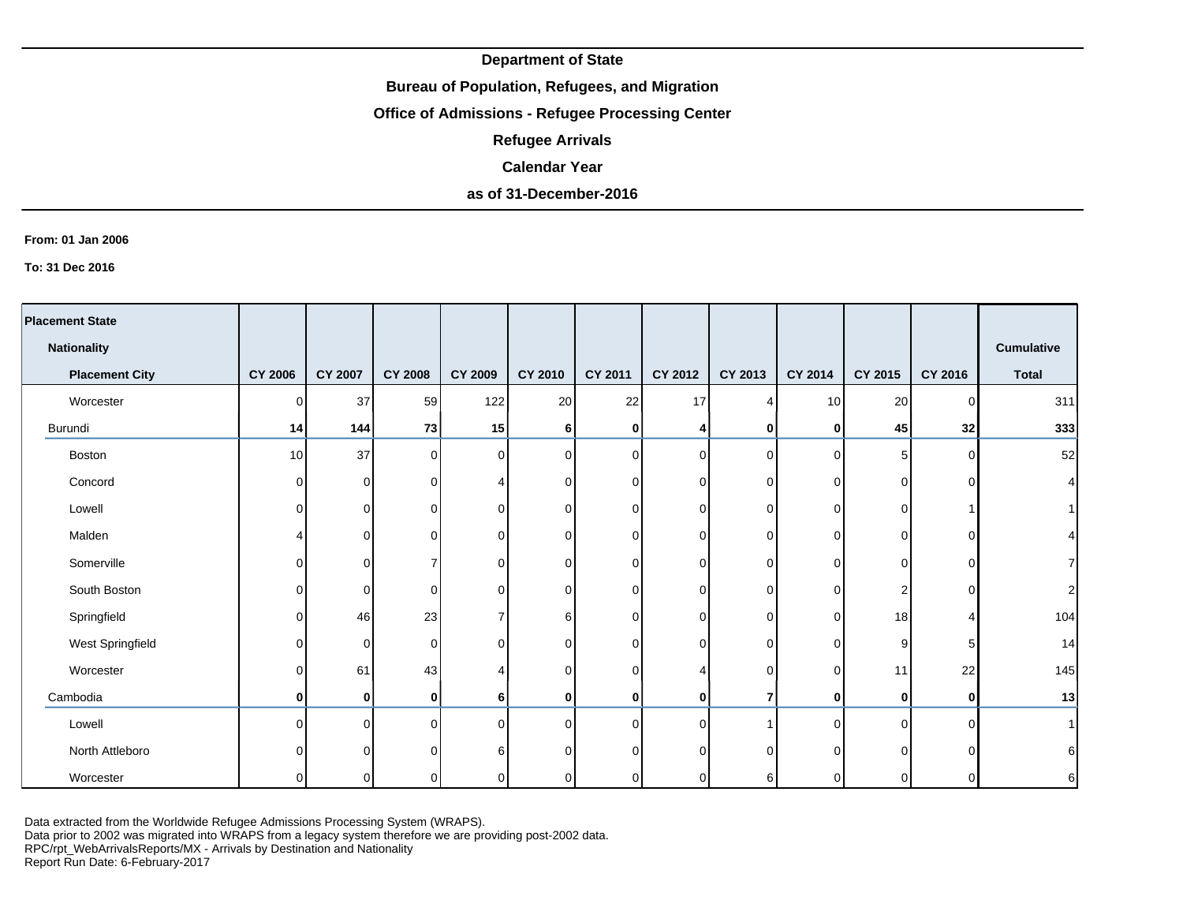**Department of State**

**Bureau of Population, Refugees, and Migration**

**Office of Admissions - Refugee Processing Center**

**Refugee Arrivals**

**Calendar Year**

**as of 31-December-2016**

**From: 01 Jan 2006**

**To: 31 Dec 2016**

| Placement State / Nationality / Placement City | CY 2006 | CY 2007 | CY 2008 | CY 2009 | CY 2010 | CY 2011 | CY 2012 | CY 2013 | CY 2014 | CY 2015 | CY 2016 | Cumulative Total |
|---|---|---|---|---|---|---|---|---|---|---|---|---|
| Worcester | 0 | 37 | 59 | 122 | 20 | 22 | 17 | 4 | 10 | 20 | 0 | 311 |
| **Burundi** | **14** | **144** | **73** | **15** | **6** | **0** | **4** | **0** | **0** | **45** | **32** | **333** |
| Boston | 10 | 37 | 0 | 0 | 0 | 0 | 0 | 0 | 0 | 5 | 0 | 52 |
| Concord | 0 | 0 | 0 | 4 | 0 | 0 | 0 | 0 | 0 | 0 | 0 | 4 |
| Lowell | 0 | 0 | 0 | 0 | 0 | 0 | 0 | 0 | 0 | 0 | 1 | 1 |
| Malden | 4 | 0 | 0 | 0 | 0 | 0 | 0 | 0 | 0 | 0 | 0 | 4 |
| Somerville | 0 | 0 | 7 | 0 | 0 | 0 | 0 | 0 | 0 | 0 | 0 | 7 |
| South Boston | 0 | 0 | 0 | 0 | 0 | 0 | 0 | 0 | 0 | 2 | 0 | 2 |
| Springfield | 0 | 46 | 23 | 7 | 6 | 0 | 0 | 0 | 0 | 18 | 4 | 104 |
| West Springfield | 0 | 0 | 0 | 0 | 0 | 0 | 0 | 0 | 0 | 9 | 5 | 14 |
| Worcester | 0 | 61 | 43 | 4 | 0 | 0 | 4 | 0 | 0 | 11 | 22 | 145 |
| **Cambodia** | **0** | **0** | **0** | **6** | **0** | **0** | **0** | **7** | **0** | **0** | **0** | **13** |
| Lowell | 0 | 0 | 0 | 0 | 0 | 0 | 0 | 1 | 0 | 0 | 0 | 1 |
| North Attleboro | 0 | 0 | 0 | 6 | 0 | 0 | 0 | 0 | 0 | 0 | 0 | 6 |
| Worcester | 0 | 0 | 0 | 0 | 0 | 0 | 0 | 6 | 0 | 0 | 0 | 6 |

Data extracted from the Worldwide Refugee Admissions Processing System (WRAPS).
Data prior to 2002 was migrated into WRAPS from a legacy system therefore we are providing post-2002 data.
RPC/rpt_WebArrivalsReports/MX - Arrivals by Destination and Nationality
Report Run Date: 6-February-2017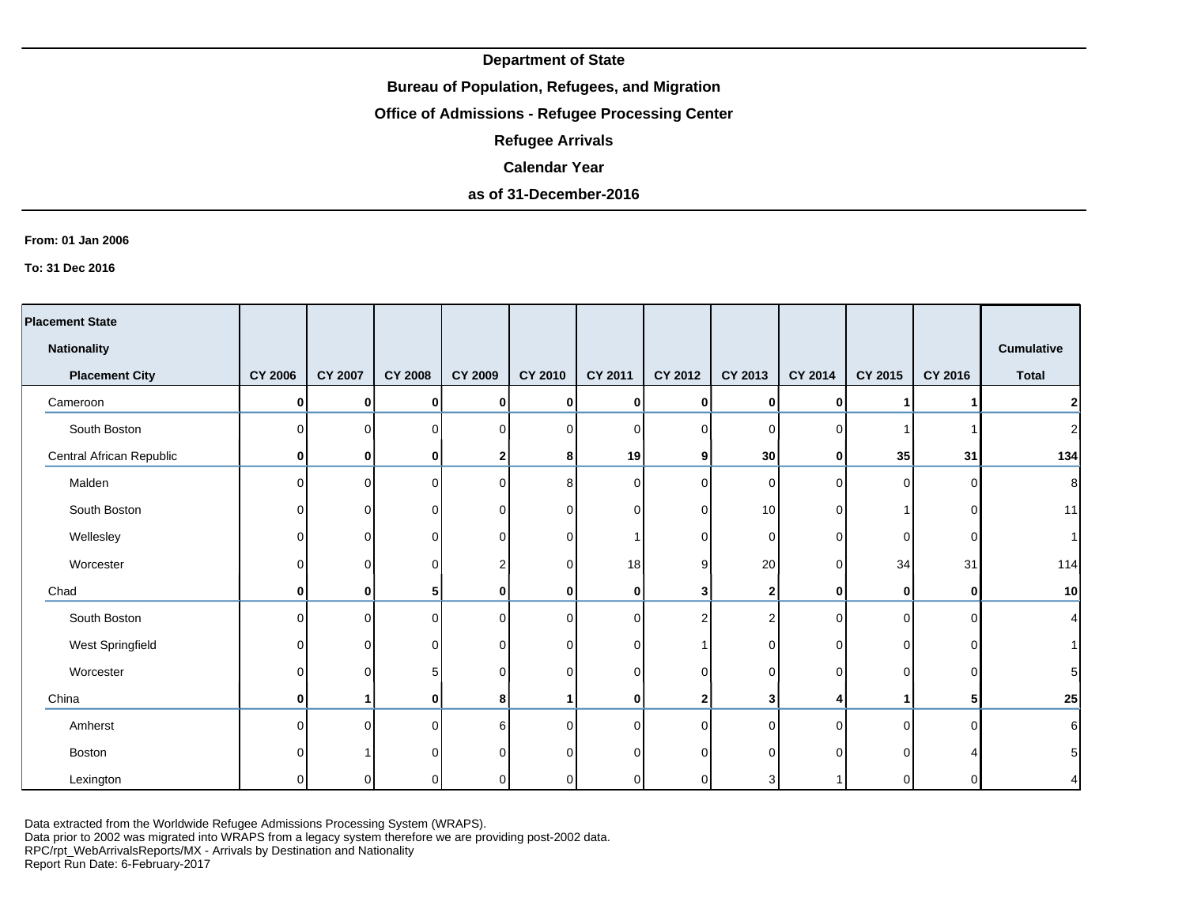**Department of State**

**Bureau of Population, Refugees, and Migration**

**Office of Admissions - Refugee Processing Center**

**Refugee Arrivals**

**Calendar Year**

**as of 31-December-2016**

**From: 01 Jan 2006**

**To: 31 Dec 2016**

| Placement State / Nationality / Placement City | CY 2006 | CY 2007 | CY 2008 | CY 2009 | CY 2010 | CY 2011 | CY 2012 | CY 2013 | CY 2014 | CY 2015 | CY 2016 | Cumulative Total |
|---|---|---|---|---|---|---|---|---|---|---|---|---|
| **Cameroon** | **0** | **0** | **0** | **0** | **0** | **0** | **0** | **0** | **0** | **1** | **1** | **2** |
| South Boston | 0 | 0 | 0 | 0 | 0 | 0 | 0 | 0 | 0 | 1 | 1 | 2 |
| **Central African Republic** | **0** | **0** | **0** | **2** | **8** | **19** | **9** | **30** | **0** | **35** | **31** | **134** |
| Malden | 0 | 0 | 0 | 0 | 8 | 0 | 0 | 0 | 0 | 0 | 0 | 8 |
| South Boston | 0 | 0 | 0 | 0 | 0 | 0 | 0 | 10 | 0 | 1 | 0 | 11 |
| Wellesley | 0 | 0 | 0 | 0 | 0 | 1 | 0 | 0 | 0 | 0 | 0 | 1 |
| Worcester | 0 | 0 | 0 | 2 | 0 | 18 | 9 | 20 | 0 | 34 | 31 | 114 |
| **Chad** | **0** | **0** | **5** | **0** | **0** | **0** | **3** | **2** | **0** | **0** | **0** | **10** |
| South Boston | 0 | 0 | 0 | 0 | 0 | 0 | 2 | 2 | 0 | 0 | 0 | 4 |
| West Springfield | 0 | 0 | 0 | 0 | 0 | 0 | 1 | 0 | 0 | 0 | 0 | 1 |
| Worcester | 0 | 0 | 5 | 0 | 0 | 0 | 0 | 0 | 0 | 0 | 0 | 5 |
| **China** | **0** | **1** | **0** | **8** | **1** | **0** | **2** | **3** | **4** | **1** | **5** | **25** |
| Amherst | 0 | 0 | 0 | 6 | 0 | 0 | 0 | 0 | 0 | 0 | 0 | 6 |
| Boston | 0 | 1 | 0 | 0 | 0 | 0 | 0 | 0 | 0 | 0 | 4 | 5 |
| Lexington | 0 | 0 | 0 | 0 | 0 | 0 | 0 | 3 | 1 | 0 | 0 | 4 |

Data extracted from the Worldwide Refugee Admissions Processing System (WRAPS).
Data prior to 2002 was migrated into WRAPS from a legacy system therefore we are providing post-2002 data.
RPC/rpt_WebArrivalsReports/MX - Arrivals by Destination and Nationality
Report Run Date: 6-February-2017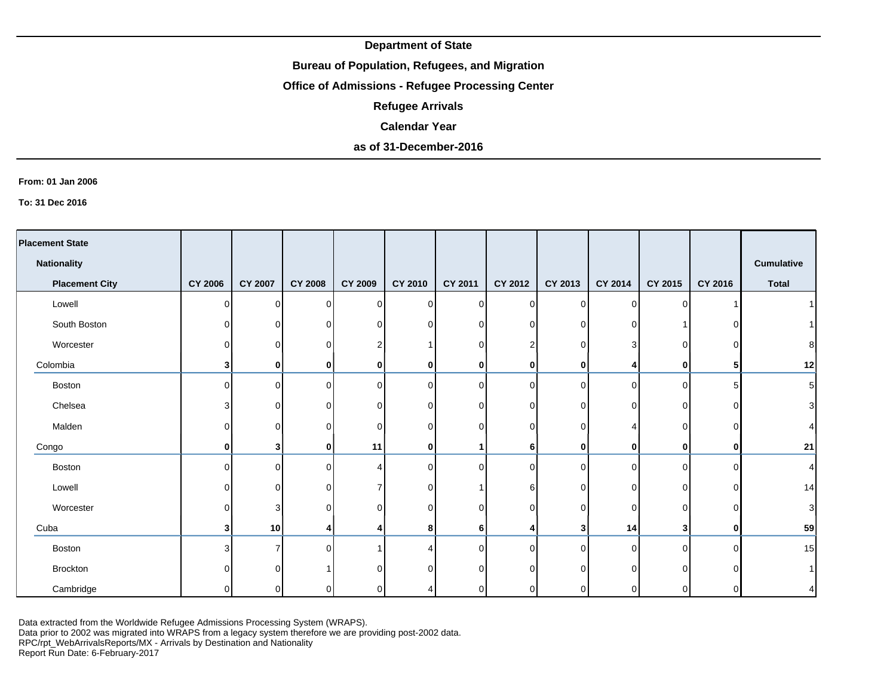**Department of State**

**Bureau of Population, Refugees, and Migration**

**Office of Admissions - Refugee Processing Center**

**Refugee Arrivals**

**Calendar Year**

**as of 31-December-2016**

**From: 01 Jan 2006**

**To: 31 Dec 2016**

| Placement State / Nationality / Placement City | CY 2006 | CY 2007 | CY 2008 | CY 2009 | CY 2010 | CY 2011 | CY 2012 | CY 2013 | CY 2014 | CY 2015 | CY 2016 | Cumulative Total |
|---|---|---|---|---|---|---|---|---|---|---|---|---|
| Lowell | 0 | 0 | 0 | 0 | 0 | 0 | 0 | 0 | 0 | 0 | 1 | 1 |
| South Boston | 0 | 0 | 0 | 0 | 0 | 0 | 0 | 0 | 0 | 1 | 0 | 1 |
| Worcester | 0 | 0 | 0 | 2 | 1 | 0 | 2 | 0 | 3 | 0 | 0 | 8 |
| **Colombia** | **3** | **0** | **0** | **0** | **0** | **0** | **0** | **0** | **4** | **0** | **5** | **12** |
| Boston | 0 | 0 | 0 | 0 | 0 | 0 | 0 | 0 | 0 | 0 | 5 | 5 |
| Chelsea | 3 | 0 | 0 | 0 | 0 | 0 | 0 | 0 | 0 | 0 | 0 | 3 |
| Malden | 0 | 0 | 0 | 0 | 0 | 0 | 0 | 0 | 4 | 0 | 0 | 4 |
| **Congo** | **0** | **3** | **0** | **11** | **0** | **1** | **6** | **0** | **0** | **0** | **0** | **21** |
| Boston | 0 | 0 | 0 | 4 | 0 | 0 | 0 | 0 | 0 | 0 | 0 | 4 |
| Lowell | 0 | 0 | 0 | 7 | 0 | 1 | 6 | 0 | 0 | 0 | 0 | 14 |
| Worcester | 0 | 3 | 0 | 0 | 0 | 0 | 0 | 0 | 0 | 0 | 0 | 3 |
| **Cuba** | **3** | **10** | **4** | **4** | **8** | **6** | **4** | **3** | **14** | **3** | **0** | **59** |
| Boston | 3 | 7 | 0 | 1 | 4 | 0 | 0 | 0 | 0 | 0 | 0 | 15 |
| Brockton | 0 | 0 | 1 | 0 | 0 | 0 | 0 | 0 | 0 | 0 | 0 | 1 |
| Cambridge | 0 | 0 | 0 | 0 | 4 | 0 | 0 | 0 | 0 | 0 | 0 | 4 |

Data extracted from the Worldwide Refugee Admissions Processing System (WRAPS).
Data prior to 2002 was migrated into WRAPS from a legacy system therefore we are providing post-2002 data.
RPC/rpt_WebArrivalsReports/MX - Arrivals by Destination and Nationality
Report Run Date: 6-February-2017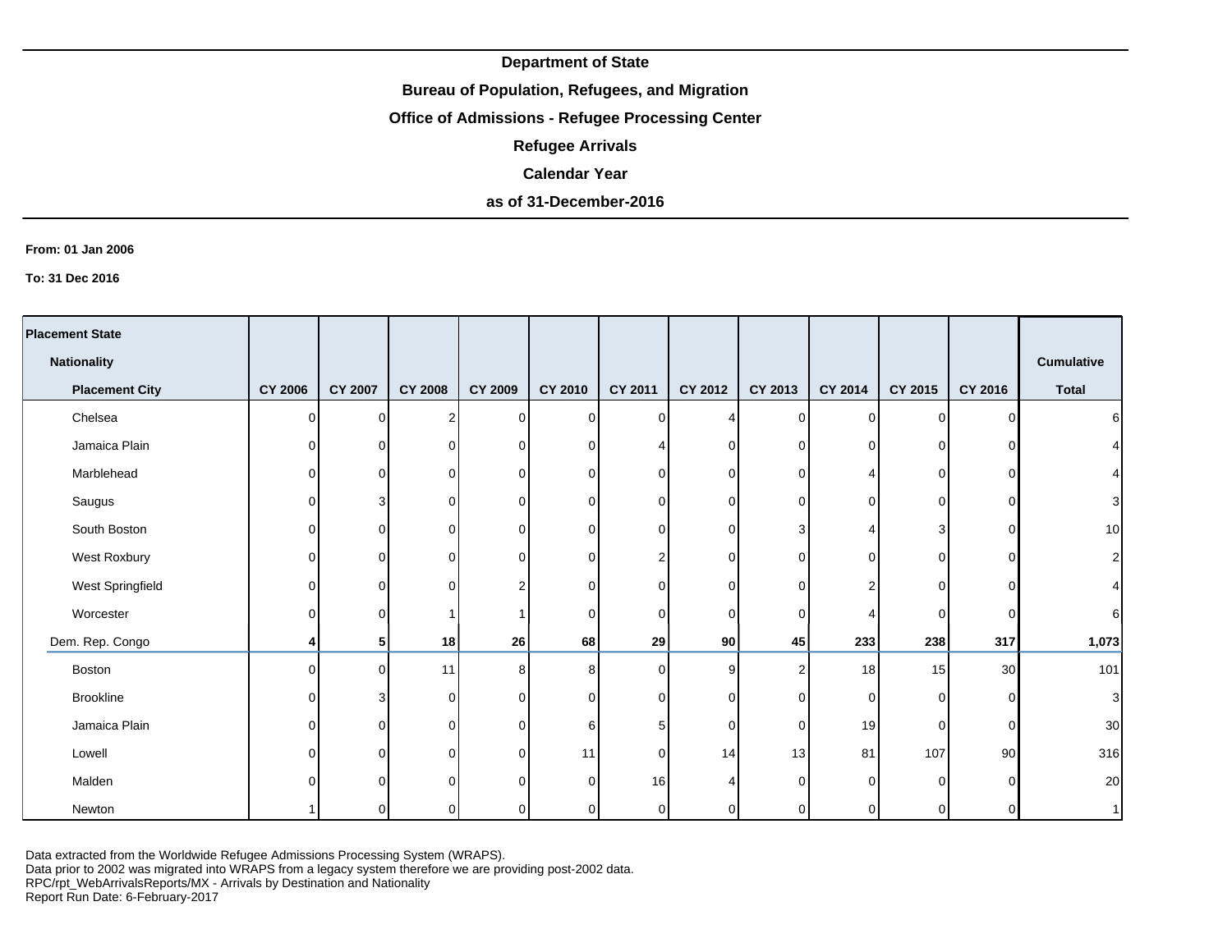**Department of State**

**Bureau of Population, Refugees, and Migration**

**Office of Admissions - Refugee Processing Center**

**Refugee Arrivals**

**Calendar Year**

**as of 31-December-2016**

**From: 01 Jan 2006**

**To: 31 Dec 2016**

| Placement State / Nationality / Placement City | CY 2006 | CY 2007 | CY 2008 | CY 2009 | CY 2010 | CY 2011 | CY 2012 | CY 2013 | CY 2014 | CY 2015 | CY 2016 | Cumulative Total |
|---|---|---|---|---|---|---|---|---|---|---|---|---|
| Chelsea | 0 | 0 | 2 | 0 | 0 | 0 | 4 | 0 | 0 | 0 | 0 | 6 |
| Jamaica Plain | 0 | 0 | 0 | 0 | 0 | 4 | 0 | 0 | 0 | 0 | 0 | 4 |
| Marblehead | 0 | 0 | 0 | 0 | 0 | 0 | 0 | 0 | 4 | 0 | 0 | 4 |
| Saugus | 0 | 3 | 0 | 0 | 0 | 0 | 0 | 0 | 0 | 0 | 0 | 3 |
| South Boston | 0 | 0 | 0 | 0 | 0 | 0 | 0 | 3 | 4 | 3 | 0 | 10 |
| West Roxbury | 0 | 0 | 0 | 0 | 0 | 2 | 0 | 0 | 0 | 0 | 0 | 2 |
| West Springfield | 0 | 0 | 0 | 2 | 0 | 0 | 0 | 0 | 2 | 0 | 0 | 4 |
| Worcester | 0 | 0 | 1 | 1 | 0 | 0 | 0 | 0 | 4 | 0 | 0 | 6 |
| Dem. Rep. Congo | **4** | **5** | **18** | **26** | **68** | **29** | **90** | **45** | **233** | **238** | **317** | **1,073** |
| Boston | 0 | 0 | 11 | 8 | 8 | 0 | 9 | 2 | 18 | 15 | 30 | 101 |
| Brookline | 0 | 3 | 0 | 0 | 0 | 0 | 0 | 0 | 0 | 0 | 0 | 3 |
| Jamaica Plain | 0 | 0 | 0 | 0 | 6 | 5 | 0 | 0 | 19 | 0 | 0 | 30 |
| Lowell | 0 | 0 | 0 | 0 | 11 | 0 | 14 | 13 | 81 | 107 | 90 | 316 |
| Malden | 0 | 0 | 0 | 0 | 0 | 16 | 4 | 0 | 0 | 0 | 0 | 20 |
| Newton | 1 | 0 | 0 | 0 | 0 | 0 | 0 | 0 | 0 | 0 | 0 | 1 |

Data extracted from the Worldwide Refugee Admissions Processing System (WRAPS).
Data prior to 2002 was migrated into WRAPS from a legacy system therefore we are providing post-2002 data.
RPC/rpt_WebArrivalsReports/MX - Arrivals by Destination and Nationality
Report Run Date: 6-February-2017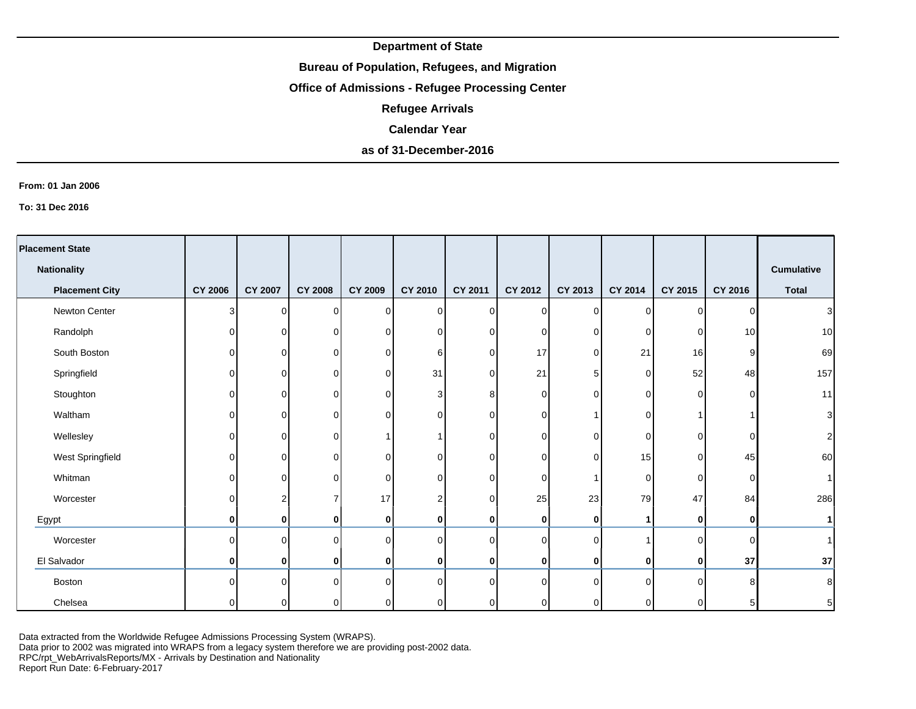**Department of State**

**Bureau of Population, Refugees, and Migration**

**Office of Admissions - Refugee Processing Center**

**Refugee Arrivals**

**Calendar Year**

**as of 31-December-2016**

**From: 01 Jan 2006**

**To: 31 Dec 2016**

| Placement State / Nationality / Placement City | CY 2006 | CY 2007 | CY 2008 | CY 2009 | CY 2010 | CY 2011 | CY 2012 | CY 2013 | CY 2014 | CY 2015 | CY 2016 | Cumulative Total |
|---|---|---|---|---|---|---|---|---|---|---|---|---|
| Newton Center | 3 | 0 | 0 | 0 | 0 | 0 | 0 | 0 | 0 | 0 | 0 | 3 |
| Randolph | 0 | 0 | 0 | 0 | 0 | 0 | 0 | 0 | 0 | 0 | 10 | 10 |
| South Boston | 0 | 0 | 0 | 0 | 6 | 0 | 17 | 0 | 21 | 16 | 9 | 69 |
| Springfield | 0 | 0 | 0 | 0 | 31 | 0 | 21 | 5 | 0 | 52 | 48 | 157 |
| Stoughton | 0 | 0 | 0 | 0 | 3 | 8 | 0 | 0 | 0 | 0 | 0 | 11 |
| Waltham | 0 | 0 | 0 | 0 | 0 | 0 | 0 | 1 | 0 | 1 | 1 | 3 |
| Wellesley | 0 | 0 | 0 | 1 | 1 | 0 | 0 | 0 | 0 | 0 | 0 | 2 |
| West Springfield | 0 | 0 | 0 | 0 | 0 | 0 | 0 | 0 | 15 | 0 | 45 | 60 |
| Whitman | 0 | 0 | 0 | 0 | 0 | 0 | 0 | 1 | 0 | 0 | 0 | 1 |
| Worcester | 0 | 2 | 7 | 17 | 2 | 0 | 25 | 23 | 79 | 47 | 84 | 286 |
| Egypt | **0** | **0** | **0** | **0** | **0** | **0** | **0** | **0** | **1** | **0** | **0** | **1** |
| Worcester | 0 | 0 | 0 | 0 | 0 | 0 | 0 | 0 | 1 | 0 | 0 | 1 |
| El Salvador | **0** | **0** | **0** | **0** | **0** | **0** | **0** | **0** | **0** | **0** | **37** | **37** |
| Boston | 0 | 0 | 0 | 0 | 0 | 0 | 0 | 0 | 0 | 0 | 8 | 8 |
| Chelsea | 0 | 0 | 0 | 0 | 0 | 0 | 0 | 0 | 0 | 0 | 5 | 5 |

Data extracted from the Worldwide Refugee Admissions Processing System (WRAPS).
Data prior to 2002 was migrated into WRAPS from a legacy system therefore we are providing post-2002 data.
RPC/rpt_WebArrivalsReports/MX - Arrivals by Destination and Nationality
Report Run Date: 6-February-2017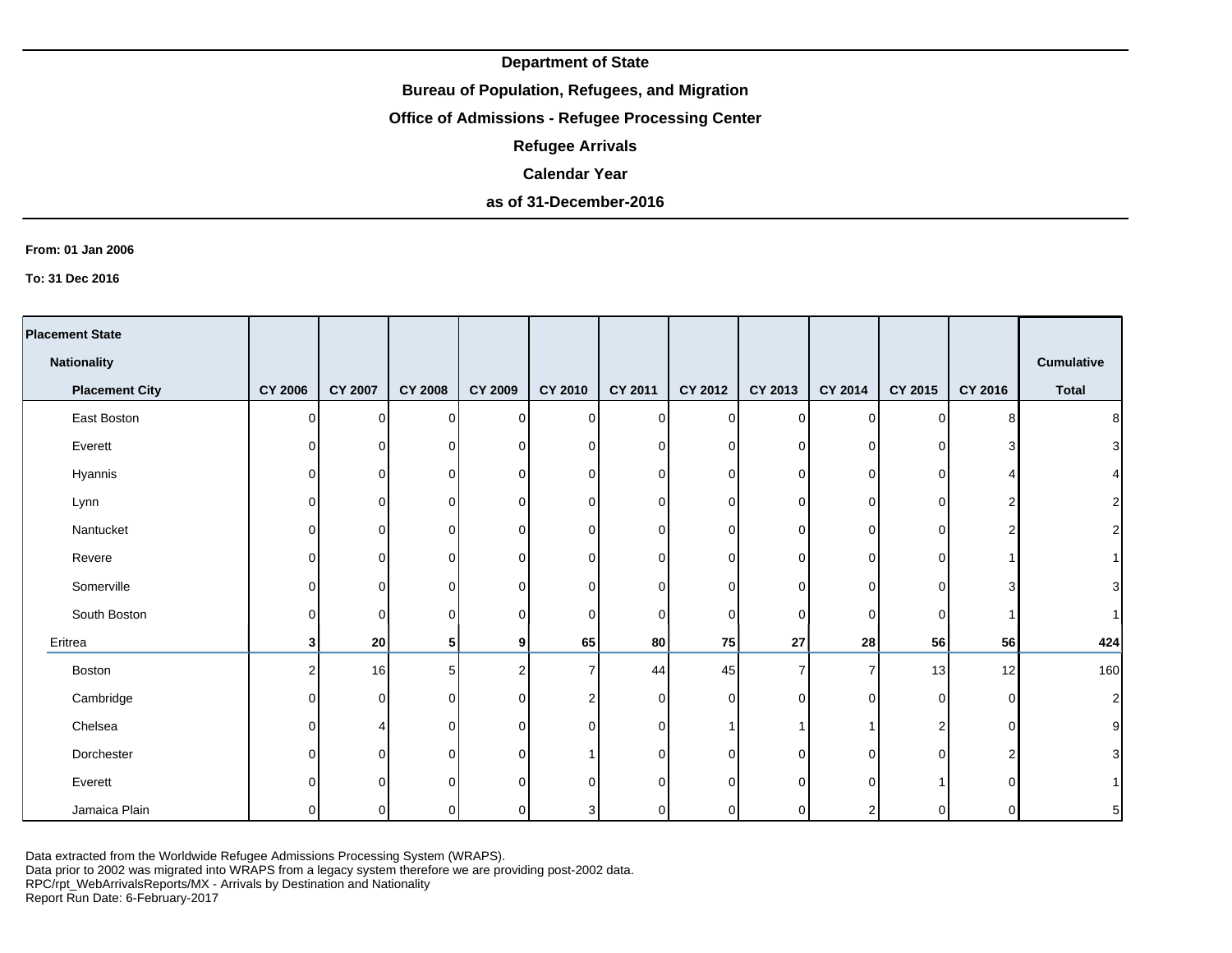**Department of State**

**Bureau of Population, Refugees, and Migration**

**Office of Admissions - Refugee Processing Center**

**Refugee Arrivals**

**Calendar Year**

**as of 31-December-2016**

**From: 01 Jan 2006**

**To: 31 Dec 2016**

| Placement State / Nationality / Placement City | CY 2006 | CY 2007 | CY 2008 | CY 2009 | CY 2010 | CY 2011 | CY 2012 | CY 2013 | CY 2014 | CY 2015 | CY 2016 | Cumulative Total |
|---|---|---|---|---|---|---|---|---|---|---|---|---|
| East Boston | 0 | 0 | 0 | 0 | 0 | 0 | 0 | 0 | 0 | 0 | 8 | 8 |
| Everett | 0 | 0 | 0 | 0 | 0 | 0 | 0 | 0 | 0 | 0 | 3 | 3 |
| Hyannis | 0 | 0 | 0 | 0 | 0 | 0 | 0 | 0 | 0 | 0 | 4 | 4 |
| Lynn | 0 | 0 | 0 | 0 | 0 | 0 | 0 | 0 | 0 | 0 | 2 | 2 |
| Nantucket | 0 | 0 | 0 | 0 | 0 | 0 | 0 | 0 | 0 | 0 | 2 | 2 |
| Revere | 0 | 0 | 0 | 0 | 0 | 0 | 0 | 0 | 0 | 0 | 1 | 1 |
| Somerville | 0 | 0 | 0 | 0 | 0 | 0 | 0 | 0 | 0 | 0 | 3 | 3 |
| South Boston | 0 | 0 | 0 | 0 | 0 | 0 | 0 | 0 | 0 | 0 | 1 | 1 |
| **Eritrea** | **3** | **20** | **5** | **9** | **65** | **80** | **75** | **27** | **28** | **56** | **56** | **424** |
| Boston | 2 | 16 | 5 | 2 | 7 | 44 | 45 | 7 | 7 | 13 | 12 | 160 |
| Cambridge | 0 | 0 | 0 | 0 | 2 | 0 | 0 | 0 | 0 | 0 | 0 | 2 |
| Chelsea | 0 | 4 | 0 | 0 | 0 | 0 | 1 | 1 | 1 | 2 | 0 | 9 |
| Dorchester | 0 | 0 | 0 | 0 | 1 | 0 | 0 | 0 | 0 | 0 | 2 | 3 |
| Everett | 0 | 0 | 0 | 0 | 0 | 0 | 0 | 0 | 0 | 1 | 0 | 1 |
| Jamaica Plain | 0 | 0 | 0 | 0 | 3 | 0 | 0 | 0 | 2 | 0 | 0 | 5 |

Data extracted from the Worldwide Refugee Admissions Processing System (WRAPS).
Data prior to 2002 was migrated into WRAPS from a legacy system therefore we are providing post-2002 data.
RPC/rpt_WebArrivalsReports/MX - Arrivals by Destination and Nationality
Report Run Date: 6-February-2017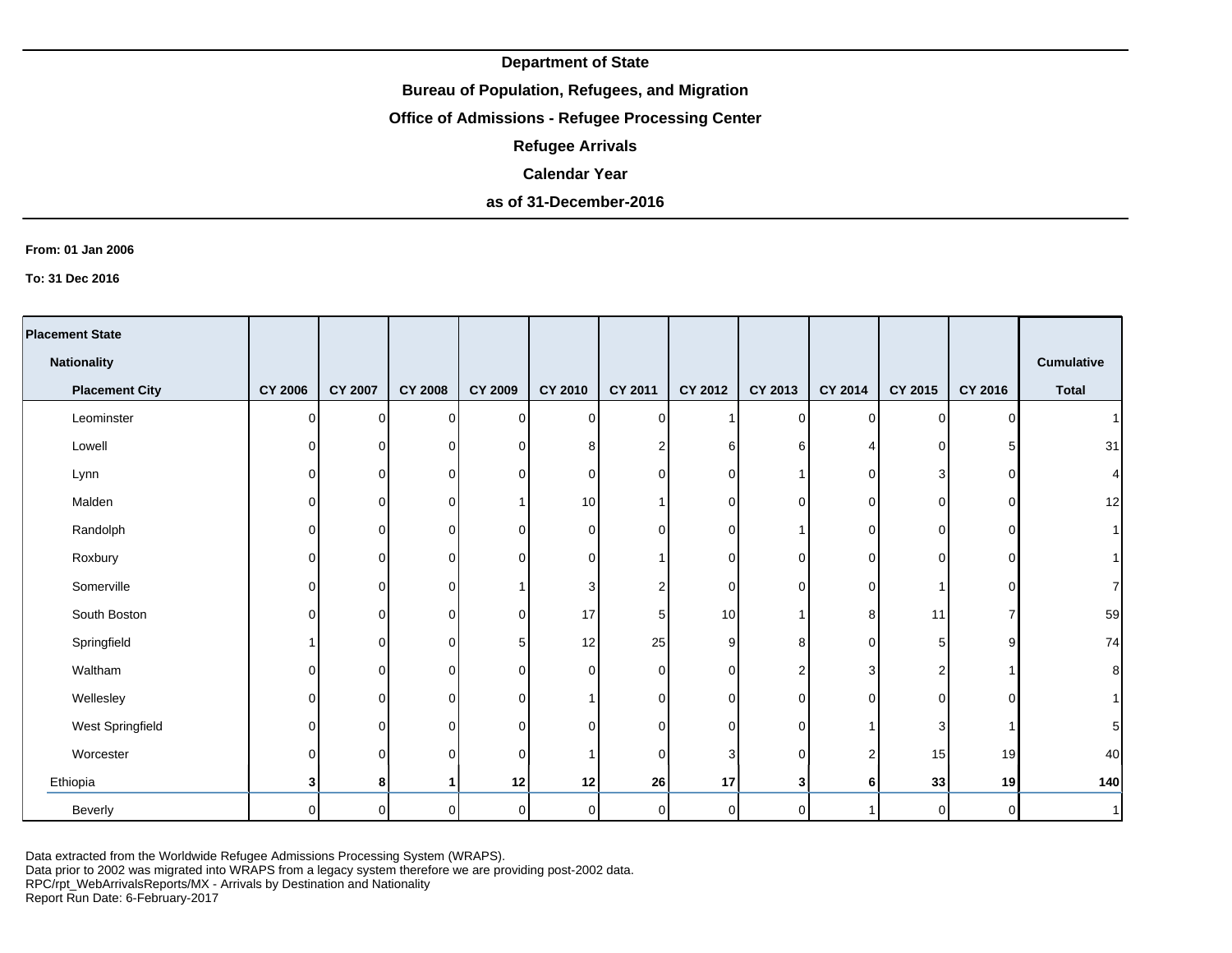**Department of State**

**Bureau of Population, Refugees, and Migration**

**Office of Admissions - Refugee Processing Center**

**Refugee Arrivals**

**Calendar Year**

**as of 31-December-2016**

**From: 01 Jan 2006**

**To: 31 Dec 2016**

| Placement State / Nationality / Placement City | CY 2006 | CY 2007 | CY 2008 | CY 2009 | CY 2010 | CY 2011 | CY 2012 | CY 2013 | CY 2014 | CY 2015 | CY 2016 | Cumulative Total |
|---|---|---|---|---|---|---|---|---|---|---|---|---|
| Leominster | 0 | 0 | 0 | 0 | 0 | 0 | 1 | 0 | 0 | 0 | 0 | 1 |
| Lowell | 0 | 0 | 0 | 0 | 8 | 2 | 6 | 6 | 4 | 0 | 5 | 31 |
| Lynn | 0 | 0 | 0 | 0 | 0 | 0 | 0 | 1 | 0 | 3 | 0 | 4 |
| Malden | 0 | 0 | 0 | 1 | 10 | 1 | 0 | 0 | 0 | 0 | 0 | 12 |
| Randolph | 0 | 0 | 0 | 0 | 0 | 0 | 0 | 1 | 0 | 0 | 0 | 1 |
| Roxbury | 0 | 0 | 0 | 0 | 0 | 1 | 0 | 0 | 0 | 0 | 0 | 1 |
| Somerville | 0 | 0 | 0 | 1 | 3 | 2 | 0 | 0 | 0 | 1 | 0 | 7 |
| South Boston | 0 | 0 | 0 | 0 | 17 | 5 | 10 | 1 | 8 | 11 | 7 | 59 |
| Springfield | 1 | 0 | 0 | 5 | 12 | 25 | 9 | 8 | 0 | 5 | 9 | 74 |
| Waltham | 0 | 0 | 0 | 0 | 0 | 0 | 0 | 2 | 3 | 2 | 1 | 8 |
| Wellesley | 0 | 0 | 0 | 0 | 1 | 0 | 0 | 0 | 0 | 0 | 0 | 1 |
| West Springfield | 0 | 0 | 0 | 0 | 0 | 0 | 0 | 0 | 1 | 3 | 1 | 5 |
| Worcester | 0 | 0 | 0 | 0 | 1 | 0 | 3 | 0 | 2 | 15 | 19 | 40 |
| Ethiopia | **3** | **8** | **1** | **12** | **12** | **26** | **17** | **3** | **6** | **33** | **19** | **140** |
| Beverly | 0 | 0 | 0 | 0 | 0 | 0 | 0 | 0 | 1 | 0 | 0 | 1 |

Data extracted from the Worldwide Refugee Admissions Processing System (WRAPS).
Data prior to 2002 was migrated into WRAPS from a legacy system therefore we are providing post-2002 data.
RPC/rpt_WebArrivalsReports/MX - Arrivals by Destination and Nationality
Report Run Date: 6-February-2017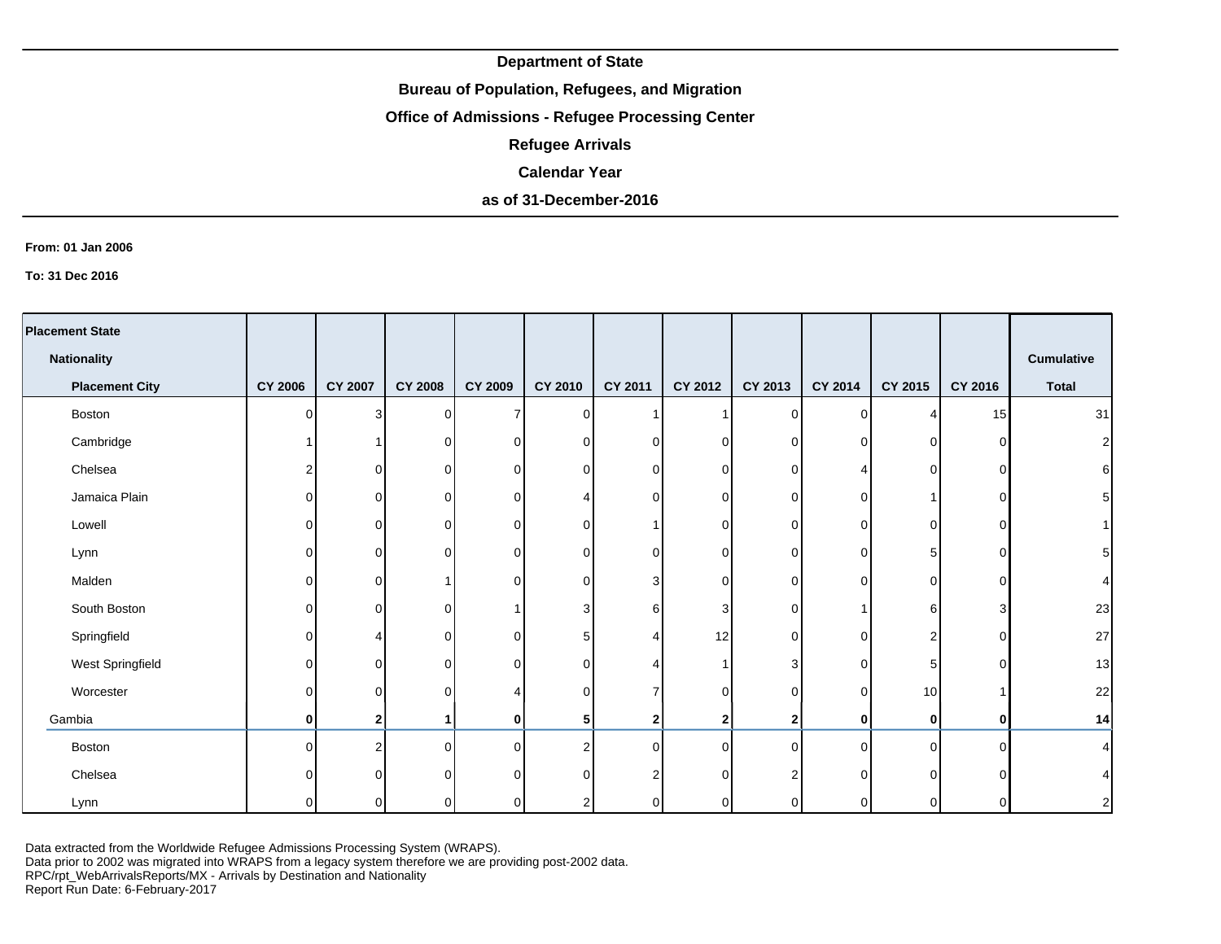**Department of State**

**Bureau of Population, Refugees, and Migration**

**Office of Admissions - Refugee Processing Center**

**Refugee Arrivals**

**Calendar Year**

**as of 31-December-2016**

**From: 01 Jan 2006**

**To: 31 Dec 2016**

| Placement State / Nationality / Placement City | CY 2006 | CY 2007 | CY 2008 | CY 2009 | CY 2010 | CY 2011 | CY 2012 | CY 2013 | CY 2014 | CY 2015 | CY 2016 | Cumulative Total |
|---|---|---|---|---|---|---|---|---|---|---|---|---|
| Boston | 0 | 3 | 0 | 7 | 0 | 1 | 1 | 0 | 0 | 4 | 15 | 31 |
| Cambridge | 1 | 1 | 0 | 0 | 0 | 0 | 0 | 0 | 0 | 0 | 0 | 2 |
| Chelsea | 2 | 0 | 0 | 0 | 0 | 0 | 0 | 0 | 4 | 0 | 0 | 6 |
| Jamaica Plain | 0 | 0 | 0 | 0 | 4 | 0 | 0 | 0 | 0 | 1 | 0 | 5 |
| Lowell | 0 | 0 | 0 | 0 | 0 | 1 | 0 | 0 | 0 | 0 | 0 | 1 |
| Lynn | 0 | 0 | 0 | 0 | 0 | 0 | 0 | 0 | 0 | 5 | 0 | 5 |
| Malden | 0 | 0 | 1 | 0 | 0 | 3 | 0 | 0 | 0 | 0 | 0 | 4 |
| South Boston | 0 | 0 | 0 | 1 | 3 | 6 | 3 | 0 | 1 | 6 | 3 | 23 |
| Springfield | 0 | 4 | 0 | 0 | 5 | 4 | 12 | 0 | 0 | 2 | 0 | 27 |
| West Springfield | 0 | 0 | 0 | 0 | 0 | 4 | 1 | 3 | 0 | 5 | 0 | 13 |
| Worcester | 0 | 0 | 0 | 4 | 0 | 7 | 0 | 0 | 0 | 10 | 1 | 22 |
| **Gambia** | **0** | **2** | **1** | **0** | **5** | **2** | **2** | **2** | **0** | **0** | **0** | **14** |
| Boston | 0 | 2 | 0 | 0 | 2 | 0 | 0 | 0 | 0 | 0 | 0 | 4 |
| Chelsea | 0 | 0 | 0 | 0 | 0 | 2 | 0 | 2 | 0 | 0 | 0 | 4 |
| Lynn | 0 | 0 | 0 | 0 | 2 | 0 | 0 | 0 | 0 | 0 | 0 | 2 |

Data extracted from the Worldwide Refugee Admissions Processing System (WRAPS).
Data prior to 2002 was migrated into WRAPS from a legacy system therefore we are providing post-2002 data.
RPC/rpt_WebArrivalsReports/MX - Arrivals by Destination and Nationality
Report Run Date: 6-February-2017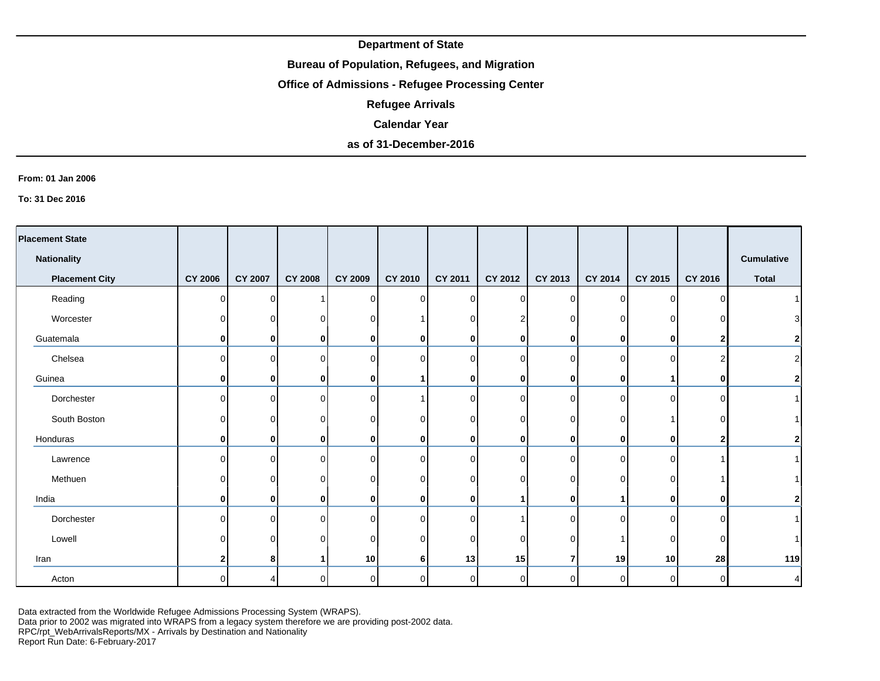**Department of State**

**Bureau of Population, Refugees, and Migration**

**Office of Admissions - Refugee Processing Center**

**Refugee Arrivals**

**Calendar Year**

**as of 31-December-2016**

**From: 01 Jan 2006**

**To: 31 Dec 2016**

| Placement State / Nationality / Placement City | CY 2006 | CY 2007 | CY 2008 | CY 2009 | CY 2010 | CY 2011 | CY 2012 | CY 2013 | CY 2014 | CY 2015 | CY 2016 | Cumulative Total |
|---|---|---|---|---|---|---|---|---|---|---|---|---|
| Reading | 0 | 0 | 1 | 0 | 0 | 0 | 0 | 0 | 0 | 0 | 0 | 1 |
| Worcester | 0 | 0 | 0 | 0 | 1 | 0 | 2 | 0 | 0 | 0 | 0 | 3 |
| **Guatemala** | **0** | **0** | **0** | **0** | **0** | **0** | **0** | **0** | **0** | **0** | **2** | **2** |
| Chelsea | 0 | 0 | 0 | 0 | 0 | 0 | 0 | 0 | 0 | 0 | 2 | 2 |
| **Guinea** | **0** | **0** | **0** | **0** | **1** | **0** | **0** | **0** | **0** | **1** | **0** | **2** |
| Dorchester | 0 | 0 | 0 | 0 | 1 | 0 | 0 | 0 | 0 | 0 | 0 | 1 |
| South Boston | 0 | 0 | 0 | 0 | 0 | 0 | 0 | 0 | 0 | 1 | 0 | 1 |
| **Honduras** | **0** | **0** | **0** | **0** | **0** | **0** | **0** | **0** | **0** | **0** | **2** | **2** |
| Lawrence | 0 | 0 | 0 | 0 | 0 | 0 | 0 | 0 | 0 | 0 | 1 | 1 |
| Methuen | 0 | 0 | 0 | 0 | 0 | 0 | 0 | 0 | 0 | 0 | 1 | 1 |
| **India** | **0** | **0** | **0** | **0** | **0** | **0** | **1** | **0** | **1** | **0** | **0** | **2** |
| Dorchester | 0 | 0 | 0 | 0 | 0 | 0 | 1 | 0 | 0 | 0 | 0 | 1 |
| Lowell | 0 | 0 | 0 | 0 | 0 | 0 | 0 | 0 | 1 | 0 | 0 | 1 |
| **Iran** | **2** | **8** | **1** | **10** | **6** | **13** | **15** | **7** | **19** | **10** | **28** | **119** |
| Acton | 0 | 4 | 0 | 0 | 0 | 0 | 0 | 0 | 0 | 0 | 0 | 4 |

Data extracted from the Worldwide Refugee Admissions Processing System (WRAPS).
Data prior to 2002 was migrated into WRAPS from a legacy system therefore we are providing post-2002 data.
RPC/rpt_WebArrivalsReports/MX - Arrivals by Destination and Nationality
Report Run Date: 6-February-2017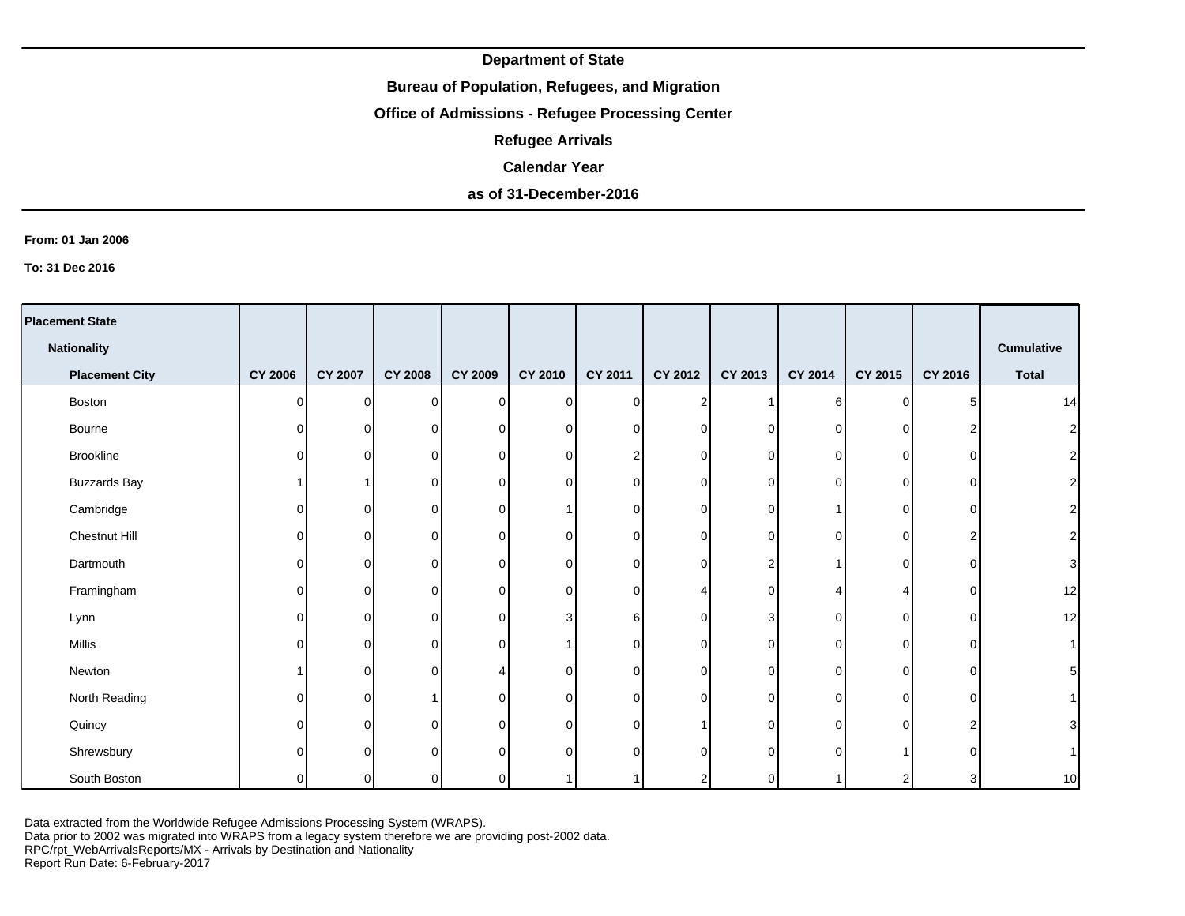**Department of State**

**Bureau of Population, Refugees, and Migration**

**Office of Admissions - Refugee Processing Center**

**Refugee Arrivals**

**Calendar Year**

**as of 31-December-2016**

**From: 01 Jan 2006**

**To: 31 Dec 2016**

| Placement State / Nationality / Placement City | CY 2006 | CY 2007 | CY 2008 | CY 2009 | CY 2010 | CY 2011 | CY 2012 | CY 2013 | CY 2014 | CY 2015 | CY 2016 | Cumulative Total |
|---|---|---|---|---|---|---|---|---|---|---|---|---|
| Boston | 0 | 0 | 0 | 0 | 0 | 0 | 2 | 1 | 6 | 0 | 5 | 14 |
| Bourne | 0 | 0 | 0 | 0 | 0 | 0 | 0 | 0 | 0 | 0 | 2 | 2 |
| Brookline | 0 | 0 | 0 | 0 | 0 | 2 | 0 | 0 | 0 | 0 | 0 | 2 |
| Buzzards Bay | 1 | 1 | 0 | 0 | 0 | 0 | 0 | 0 | 0 | 0 | 0 | 2 |
| Cambridge | 0 | 0 | 0 | 0 | 1 | 0 | 0 | 0 | 1 | 0 | 0 | 2 |
| Chestnut Hill | 0 | 0 | 0 | 0 | 0 | 0 | 0 | 0 | 0 | 0 | 2 | 2 |
| Dartmouth | 0 | 0 | 0 | 0 | 0 | 0 | 0 | 2 | 1 | 0 | 0 | 3 |
| Framingham | 0 | 0 | 0 | 0 | 0 | 0 | 4 | 0 | 4 | 4 | 0 | 12 |
| Lynn | 0 | 0 | 0 | 0 | 3 | 6 | 0 | 3 | 0 | 0 | 0 | 12 |
| Millis | 0 | 0 | 0 | 0 | 1 | 0 | 0 | 0 | 0 | 0 | 0 | 1 |
| Newton | 1 | 0 | 0 | 4 | 0 | 0 | 0 | 0 | 0 | 0 | 0 | 5 |
| North Reading | 0 | 0 | 1 | 0 | 0 | 0 | 0 | 0 | 0 | 0 | 0 | 1 |
| Quincy | 0 | 0 | 0 | 0 | 0 | 0 | 1 | 0 | 0 | 0 | 2 | 3 |
| Shrewsbury | 0 | 0 | 0 | 0 | 0 | 0 | 0 | 0 | 0 | 1 | 0 | 1 |
| South Boston | 0 | 0 | 0 | 0 | 1 | 1 | 2 | 0 | 1 | 2 | 3 | 10 |

Data extracted from the Worldwide Refugee Admissions Processing System (WRAPS).
Data prior to 2002 was migrated into WRAPS from a legacy system therefore we are providing post-2002 data.
RPC/rpt_WebArrivalsReports/MX - Arrivals by Destination and Nationality
Report Run Date: 6-February-2017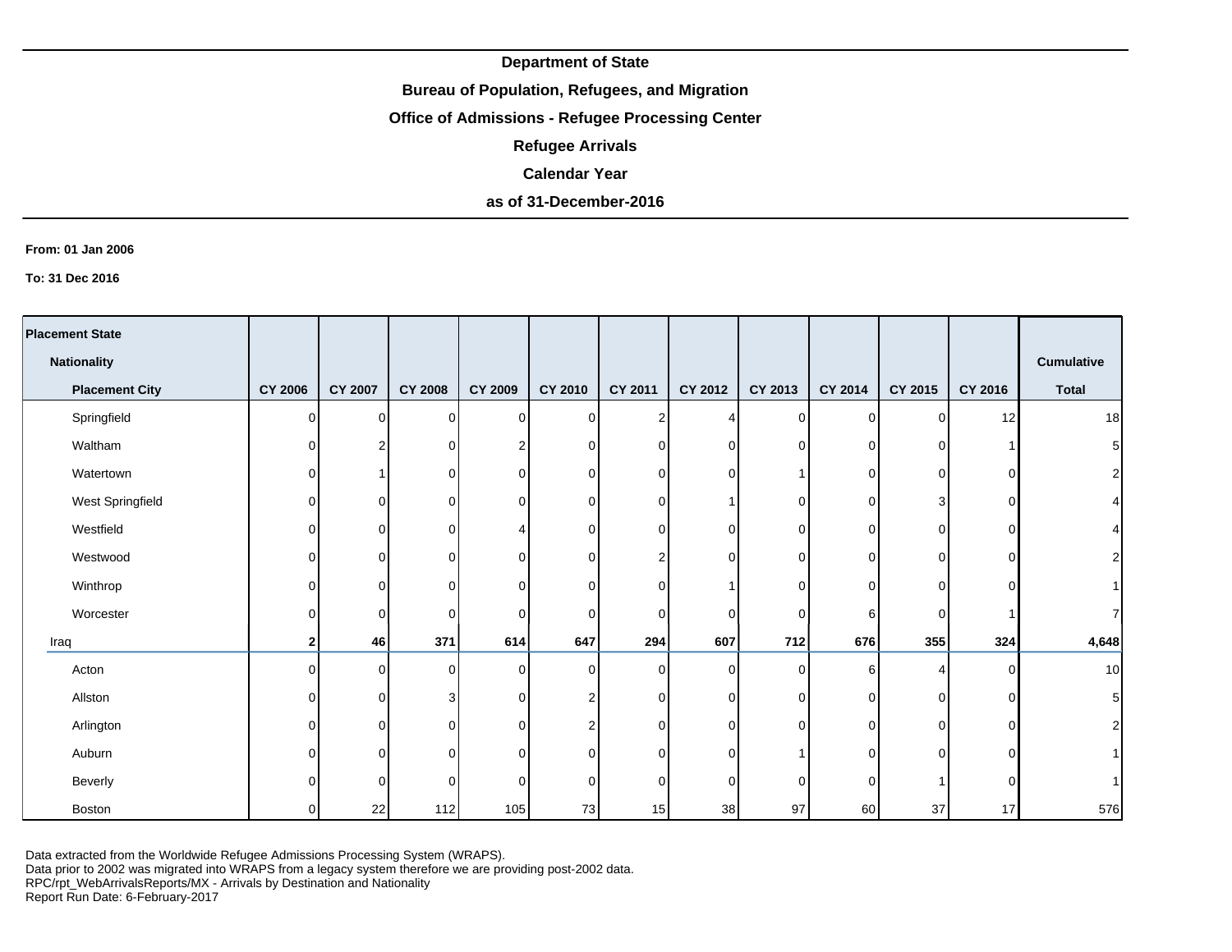**Department of State**

**Bureau of Population, Refugees, and Migration**

**Office of Admissions - Refugee Processing Center**

**Refugee Arrivals**

**Calendar Year**

**as of 31-December-2016**

**From: 01 Jan 2006**

**To: 31 Dec 2016**

| Placement State / Nationality / Placement City | CY 2006 | CY 2007 | CY 2008 | CY 2009 | CY 2010 | CY 2011 | CY 2012 | CY 2013 | CY 2014 | CY 2015 | CY 2016 | Cumulative Total |
|---|---|---|---|---|---|---|---|---|---|---|---|---|
| Springfield | 0 | 0 | 0 | 0 | 0 | 2 | 4 | 0 | 0 | 0 | 12 | 18 |
| Waltham | 0 | 2 | 0 | 2 | 0 | 0 | 0 | 0 | 0 | 0 | 1 | 5 |
| Watertown | 0 | 1 | 0 | 0 | 0 | 0 | 0 | 1 | 0 | 0 | 0 | 2 |
| West Springfield | 0 | 0 | 0 | 0 | 0 | 0 | 1 | 0 | 0 | 3 | 0 | 4 |
| Westfield | 0 | 0 | 0 | 4 | 0 | 0 | 0 | 0 | 0 | 0 | 0 | 4 |
| Westwood | 0 | 0 | 0 | 0 | 0 | 2 | 0 | 0 | 0 | 0 | 0 | 2 |
| Winthrop | 0 | 0 | 0 | 0 | 0 | 0 | 1 | 0 | 0 | 0 | 0 | 1 |
| Worcester | 0 | 0 | 0 | 0 | 0 | 0 | 0 | 0 | 6 | 0 | 1 | 7 |
| Iraq | **2** | **46** | **371** | **614** | **647** | **294** | **607** | **712** | **676** | **355** | **324** | **4,648** |
| Acton | 0 | 0 | 0 | 0 | 0 | 0 | 0 | 0 | 6 | 4 | 0 | 10 |
| Allston | 0 | 0 | 3 | 0 | 2 | 0 | 0 | 0 | 0 | 0 | 0 | 5 |
| Arlington | 0 | 0 | 0 | 0 | 2 | 0 | 0 | 0 | 0 | 0 | 0 | 2 |
| Auburn | 0 | 0 | 0 | 0 | 0 | 0 | 0 | 1 | 0 | 0 | 0 | 1 |
| Beverly | 0 | 0 | 0 | 0 | 0 | 0 | 0 | 0 | 0 | 1 | 0 | 1 |
| Boston | 0 | 22 | 112 | 105 | 73 | 15 | 38 | 97 | 60 | 37 | 17 | 576 |

Data extracted from the Worldwide Refugee Admissions Processing System (WRAPS).
Data prior to 2002 was migrated into WRAPS from a legacy system therefore we are providing post-2002 data.
RPC/rpt_WebArrivalsReports/MX - Arrivals by Destination and Nationality
Report Run Date: 6-February-2017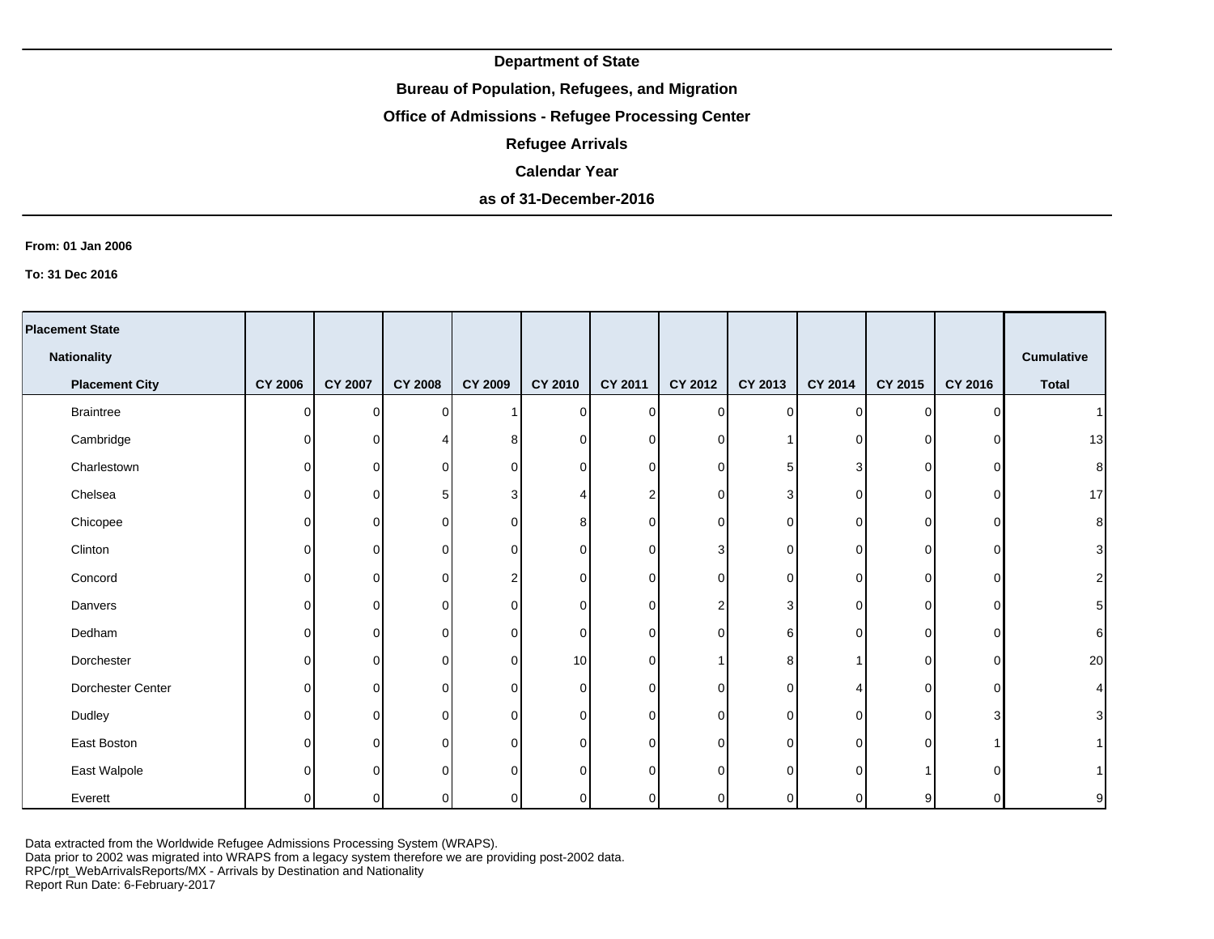**Department of State**

**Bureau of Population, Refugees, and Migration**

**Office of Admissions - Refugee Processing Center**

**Refugee Arrivals**

**Calendar Year**

**as of 31-December-2016**

**From: 01 Jan 2006**

**To: 31 Dec 2016**

| Placement State / Nationality / Placement City | CY 2006 | CY 2007 | CY 2008 | CY 2009 | CY 2010 | CY 2011 | CY 2012 | CY 2013 | CY 2014 | CY 2015 | CY 2016 | Cumulative Total |
|---|---|---|---|---|---|---|---|---|---|---|---|---|
| Braintree | 0 | 0 | 0 | 1 | 0 | 0 | 0 | 0 | 0 | 0 | 0 | 1 |
| Cambridge | 0 | 0 | 4 | 8 | 0 | 0 | 0 | 1 | 0 | 0 | 0 | 13 |
| Charlestown | 0 | 0 | 0 | 0 | 0 | 0 | 0 | 5 | 3 | 0 | 0 | 8 |
| Chelsea | 0 | 0 | 5 | 3 | 4 | 2 | 0 | 3 | 0 | 0 | 0 | 17 |
| Chicopee | 0 | 0 | 0 | 0 | 8 | 0 | 0 | 0 | 0 | 0 | 0 | 8 |
| Clinton | 0 | 0 | 0 | 0 | 0 | 0 | 3 | 0 | 0 | 0 | 0 | 3 |
| Concord | 0 | 0 | 0 | 2 | 0 | 0 | 0 | 0 | 0 | 0 | 0 | 2 |
| Danvers | 0 | 0 | 0 | 0 | 0 | 0 | 2 | 3 | 0 | 0 | 0 | 5 |
| Dedham | 0 | 0 | 0 | 0 | 0 | 0 | 0 | 6 | 0 | 0 | 0 | 6 |
| Dorchester | 0 | 0 | 0 | 0 | 10 | 0 | 1 | 8 | 1 | 0 | 0 | 20 |
| Dorchester Center | 0 | 0 | 0 | 0 | 0 | 0 | 0 | 0 | 4 | 0 | 0 | 4 |
| Dudley | 0 | 0 | 0 | 0 | 0 | 0 | 0 | 0 | 0 | 0 | 3 | 3 |
| East Boston | 0 | 0 | 0 | 0 | 0 | 0 | 0 | 0 | 0 | 0 | 1 | 1 |
| East Walpole | 0 | 0 | 0 | 0 | 0 | 0 | 0 | 0 | 0 | 1 | 0 | 1 |
| Everett | 0 | 0 | 0 | 0 | 0 | 0 | 0 | 0 | 0 | 9 | 0 | 9 |

Data extracted from the Worldwide Refugee Admissions Processing System (WRAPS).
Data prior to 2002 was migrated into WRAPS from a legacy system therefore we are providing post-2002 data.
RPC/rpt_WebArrivalsReports/MX - Arrivals by Destination and Nationality
Report Run Date: 6-February-2017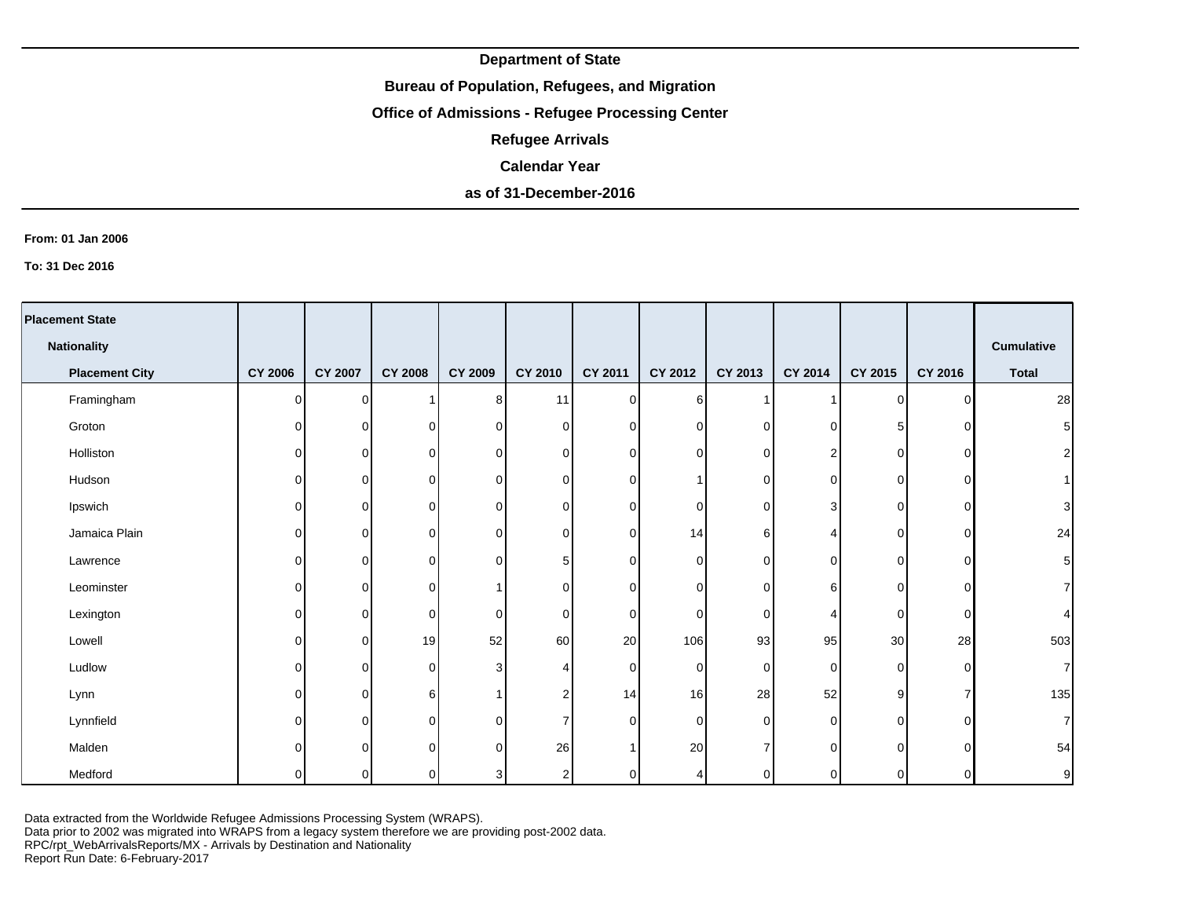**Department of State**

**Bureau of Population, Refugees, and Migration**

**Office of Admissions - Refugee Processing Center**

**Refugee Arrivals**

**Calendar Year**

**as of 31-December-2016**

**From: 01 Jan 2006**

**To: 31 Dec 2016**

| Placement State<br>Nationality<br>Placement City | CY 2006 | CY 2007 | CY 2008 | CY 2009 | CY 2010 | CY 2011 | CY 2012 | CY 2013 | CY 2014 | CY 2015 | CY 2016 | Cumulative Total |
|---|---|---|---|---|---|---|---|---|---|---|---|---|
| Framingham | 0 | 0 | 1 | 8 | 11 | 0 | 6 | 1 | 1 | 0 | 0 | 28 |
| Groton | 0 | 0 | 0 | 0 | 0 | 0 | 0 | 0 | 0 | 5 | 0 | 5 |
| Holliston | 0 | 0 | 0 | 0 | 0 | 0 | 0 | 0 | 2 | 0 | 0 | 2 |
| Hudson | 0 | 0 | 0 | 0 | 0 | 0 | 1 | 0 | 0 | 0 | 0 | 1 |
| Ipswich | 0 | 0 | 0 | 0 | 0 | 0 | 0 | 0 | 3 | 0 | 0 | 3 |
| Jamaica Plain | 0 | 0 | 0 | 0 | 0 | 0 | 14 | 6 | 4 | 0 | 0 | 24 |
| Lawrence | 0 | 0 | 0 | 0 | 5 | 0 | 0 | 0 | 0 | 0 | 0 | 5 |
| Leominster | 0 | 0 | 0 | 1 | 0 | 0 | 0 | 0 | 6 | 0 | 0 | 7 |
| Lexington | 0 | 0 | 0 | 0 | 0 | 0 | 0 | 0 | 4 | 0 | 0 | 4 |
| Lowell | 0 | 0 | 19 | 52 | 60 | 20 | 106 | 93 | 95 | 30 | 28 | 503 |
| Ludlow | 0 | 0 | 0 | 3 | 4 | 0 | 0 | 0 | 0 | 0 | 0 | 7 |
| Lynn | 0 | 0 | 6 | 1 | 2 | 14 | 16 | 28 | 52 | 9 | 7 | 135 |
| Lynnfield | 0 | 0 | 0 | 0 | 7 | 0 | 0 | 0 | 0 | 0 | 0 | 7 |
| Malden | 0 | 0 | 0 | 0 | 26 | 1 | 20 | 7 | 0 | 0 | 0 | 54 |
| Medford | 0 | 0 | 0 | 3 | 2 | 0 | 4 | 0 | 0 | 0 | 0 | 9 |

Data extracted from the Worldwide Refugee Admissions Processing System (WRAPS).
Data prior to 2002 was migrated into WRAPS from a legacy system therefore we are providing post-2002 data.
RPC/rpt_WebArrivalsReports/MX - Arrivals by Destination and Nationality
Report Run Date: 6-February-2017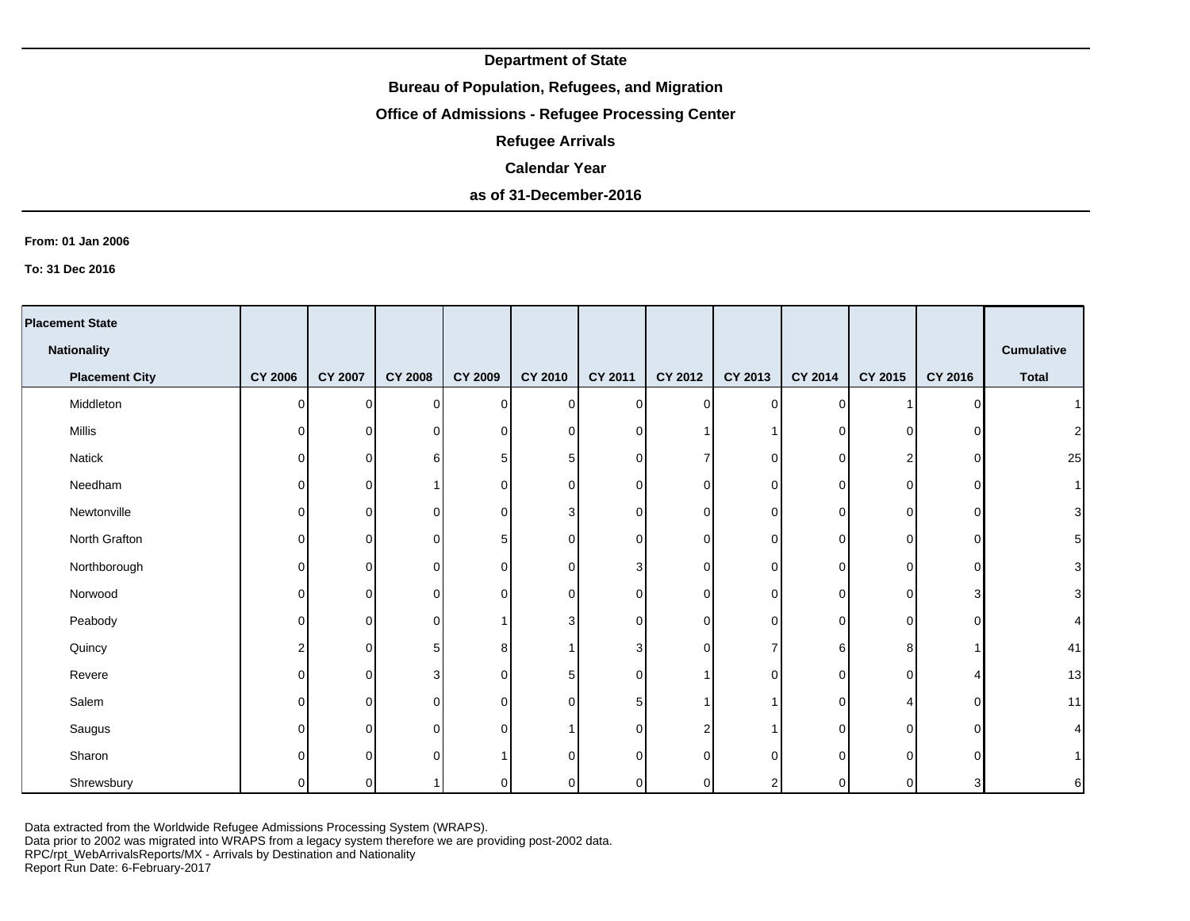**Department of State**

**Bureau of Population, Refugees, and Migration**

**Office of Admissions - Refugee Processing Center**

**Refugee Arrivals**

**Calendar Year**

**as of 31-December-2016**

**From: 01 Jan 2006**

**To: 31 Dec 2016**

| Placement State / Nationality / Placement City | CY 2006 | CY 2007 | CY 2008 | CY 2009 | CY 2010 | CY 2011 | CY 2012 | CY 2013 | CY 2014 | CY 2015 | CY 2016 | Cumulative Total |
|---|---|---|---|---|---|---|---|---|---|---|---|---|
| Middleton | 0 | 0 | 0 | 0 | 0 | 0 | 0 | 0 | 0 | 1 | 0 | 1 |
| Millis | 0 | 0 | 0 | 0 | 0 | 0 | 1 | 1 | 0 | 0 | 0 | 2 |
| Natick | 0 | 0 | 6 | 5 | 5 | 0 | 7 | 0 | 0 | 2 | 0 | 25 |
| Needham | 0 | 0 | 1 | 0 | 0 | 0 | 0 | 0 | 0 | 0 | 0 | 1 |
| Newtonville | 0 | 0 | 0 | 0 | 3 | 0 | 0 | 0 | 0 | 0 | 0 | 3 |
| North Grafton | 0 | 0 | 0 | 5 | 0 | 0 | 0 | 0 | 0 | 0 | 0 | 5 |
| Northborough | 0 | 0 | 0 | 0 | 0 | 3 | 0 | 0 | 0 | 0 | 0 | 3 |
| Norwood | 0 | 0 | 0 | 0 | 0 | 0 | 0 | 0 | 0 | 0 | 3 | 3 |
| Peabody | 0 | 0 | 0 | 1 | 3 | 0 | 0 | 0 | 0 | 0 | 0 | 4 |
| Quincy | 2 | 0 | 5 | 8 | 1 | 3 | 0 | 7 | 6 | 8 | 1 | 41 |
| Revere | 0 | 0 | 3 | 0 | 5 | 0 | 1 | 0 | 0 | 0 | 4 | 13 |
| Salem | 0 | 0 | 0 | 0 | 0 | 5 | 1 | 1 | 0 | 4 | 0 | 11 |
| Saugus | 0 | 0 | 0 | 0 | 1 | 0 | 2 | 1 | 0 | 0 | 0 | 4 |
| Sharon | 0 | 0 | 0 | 1 | 0 | 0 | 0 | 0 | 0 | 0 | 0 | 1 |
| Shrewsbury | 0 | 0 | 1 | 0 | 0 | 0 | 0 | 2 | 0 | 0 | 3 | 6 |

Data extracted from the Worldwide Refugee Admissions Processing System (WRAPS).
Data prior to 2002 was migrated into WRAPS from a legacy system therefore we are providing post-2002 data.
RPC/rpt_WebArrivalsReports/MX - Arrivals by Destination and Nationality
Report Run Date: 6-February-2017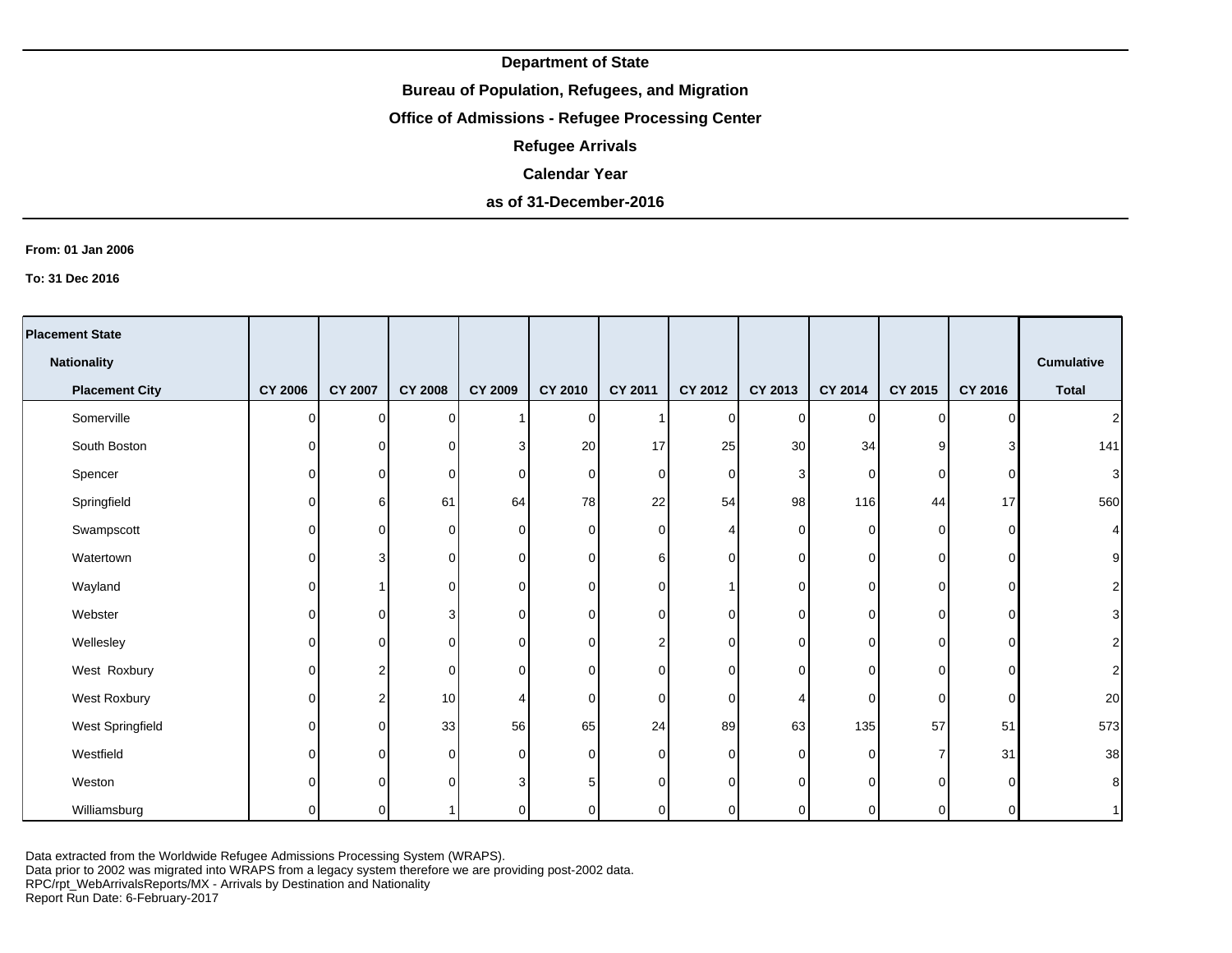**Department of State**

**Bureau of Population, Refugees, and Migration**

**Office of Admissions - Refugee Processing Center**

**Refugee Arrivals**

**Calendar Year**

**as of 31-December-2016**

**From: 01 Jan 2006**

**To: 31 Dec 2016**

| Placement State<br>Nationality<br>Placement City | CY 2006 | CY 2007 | CY 2008 | CY 2009 | CY 2010 | CY 2011 | CY 2012 | CY 2013 | CY 2014 | CY 2015 | CY 2016 | Cumulative Total |
|---|---|---|---|---|---|---|---|---|---|---|---|---|
| Somerville | 0 | 0 | 0 | 1 | 0 | 1 | 0 | 0 | 0 | 0 | 0 | 2 |
| South Boston | 0 | 0 | 0 | 3 | 20 | 17 | 25 | 30 | 34 | 9 | 3 | 141 |
| Spencer | 0 | 0 | 0 | 0 | 0 | 0 | 0 | 3 | 0 | 0 | 0 | 3 |
| Springfield | 0 | 6 | 61 | 64 | 78 | 22 | 54 | 98 | 116 | 44 | 17 | 560 |
| Swampscott | 0 | 0 | 0 | 0 | 0 | 0 | 4 | 0 | 0 | 0 | 0 | 4 |
| Watertown | 0 | 3 | 0 | 0 | 0 | 6 | 0 | 0 | 0 | 0 | 0 | 9 |
| Wayland | 0 | 1 | 0 | 0 | 0 | 0 | 1 | 0 | 0 | 0 | 0 | 2 |
| Webster | 0 | 0 | 3 | 0 | 0 | 0 | 0 | 0 | 0 | 0 | 0 | 3 |
| Wellesley | 0 | 0 | 0 | 0 | 0 | 2 | 0 | 0 | 0 | 0 | 0 | 2 |
| West  Roxbury | 0 | 2 | 0 | 0 | 0 | 0 | 0 | 0 | 0 | 0 | 0 | 2 |
| West Roxbury | 0 | 2 | 10 | 4 | 0 | 0 | 0 | 4 | 0 | 0 | 0 | 20 |
| West Springfield | 0 | 0 | 33 | 56 | 65 | 24 | 89 | 63 | 135 | 57 | 51 | 573 |
| Westfield | 0 | 0 | 0 | 0 | 0 | 0 | 0 | 0 | 0 | 7 | 31 | 38 |
| Weston | 0 | 0 | 0 | 3 | 5 | 0 | 0 | 0 | 0 | 0 | 0 | 8 |
| Williamsburg | 0 | 0 | 1 | 0 | 0 | 0 | 0 | 0 | 0 | 0 | 0 | 1 |

Data extracted from the Worldwide Refugee Admissions Processing System (WRAPS).
Data prior to 2002 was migrated into WRAPS from a legacy system therefore we are providing post-2002 data.
RPC/rpt_WebArrivalsReports/MX - Arrivals by Destination and Nationality
Report Run Date: 6-February-2017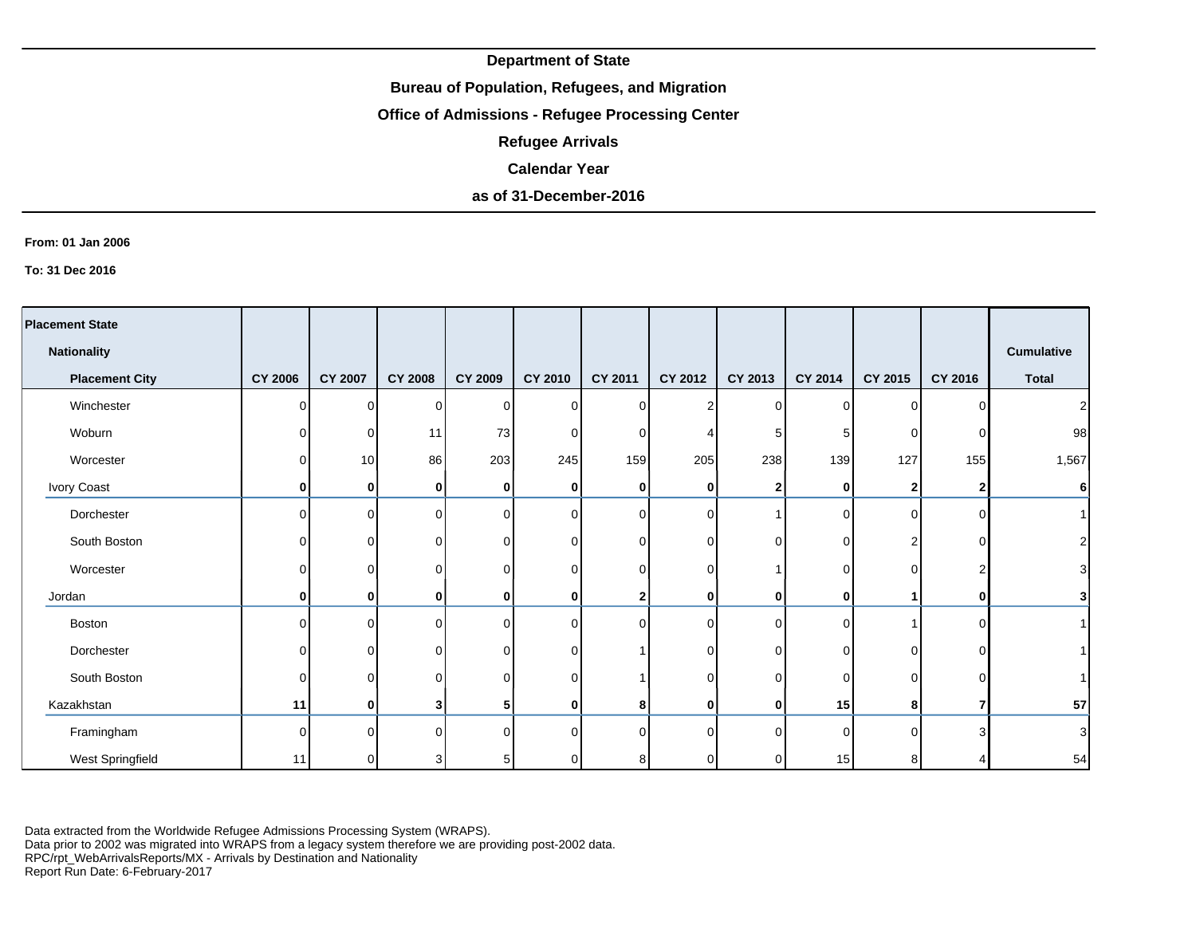**Department of State**

**Bureau of Population, Refugees, and Migration**

**Office of Admissions - Refugee Processing Center**

**Refugee Arrivals**

**Calendar Year**

**as of 31-December-2016**

**From: 01 Jan 2006**

**To: 31 Dec 2016**

| Placement State / Nationality / Placement City | CY 2006 | CY 2007 | CY 2008 | CY 2009 | CY 2010 | CY 2011 | CY 2012 | CY 2013 | CY 2014 | CY 2015 | CY 2016 | Cumulative Total |
|---|---|---|---|---|---|---|---|---|---|---|---|---|
| Winchester | 0 | 0 | 0 | 0 | 0 | 0 | 2 | 0 | 0 | 0 | 0 | 2 |
| Woburn | 0 | 0 | 11 | 73 | 0 | 0 | 4 | 5 | 5 | 0 | 0 | 98 |
| Worcester | 0 | 10 | 86 | 203 | 245 | 159 | 205 | 238 | 139 | 127 | 155 | 1,567 |
| Ivory Coast | **0** | **0** | **0** | **0** | **0** | **0** | **0** | **2** | **0** | **2** | **2** | **6** |
| Dorchester | 0 | 0 | 0 | 0 | 0 | 0 | 0 | 1 | 0 | 0 | 0 | 1 |
| South Boston | 0 | 0 | 0 | 0 | 0 | 0 | 0 | 0 | 0 | 2 | 0 | 2 |
| Worcester | 0 | 0 | 0 | 0 | 0 | 0 | 0 | 1 | 0 | 0 | 2 | 3 |
| Jordan | **0** | **0** | **0** | **0** | **0** | **2** | **0** | **0** | **0** | **1** | **0** | **3** |
| Boston | 0 | 0 | 0 | 0 | 0 | 0 | 0 | 0 | 0 | 1 | 0 | 1 |
| Dorchester | 0 | 0 | 0 | 0 | 0 | 1 | 0 | 0 | 0 | 0 | 0 | 1 |
| South Boston | 0 | 0 | 0 | 0 | 0 | 1 | 0 | 0 | 0 | 0 | 0 | 1 |
| Kazakhstan | **11** | **0** | **3** | **5** | **0** | **8** | **0** | **0** | **15** | **8** | **7** | **57** |
| Framingham | 0 | 0 | 0 | 0 | 0 | 0 | 0 | 0 | 0 | 0 | 3 | 3 |
| West Springfield | 11 | 0 | 3 | 5 | 0 | 8 | 0 | 0 | 15 | 8 | 4 | 54 |

Data extracted from the Worldwide Refugee Admissions Processing System (WRAPS).
Data prior to 2002 was migrated into WRAPS from a legacy system therefore we are providing post-2002 data.
RPC/rpt_WebArrivalsReports/MX - Arrivals by Destination and Nationality
Report Run Date: 6-February-2017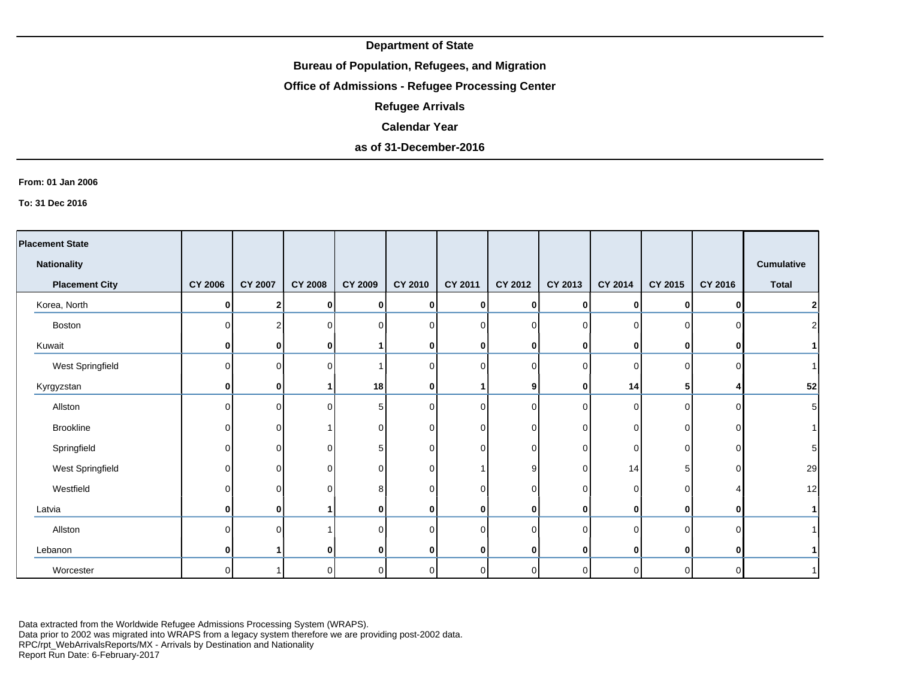**Department of State**

**Bureau of Population, Refugees, and Migration**

**Office of Admissions - Refugee Processing Center**

**Refugee Arrivals**

**Calendar Year**

**as of 31-December-2016**

**From: 01 Jan 2006**

**To: 31 Dec 2016**

| Placement State / Nationality / Placement City | CY 2006 | CY 2007 | CY 2008 | CY 2009 | CY 2010 | CY 2011 | CY 2012 | CY 2013 | CY 2014 | CY 2015 | CY 2016 | Cumulative Total |
|---|---|---|---|---|---|---|---|---|---|---|---|---|
| Korea, North | **0** | **2** | **0** | **0** | **0** | **0** | **0** | **0** | **0** | **0** | **0** | **2** |
| Boston | 0 | 2 | 0 | 0 | 0 | 0 | 0 | 0 | 0 | 0 | 0 | 2 |
| Kuwait | **0** | **0** | **0** | **1** | **0** | **0** | **0** | **0** | **0** | **0** | **0** | **1** |
| West Springfield | 0 | 0 | 0 | 1 | 0 | 0 | 0 | 0 | 0 | 0 | 0 | 1 |
| Kyrgyzstan | **0** | **0** | **1** | **18** | **0** | **1** | **9** | **0** | **14** | **5** | **4** | **52** |
| Allston | 0 | 0 | 0 | 5 | 0 | 0 | 0 | 0 | 0 | 0 | 0 | 5 |
| Brookline | 0 | 0 | 1 | 0 | 0 | 0 | 0 | 0 | 0 | 0 | 0 | 1 |
| Springfield | 0 | 0 | 0 | 5 | 0 | 0 | 0 | 0 | 0 | 0 | 0 | 5 |
| West Springfield | 0 | 0 | 0 | 0 | 0 | 1 | 9 | 0 | 14 | 5 | 0 | 29 |
| Westfield | 0 | 0 | 0 | 8 | 0 | 0 | 0 | 0 | 0 | 0 | 4 | 12 |
| Latvia | **0** | **0** | **1** | **0** | **0** | **0** | **0** | **0** | **0** | **0** | **0** | **1** |
| Allston | 0 | 0 | 1 | 0 | 0 | 0 | 0 | 0 | 0 | 0 | 0 | 1 |
| Lebanon | **0** | **1** | **0** | **0** | **0** | **0** | **0** | **0** | **0** | **0** | **0** | **1** |
| Worcester | 0 | 1 | 0 | 0 | 0 | 0 | 0 | 0 | 0 | 0 | 0 | 1 |

Data extracted from the Worldwide Refugee Admissions Processing System (WRAPS).
Data prior to 2002 was migrated into WRAPS from a legacy system therefore we are providing post-2002 data.
RPC/rpt_WebArrivalsReports/MX - Arrivals by Destination and Nationality
Report Run Date: 6-February-2017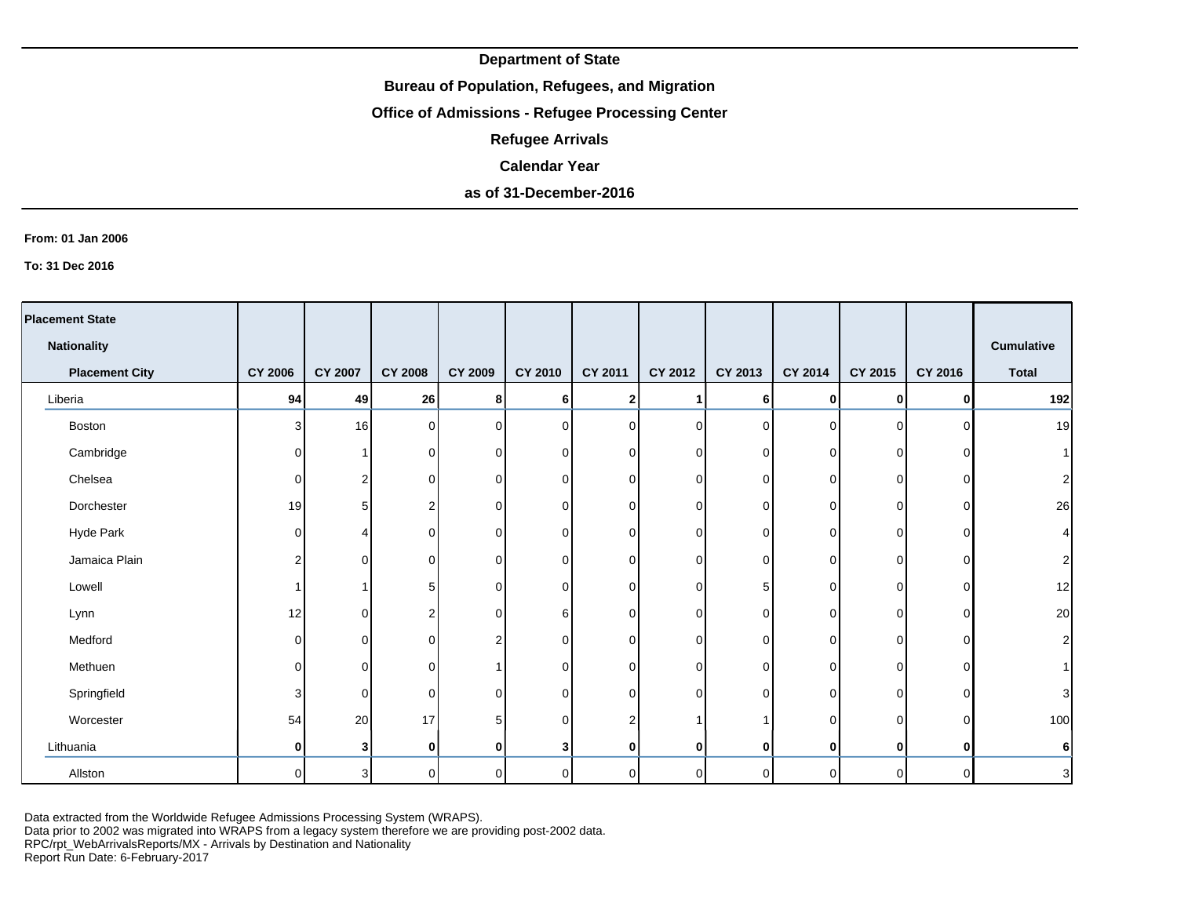**Department of State**

**Bureau of Population, Refugees, and Migration**

**Office of Admissions - Refugee Processing Center**

**Refugee Arrivals**

**Calendar Year**

**as of 31-December-2016**

**From: 01 Jan 2006**

**To: 31 Dec 2016**

| Placement State / Nationality / Placement City | CY 2006 | CY 2007 | CY 2008 | CY 2009 | CY 2010 | CY 2011 | CY 2012 | CY 2013 | CY 2014 | CY 2015 | CY 2016 | Cumulative Total |
|---|---|---|---|---|---|---|---|---|---|---|---|---|
| **Liberia** | **94** | **49** | **26** | **8** | **6** | **2** | **1** | **6** | **0** | **0** | **0** | **192** |
| Boston | 3 | 16 | 0 | 0 | 0 | 0 | 0 | 0 | 0 | 0 | 0 | 19 |
| Cambridge | 0 | 1 | 0 | 0 | 0 | 0 | 0 | 0 | 0 | 0 | 0 | 1 |
| Chelsea | 0 | 2 | 0 | 0 | 0 | 0 | 0 | 0 | 0 | 0 | 0 | 2 |
| Dorchester | 19 | 5 | 2 | 0 | 0 | 0 | 0 | 0 | 0 | 0 | 0 | 26 |
| Hyde Park | 0 | 4 | 0 | 0 | 0 | 0 | 0 | 0 | 0 | 0 | 0 | 4 |
| Jamaica Plain | 2 | 0 | 0 | 0 | 0 | 0 | 0 | 0 | 0 | 0 | 0 | 2 |
| Lowell | 1 | 1 | 5 | 0 | 0 | 0 | 0 | 5 | 0 | 0 | 0 | 12 |
| Lynn | 12 | 0 | 2 | 0 | 6 | 0 | 0 | 0 | 0 | 0 | 0 | 20 |
| Medford | 0 | 0 | 0 | 2 | 0 | 0 | 0 | 0 | 0 | 0 | 0 | 2 |
| Methuen | 0 | 0 | 0 | 1 | 0 | 0 | 0 | 0 | 0 | 0 | 0 | 1 |
| Springfield | 3 | 0 | 0 | 0 | 0 | 0 | 0 | 0 | 0 | 0 | 0 | 3 |
| Worcester | 54 | 20 | 17 | 5 | 0 | 2 | 1 | 1 | 0 | 0 | 0 | 100 |
| **Lithuania** | **0** | **3** | **0** | **0** | **3** | **0** | **0** | **0** | **0** | **0** | **0** | **6** |
| Allston | 0 | 3 | 0 | 0 | 0 | 0 | 0 | 0 | 0 | 0 | 0 | 3 |

Data extracted from the Worldwide Refugee Admissions Processing System (WRAPS).
Data prior to 2002 was migrated into WRAPS from a legacy system therefore we are providing post-2002 data.
RPC/rpt_WebArrivalsReports/MX - Arrivals by Destination and Nationality
Report Run Date: 6-February-2017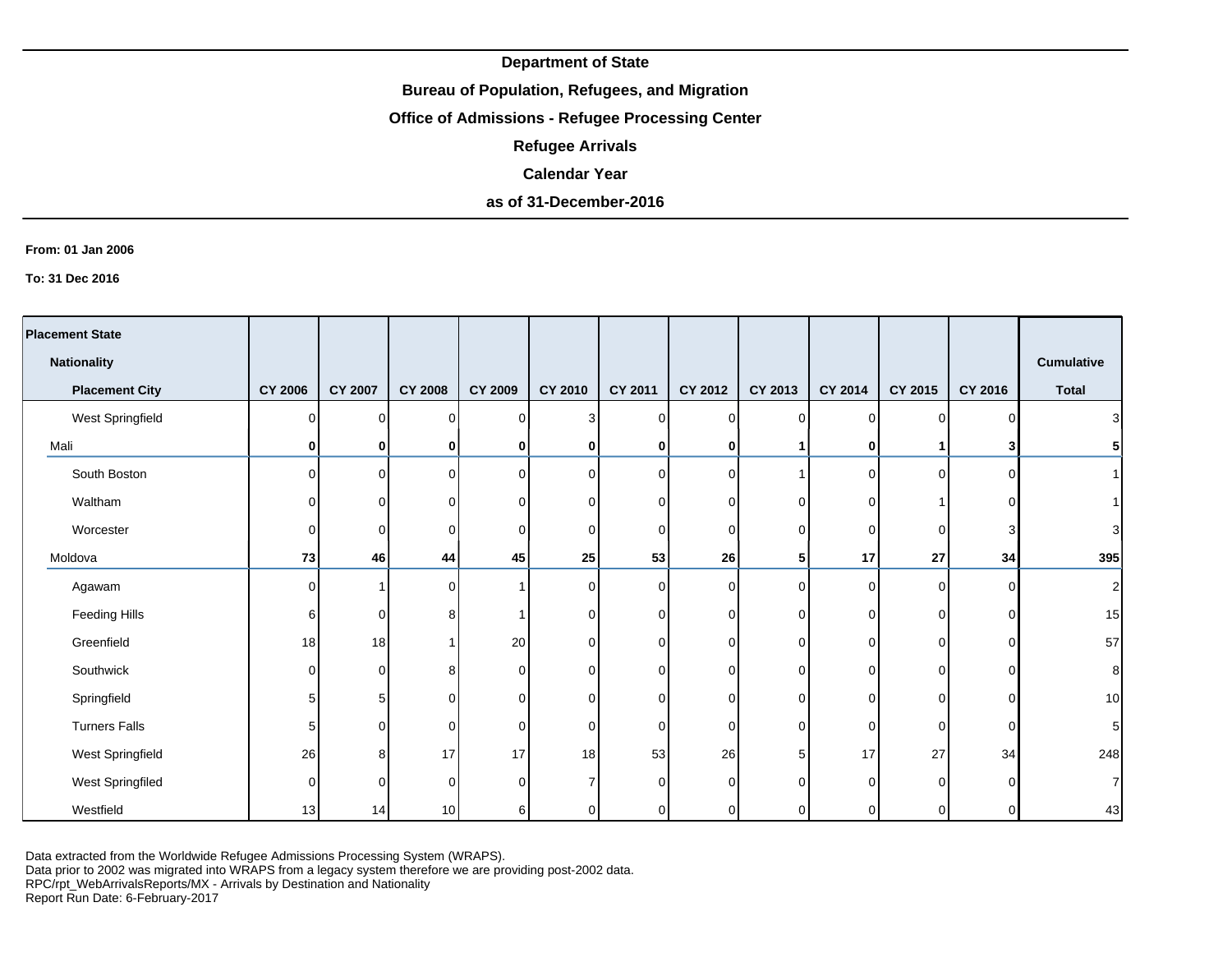**Department of State**

**Bureau of Population, Refugees, and Migration**

**Office of Admissions - Refugee Processing Center**

**Refugee Arrivals**

**Calendar Year**

**as of 31-December-2016**

**From: 01 Jan 2006**

**To: 31 Dec 2016**

| Placement State / Nationality / Placement City | CY 2006 | CY 2007 | CY 2008 | CY 2009 | CY 2010 | CY 2011 | CY 2012 | CY 2013 | CY 2014 | CY 2015 | CY 2016 | Cumulative Total |
|---|---|---|---|---|---|---|---|---|---|---|---|---|
| West Springfield | 0 | 0 | 0 | 0 | 3 | 0 | 0 | 0 | 0 | 0 | 0 | 3 |
| Mali | **0** | **0** | **0** | **0** | **0** | **0** | **0** | **1** | **0** | **1** | **3** | **5** |
| South Boston | 0 | 0 | 0 | 0 | 0 | 0 | 0 | 1 | 0 | 0 | 0 | 1 |
| Waltham | 0 | 0 | 0 | 0 | 0 | 0 | 0 | 0 | 0 | 1 | 0 | 1 |
| Worcester | 0 | 0 | 0 | 0 | 0 | 0 | 0 | 0 | 0 | 0 | 3 | 3 |
| Moldova | **73** | **46** | **44** | **45** | **25** | **53** | **26** | **5** | **17** | **27** | **34** | **395** |
| Agawam | 0 | 1 | 0 | 1 | 0 | 0 | 0 | 0 | 0 | 0 | 0 | 2 |
| Feeding Hills | 6 | 0 | 8 | 1 | 0 | 0 | 0 | 0 | 0 | 0 | 0 | 15 |
| Greenfield | 18 | 18 | 1 | 20 | 0 | 0 | 0 | 0 | 0 | 0 | 0 | 57 |
| Southwick | 0 | 0 | 8 | 0 | 0 | 0 | 0 | 0 | 0 | 0 | 0 | 8 |
| Springfield | 5 | 5 | 0 | 0 | 0 | 0 | 0 | 0 | 0 | 0 | 0 | 10 |
| Turners Falls | 5 | 0 | 0 | 0 | 0 | 0 | 0 | 0 | 0 | 0 | 0 | 5 |
| West Springfield | 26 | 8 | 17 | 17 | 18 | 53 | 26 | 5 | 17 | 27 | 34 | 248 |
| West Springfiled | 0 | 0 | 0 | 0 | 7 | 0 | 0 | 0 | 0 | 0 | 0 | 7 |
| Westfield | 13 | 14 | 10 | 6 | 0 | 0 | 0 | 0 | 0 | 0 | 0 | 43 |

Data extracted from the Worldwide Refugee Admissions Processing System (WRAPS).
Data prior to 2002 was migrated into WRAPS from a legacy system therefore we are providing post-2002 data.
RPC/rpt_WebArrivalsReports/MX - Arrivals by Destination and Nationality
Report Run Date: 6-February-2017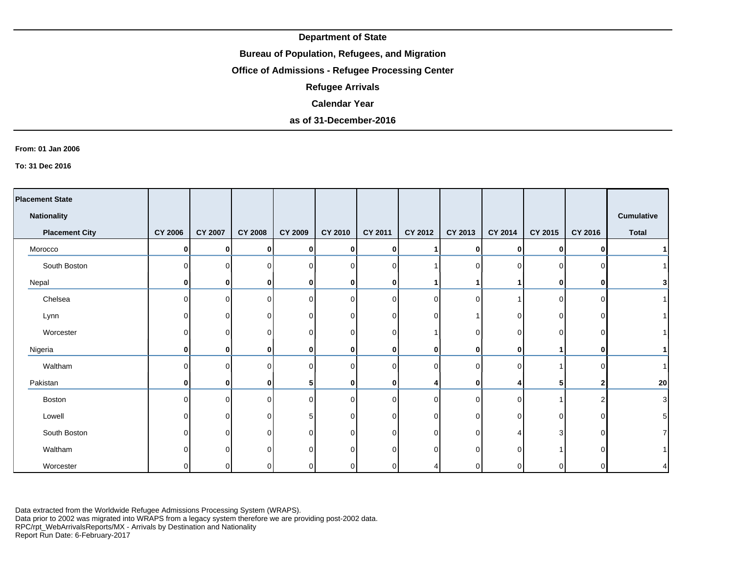**Department of State**

**Bureau of Population, Refugees, and Migration**

**Office of Admissions - Refugee Processing Center**

**Refugee Arrivals**

**Calendar Year**

**as of 31-December-2016**

**From: 01 Jan 2006**

**To: 31 Dec 2016**

| Placement State / Nationality / Placement City | CY 2006 | CY 2007 | CY 2008 | CY 2009 | CY 2010 | CY 2011 | CY 2012 | CY 2013 | CY 2014 | CY 2015 | CY 2016 | Cumulative Total |
|---|---|---|---|---|---|---|---|---|---|---|---|---|
| Morocco | **0** | **0** | **0** | **0** | **0** | **0** | **1** | **0** | **0** | **0** | **0** | **1** |
| South Boston | 0 | 0 | 0 | 0 | 0 | 0 | 1 | 0 | 0 | 0 | 0 | 1 |
| Nepal | **0** | **0** | **0** | **0** | **0** | **0** | **1** | **1** | **1** | **0** | **0** | **3** |
| Chelsea | 0 | 0 | 0 | 0 | 0 | 0 | 0 | 0 | 1 | 0 | 0 | 1 |
| Lynn | 0 | 0 | 0 | 0 | 0 | 0 | 0 | 1 | 0 | 0 | 0 | 1 |
| Worcester | 0 | 0 | 0 | 0 | 0 | 0 | 1 | 0 | 0 | 0 | 0 | 1 |
| Nigeria | **0** | **0** | **0** | **0** | **0** | **0** | **0** | **0** | **0** | **1** | **0** | **1** |
| Waltham | 0 | 0 | 0 | 0 | 0 | 0 | 0 | 0 | 0 | 1 | 0 | 1 |
| Pakistan | **0** | **0** | **0** | **5** | **0** | **0** | **4** | **0** | **4** | **5** | **2** | **20** |
| Boston | 0 | 0 | 0 | 0 | 0 | 0 | 0 | 0 | 0 | 1 | 2 | 3 |
| Lowell | 0 | 0 | 0 | 5 | 0 | 0 | 0 | 0 | 0 | 0 | 0 | 5 |
| South Boston | 0 | 0 | 0 | 0 | 0 | 0 | 0 | 0 | 4 | 3 | 0 | 7 |
| Waltham | 0 | 0 | 0 | 0 | 0 | 0 | 0 | 0 | 0 | 1 | 0 | 1 |
| Worcester | 0 | 0 | 0 | 0 | 0 | 0 | 4 | 0 | 0 | 0 | 0 | 4 |

Data extracted from the Worldwide Refugee Admissions Processing System (WRAPS).
Data prior to 2002 was migrated into WRAPS from a legacy system therefore we are providing post-2002 data.
RPC/rpt_WebArrivalsReports/MX - Arrivals by Destination and Nationality
Report Run Date: 6-February-2017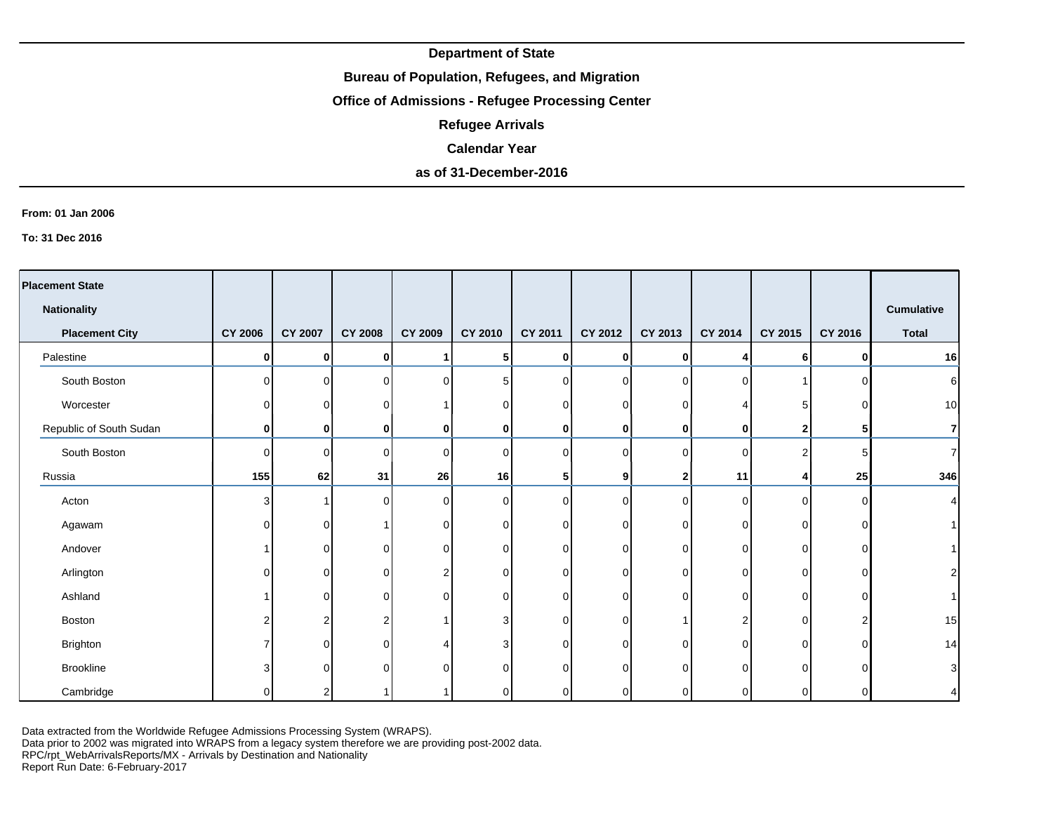**Department of State**

**Bureau of Population, Refugees, and Migration**

**Office of Admissions - Refugee Processing Center**

**Refugee Arrivals**

**Calendar Year**

**as of 31-December-2016**

**From: 01 Jan 2006**

**To: 31 Dec 2016**

| Placement State / Nationality / Placement City | CY 2006 | CY 2007 | CY 2008 | CY 2009 | CY 2010 | CY 2011 | CY 2012 | CY 2013 | CY 2014 | CY 2015 | CY 2016 | Cumulative Total |
|---|---|---|---|---|---|---|---|---|---|---|---|---|
| Palestine | **0** | **0** | **0** | **1** | **5** | **0** | **0** | **0** | **4** | **6** | **0** | **16** |
| South Boston | 0 | 0 | 0 | 0 | 5 | 0 | 0 | 0 | 0 | 1 | 0 | 6 |
| Worcester | 0 | 0 | 0 | 1 | 0 | 0 | 0 | 0 | 4 | 5 | 0 | 10 |
| Republic of South Sudan | **0** | **0** | **0** | **0** | **0** | **0** | **0** | **0** | **0** | **2** | **5** | **7** |
| South Boston | 0 | 0 | 0 | 0 | 0 | 0 | 0 | 0 | 0 | 2 | 5 | 7 |
| Russia | **155** | **62** | **31** | **26** | **16** | **5** | **9** | **2** | **11** | **4** | **25** | **346** |
| Acton | 3 | 1 | 0 | 0 | 0 | 0 | 0 | 0 | 0 | 0 | 0 | 4 |
| Agawam | 0 | 0 | 1 | 0 | 0 | 0 | 0 | 0 | 0 | 0 | 0 | 1 |
| Andover | 1 | 0 | 0 | 0 | 0 | 0 | 0 | 0 | 0 | 0 | 0 | 1 |
| Arlington | 0 | 0 | 0 | 2 | 0 | 0 | 0 | 0 | 0 | 0 | 0 | 2 |
| Ashland | 1 | 0 | 0 | 0 | 0 | 0 | 0 | 0 | 0 | 0 | 0 | 1 |
| Boston | 2 | 2 | 2 | 1 | 3 | 0 | 0 | 1 | 2 | 0 | 2 | 15 |
| Brighton | 7 | 0 | 0 | 4 | 3 | 0 | 0 | 0 | 0 | 0 | 0 | 14 |
| Brookline | 3 | 0 | 0 | 0 | 0 | 0 | 0 | 0 | 0 | 0 | 0 | 3 |
| Cambridge | 0 | 2 | 1 | 1 | 0 | 0 | 0 | 0 | 0 | 0 | 0 | 4 |

Data extracted from the Worldwide Refugee Admissions Processing System (WRAPS).
Data prior to 2002 was migrated into WRAPS from a legacy system therefore we are providing post-2002 data.
RPC/rpt_WebArrivalsReports/MX - Arrivals by Destination and Nationality
Report Run Date: 6-February-2017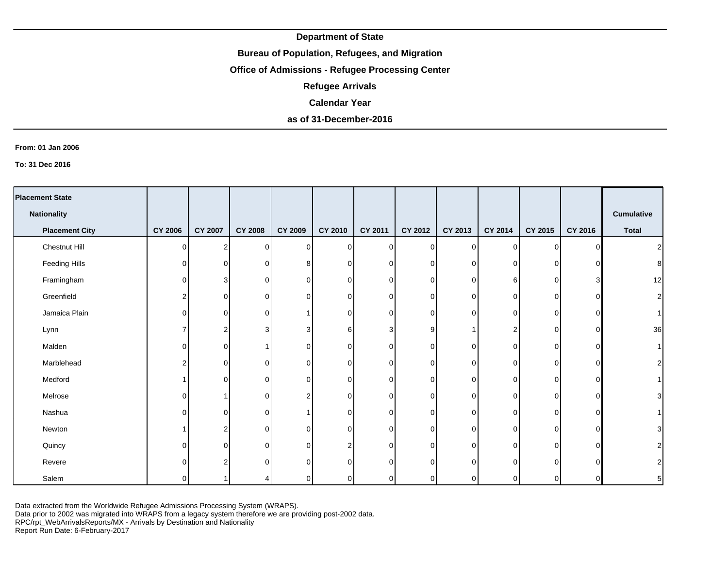**Department of State**

**Bureau of Population, Refugees, and Migration**

**Office of Admissions - Refugee Processing Center**

**Refugee Arrivals**

**Calendar Year**

**as of 31-December-2016**

**From: 01 Jan 2006**

**To: 31 Dec 2016**

| Placement State / Nationality / Placement City | CY 2006 | CY 2007 | CY 2008 | CY 2009 | CY 2010 | CY 2011 | CY 2012 | CY 2013 | CY 2014 | CY 2015 | CY 2016 | Cumulative Total |
|---|---|---|---|---|---|---|---|---|---|---|---|---|
| Chestnut Hill | 0 | 2 | 0 | 0 | 0 | 0 | 0 | 0 | 0 | 0 | 0 | 2 |
| Feeding Hills | 0 | 0 | 0 | 8 | 0 | 0 | 0 | 0 | 0 | 0 | 0 | 8 |
| Framingham | 0 | 3 | 0 | 0 | 0 | 0 | 0 | 0 | 6 | 0 | 3 | 12 |
| Greenfield | 2 | 0 | 0 | 0 | 0 | 0 | 0 | 0 | 0 | 0 | 0 | 2 |
| Jamaica Plain | 0 | 0 | 0 | 1 | 0 | 0 | 0 | 0 | 0 | 0 | 0 | 1 |
| Lynn | 7 | 2 | 3 | 3 | 6 | 3 | 9 | 1 | 2 | 0 | 0 | 36 |
| Malden | 0 | 0 | 1 | 0 | 0 | 0 | 0 | 0 | 0 | 0 | 0 | 1 |
| Marblehead | 2 | 0 | 0 | 0 | 0 | 0 | 0 | 0 | 0 | 0 | 0 | 2 |
| Medford | 1 | 0 | 0 | 0 | 0 | 0 | 0 | 0 | 0 | 0 | 0 | 1 |
| Melrose | 0 | 1 | 0 | 2 | 0 | 0 | 0 | 0 | 0 | 0 | 0 | 3 |
| Nashua | 0 | 0 | 0 | 1 | 0 | 0 | 0 | 0 | 0 | 0 | 0 | 1 |
| Newton | 1 | 2 | 0 | 0 | 0 | 0 | 0 | 0 | 0 | 0 | 0 | 3 |
| Quincy | 0 | 0 | 0 | 0 | 2 | 0 | 0 | 0 | 0 | 0 | 0 | 2 |
| Revere | 0 | 2 | 0 | 0 | 0 | 0 | 0 | 0 | 0 | 0 | 0 | 2 |
| Salem | 0 | 1 | 4 | 0 | 0 | 0 | 0 | 0 | 0 | 0 | 0 | 5 |

Data extracted from the Worldwide Refugee Admissions Processing System (WRAPS).
Data prior to 2002 was migrated into WRAPS from a legacy system therefore we are providing post-2002 data.
RPC/rpt_WebArrivalsReports/MX - Arrivals by Destination and Nationality
Report Run Date: 6-February-2017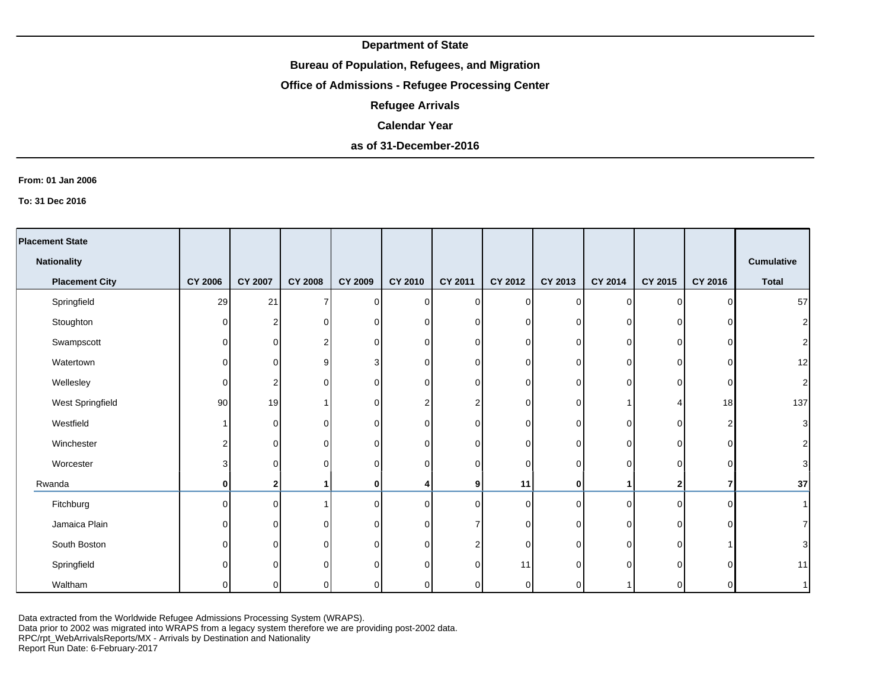**Department of State**

**Bureau of Population, Refugees, and Migration**

**Office of Admissions - Refugee Processing Center**

**Refugee Arrivals**

**Calendar Year**

**as of 31-December-2016**

**From: 01 Jan 2006**

**To: 31 Dec 2016**

| Placement State / Nationality / Placement City | CY 2006 | CY 2007 | CY 2008 | CY 2009 | CY 2010 | CY 2011 | CY 2012 | CY 2013 | CY 2014 | CY 2015 | CY 2016 | Cumulative Total |
|---|---|---|---|---|---|---|---|---|---|---|---|---|
| Springfield | 29 | 21 | 7 | 0 | 0 | 0 | 0 | 0 | 0 | 0 | 0 | 57 |
| Stoughton | 0 | 2 | 0 | 0 | 0 | 0 | 0 | 0 | 0 | 0 | 0 | 2 |
| Swampscott | 0 | 0 | 2 | 0 | 0 | 0 | 0 | 0 | 0 | 0 | 0 | 2 |
| Watertown | 0 | 0 | 9 | 3 | 0 | 0 | 0 | 0 | 0 | 0 | 0 | 12 |
| Wellesley | 0 | 2 | 0 | 0 | 0 | 0 | 0 | 0 | 0 | 0 | 0 | 2 |
| West Springfield | 90 | 19 | 1 | 0 | 2 | 2 | 0 | 0 | 1 | 4 | 18 | 137 |
| Westfield | 1 | 0 | 0 | 0 | 0 | 0 | 0 | 0 | 0 | 0 | 2 | 3 |
| Winchester | 2 | 0 | 0 | 0 | 0 | 0 | 0 | 0 | 0 | 0 | 0 | 2 |
| Worcester | 3 | 0 | 0 | 0 | 0 | 0 | 0 | 0 | 0 | 0 | 0 | 3 |
| **Rwanda** | **0** | **2** | **1** | **0** | **4** | **9** | **11** | **0** | **1** | **2** | **7** | **37** |
| Fitchburg | 0 | 0 | 1 | 0 | 0 | 0 | 0 | 0 | 0 | 0 | 0 | 1 |
| Jamaica Plain | 0 | 0 | 0 | 0 | 0 | 7 | 0 | 0 | 0 | 0 | 0 | 7 |
| South Boston | 0 | 0 | 0 | 0 | 0 | 2 | 0 | 0 | 0 | 0 | 1 | 3 |
| Springfield | 0 | 0 | 0 | 0 | 0 | 0 | 11 | 0 | 0 | 0 | 0 | 11 |
| Waltham | 0 | 0 | 0 | 0 | 0 | 0 | 0 | 0 | 1 | 0 | 0 | 1 |

Data extracted from the Worldwide Refugee Admissions Processing System (WRAPS).
Data prior to 2002 was migrated into WRAPS from a legacy system therefore we are providing post-2002 data.
RPC/rpt_WebArrivalsReports/MX - Arrivals by Destination and Nationality
Report Run Date: 6-February-2017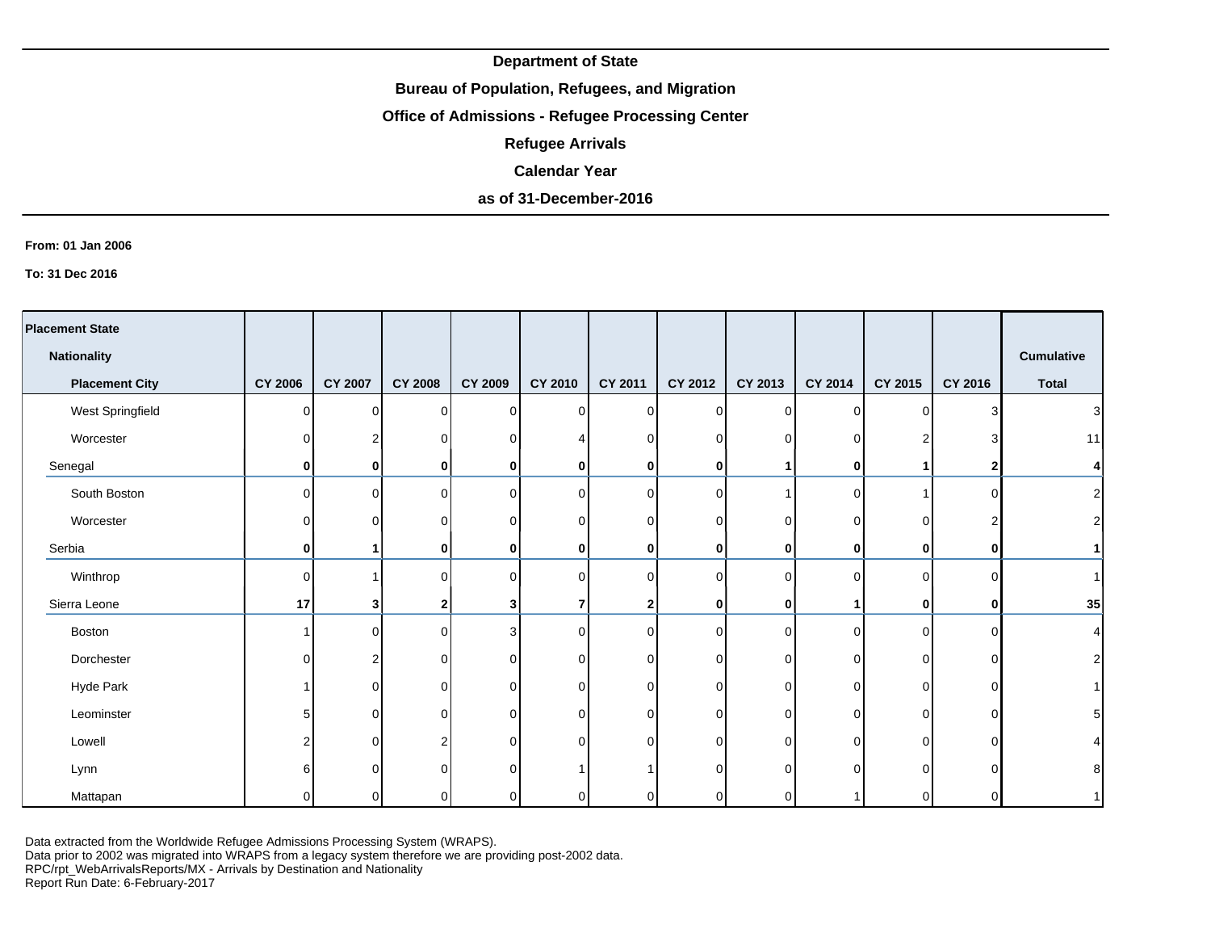**Department of State**

**Bureau of Population, Refugees, and Migration**

**Office of Admissions - Refugee Processing Center**

**Refugee Arrivals**

**Calendar Year**

**as of 31-December-2016**

**From: 01 Jan 2006**

**To: 31 Dec 2016**

| Placement State / Nationality / Placement City | CY 2006 | CY 2007 | CY 2008 | CY 2009 | CY 2010 | CY 2011 | CY 2012 | CY 2013 | CY 2014 | CY 2015 | CY 2016 | Cumulative Total |
|---|---|---|---|---|---|---|---|---|---|---|---|---|
| West Springfield | 0 | 0 | 0 | 0 | 0 | 0 | 0 | 0 | 0 | 0 | 3 | 3 |
| Worcester | 0 | 2 | 0 | 0 | 4 | 0 | 0 | 0 | 0 | 2 | 3 | 11 |
| Senegal | **0** | **0** | **0** | **0** | **0** | **0** | **0** | **1** | **0** | **1** | **2** | **4** |
| South Boston | 0 | 0 | 0 | 0 | 0 | 0 | 0 | 1 | 0 | 1 | 0 | 2 |
| Worcester | 0 | 0 | 0 | 0 | 0 | 0 | 0 | 0 | 0 | 0 | 2 | 2 |
| Serbia | **0** | **1** | **0** | **0** | **0** | **0** | **0** | **0** | **0** | **0** | **0** | **1** |
| Winthrop | 0 | 1 | 0 | 0 | 0 | 0 | 0 | 0 | 0 | 0 | 0 | 1 |
| Sierra Leone | **17** | **3** | **2** | **3** | **7** | **2** | **0** | **0** | **1** | **0** | **0** | **35** |
| Boston | 1 | 0 | 0 | 3 | 0 | 0 | 0 | 0 | 0 | 0 | 0 | 4 |
| Dorchester | 0 | 2 | 0 | 0 | 0 | 0 | 0 | 0 | 0 | 0 | 0 | 2 |
| Hyde Park | 1 | 0 | 0 | 0 | 0 | 0 | 0 | 0 | 0 | 0 | 0 | 1 |
| Leominster | 5 | 0 | 0 | 0 | 0 | 0 | 0 | 0 | 0 | 0 | 0 | 5 |
| Lowell | 2 | 0 | 2 | 0 | 0 | 0 | 0 | 0 | 0 | 0 | 0 | 4 |
| Lynn | 6 | 0 | 0 | 0 | 1 | 1 | 0 | 0 | 0 | 0 | 0 | 8 |
| Mattapan | 0 | 0 | 0 | 0 | 0 | 0 | 0 | 0 | 1 | 0 | 0 | 1 |

Data extracted from the Worldwide Refugee Admissions Processing System (WRAPS).
Data prior to 2002 was migrated into WRAPS from a legacy system therefore we are providing post-2002 data.
RPC/rpt_WebArrivalsReports/MX - Arrivals by Destination and Nationality
Report Run Date: 6-February-2017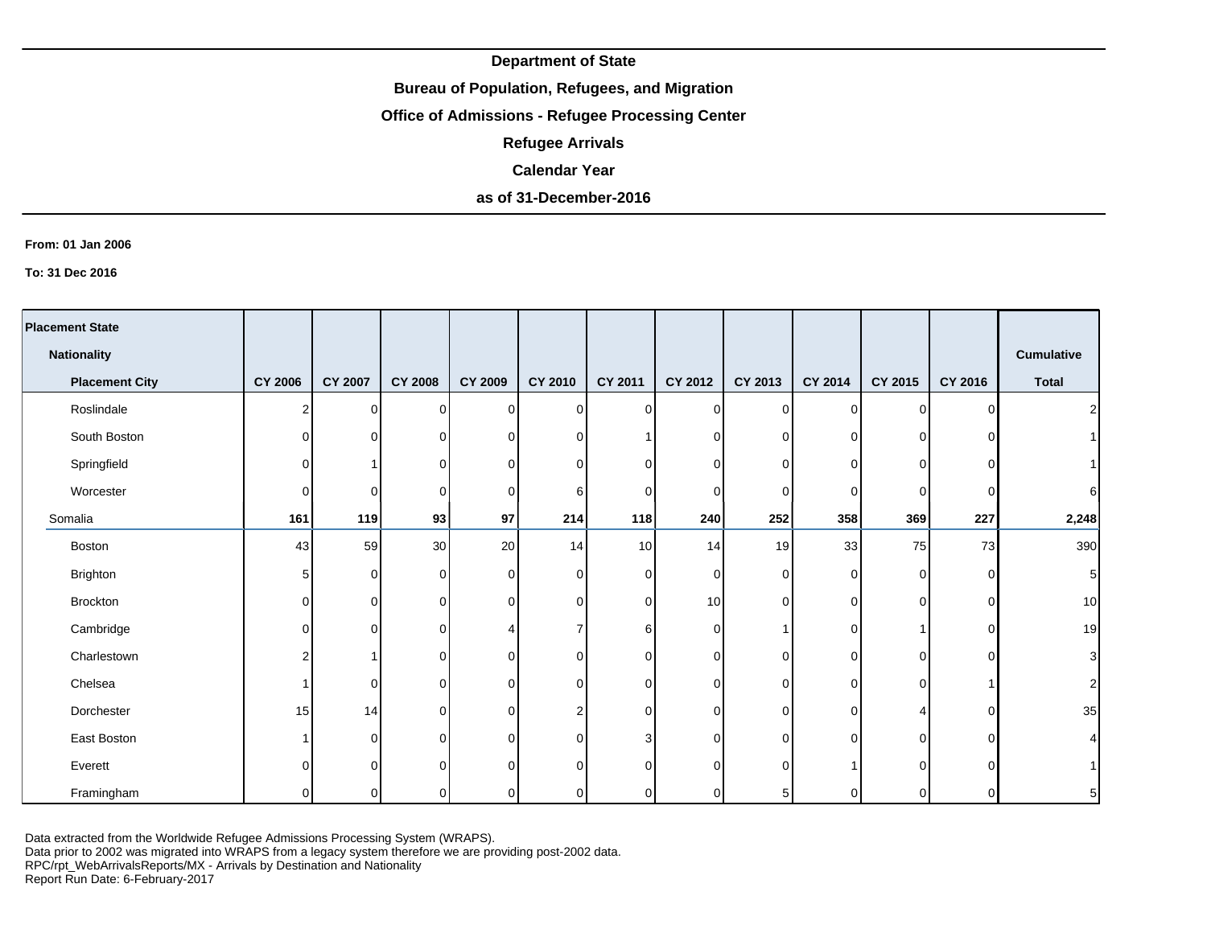**Department of State**

**Bureau of Population, Refugees, and Migration**

**Office of Admissions - Refugee Processing Center**

**Refugee Arrivals**

**Calendar Year**

**as of 31-December-2016**

**From: 01 Jan 2006**

**To: 31 Dec 2016**

| Placement State / Nationality / Placement City | CY 2006 | CY 2007 | CY 2008 | CY 2009 | CY 2010 | CY 2011 | CY 2012 | CY 2013 | CY 2014 | CY 2015 | CY 2016 | Cumulative Total |
|---|---|---|---|---|---|---|---|---|---|---|---|---|
| Roslindale | 2 | 0 | 0 | 0 | 0 | 0 | 0 | 0 | 0 | 0 | 0 | 2 |
| South Boston | 0 | 0 | 0 | 0 | 0 | 1 | 0 | 0 | 0 | 0 | 0 | 1 |
| Springfield | 0 | 1 | 0 | 0 | 0 | 0 | 0 | 0 | 0 | 0 | 0 | 1 |
| Worcester | 0 | 0 | 0 | 0 | 6 | 0 | 0 | 0 | 0 | 0 | 0 | 6 |
| Somalia | **161** | **119** | **93** | **97** | **214** | **118** | **240** | **252** | **358** | **369** | **227** | **2,248** |
| Boston | 43 | 59 | 30 | 20 | 14 | 10 | 14 | 19 | 33 | 75 | 73 | 390 |
| Brighton | 5 | 0 | 0 | 0 | 0 | 0 | 0 | 0 | 0 | 0 | 0 | 5 |
| Brockton | 0 | 0 | 0 | 0 | 0 | 0 | 10 | 0 | 0 | 0 | 0 | 10 |
| Cambridge | 0 | 0 | 0 | 4 | 7 | 6 | 0 | 1 | 0 | 1 | 0 | 19 |
| Charlestown | 2 | 1 | 0 | 0 | 0 | 0 | 0 | 0 | 0 | 0 | 0 | 3 |
| Chelsea | 1 | 0 | 0 | 0 | 0 | 0 | 0 | 0 | 0 | 0 | 1 | 2 |
| Dorchester | 15 | 14 | 0 | 0 | 2 | 0 | 0 | 0 | 0 | 4 | 0 | 35 |
| East Boston | 1 | 0 | 0 | 0 | 0 | 3 | 0 | 0 | 0 | 0 | 0 | 4 |
| Everett | 0 | 0 | 0 | 0 | 0 | 0 | 0 | 0 | 1 | 0 | 0 | 1 |
| Framingham | 0 | 0 | 0 | 0 | 0 | 0 | 0 | 5 | 0 | 0 | 0 | 5 |

Data extracted from the Worldwide Refugee Admissions Processing System (WRAPS).
Data prior to 2002 was migrated into WRAPS from a legacy system therefore we are providing post-2002 data.
RPC/rpt_WebArrivalsReports/MX - Arrivals by Destination and Nationality
Report Run Date: 6-February-2017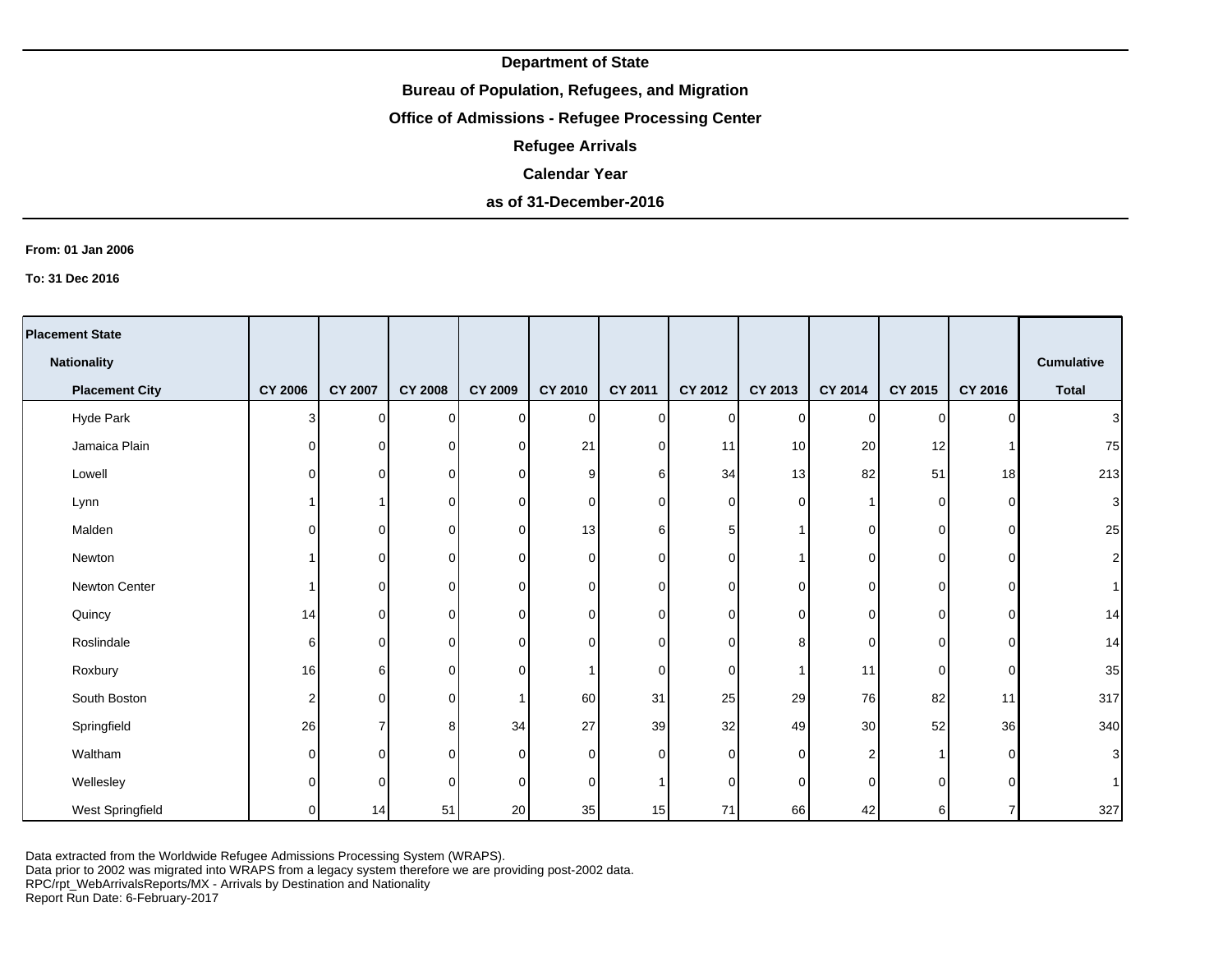**Department of State**

**Bureau of Population, Refugees, and Migration**

**Office of Admissions - Refugee Processing Center**

**Refugee Arrivals**

**Calendar Year**

**as of 31-December-2016**

**From: 01 Jan 2006**

**To: 31 Dec 2016**

| Placement State / Nationality / Placement City | CY 2006 | CY 2007 | CY 2008 | CY 2009 | CY 2010 | CY 2011 | CY 2012 | CY 2013 | CY 2014 | CY 2015 | CY 2016 | Cumulative Total |
|---|---|---|---|---|---|---|---|---|---|---|---|---|
| Hyde Park | 3 | 0 | 0 | 0 | 0 | 0 | 0 | 0 | 0 | 0 | 0 | 3 |
| Jamaica Plain | 0 | 0 | 0 | 0 | 21 | 0 | 11 | 10 | 20 | 12 | 1 | 75 |
| Lowell | 0 | 0 | 0 | 0 | 9 | 6 | 34 | 13 | 82 | 51 | 18 | 213 |
| Lynn | 1 | 1 | 0 | 0 | 0 | 0 | 0 | 0 | 1 | 0 | 0 | 3 |
| Malden | 0 | 0 | 0 | 0 | 13 | 6 | 5 | 1 | 0 | 0 | 0 | 25 |
| Newton | 1 | 0 | 0 | 0 | 0 | 0 | 0 | 1 | 0 | 0 | 0 | 2 |
| Newton Center | 1 | 0 | 0 | 0 | 0 | 0 | 0 | 0 | 0 | 0 | 0 | 1 |
| Quincy | 14 | 0 | 0 | 0 | 0 | 0 | 0 | 0 | 0 | 0 | 0 | 14 |
| Roslindale | 6 | 0 | 0 | 0 | 0 | 0 | 0 | 8 | 0 | 0 | 0 | 14 |
| Roxbury | 16 | 6 | 0 | 0 | 1 | 0 | 0 | 1 | 11 | 0 | 0 | 35 |
| South Boston | 2 | 0 | 0 | 1 | 60 | 31 | 25 | 29 | 76 | 82 | 11 | 317 |
| Springfield | 26 | 7 | 8 | 34 | 27 | 39 | 32 | 49 | 30 | 52 | 36 | 340 |
| Waltham | 0 | 0 | 0 | 0 | 0 | 0 | 0 | 0 | 2 | 1 | 0 | 3 |
| Wellesley | 0 | 0 | 0 | 0 | 0 | 1 | 0 | 0 | 0 | 0 | 0 | 1 |
| West Springfield | 0 | 14 | 51 | 20 | 35 | 15 | 71 | 66 | 42 | 6 | 7 | 327 |

Data extracted from the Worldwide Refugee Admissions Processing System (WRAPS).
Data prior to 2002 was migrated into WRAPS from a legacy system therefore we are providing post-2002 data.
RPC/rpt_WebArrivalsReports/MX - Arrivals by Destination and Nationality
Report Run Date: 6-February-2017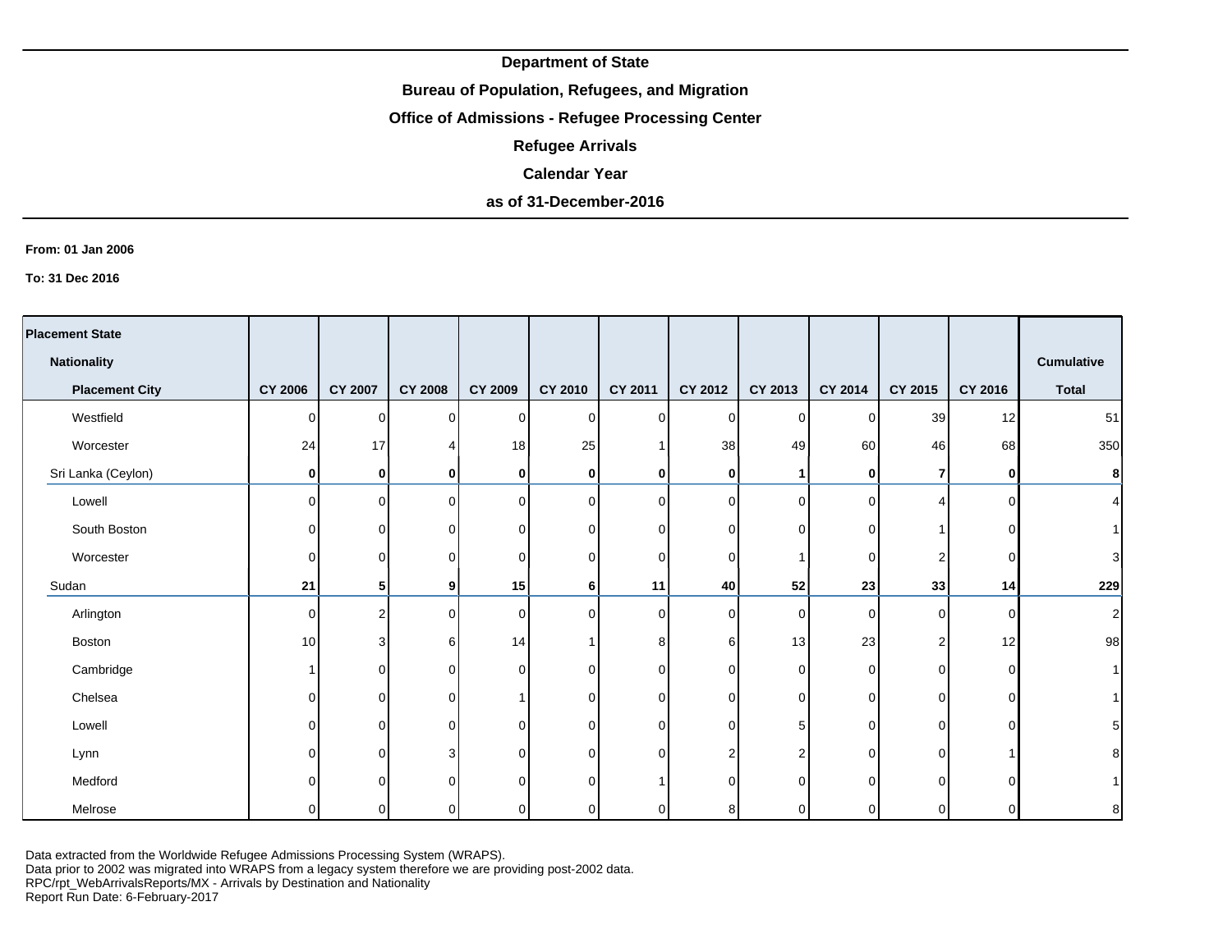**Department of State**

**Bureau of Population, Refugees, and Migration**

**Office of Admissions - Refugee Processing Center**

**Refugee Arrivals**

**Calendar Year**

**as of 31-December-2016**

**From: 01 Jan 2006**

**To: 31 Dec 2016**

| Placement State / Nationality / Placement City | CY 2006 | CY 2007 | CY 2008 | CY 2009 | CY 2010 | CY 2011 | CY 2012 | CY 2013 | CY 2014 | CY 2015 | CY 2016 | Cumulative Total |
|---|---|---|---|---|---|---|---|---|---|---|---|---|
| Westfield | 0 | 0 | 0 | 0 | 0 | 0 | 0 | 0 | 0 | 39 | 12 | 51 |
| Worcester | 24 | 17 | 4 | 18 | 25 | 1 | 38 | 49 | 60 | 46 | 68 | 350 |
| **Sri Lanka (Ceylon)** | **0** | **0** | **0** | **0** | **0** | **0** | **0** | **1** | **0** | **7** | **0** | **8** |
| Lowell | 0 | 0 | 0 | 0 | 0 | 0 | 0 | 0 | 0 | 4 | 0 | 4 |
| South Boston | 0 | 0 | 0 | 0 | 0 | 0 | 0 | 0 | 0 | 1 | 0 | 1 |
| Worcester | 0 | 0 | 0 | 0 | 0 | 0 | 0 | 1 | 0 | 2 | 0 | 3 |
| **Sudan** | **21** | **5** | **9** | **15** | **6** | **11** | **40** | **52** | **23** | **33** | **14** | **229** |
| Arlington | 0 | 2 | 0 | 0 | 0 | 0 | 0 | 0 | 0 | 0 | 0 | 2 |
| Boston | 10 | 3 | 6 | 14 | 1 | 8 | 6 | 13 | 23 | 2 | 12 | 98 |
| Cambridge | 1 | 0 | 0 | 0 | 0 | 0 | 0 | 0 | 0 | 0 | 0 | 1 |
| Chelsea | 0 | 0 | 0 | 1 | 0 | 0 | 0 | 0 | 0 | 0 | 0 | 1 |
| Lowell | 0 | 0 | 0 | 0 | 0 | 0 | 0 | 5 | 0 | 0 | 0 | 5 |
| Lynn | 0 | 0 | 3 | 0 | 0 | 0 | 2 | 2 | 0 | 0 | 1 | 8 |
| Medford | 0 | 0 | 0 | 0 | 0 | 1 | 0 | 0 | 0 | 0 | 0 | 1 |
| Melrose | 0 | 0 | 0 | 0 | 0 | 0 | 8 | 0 | 0 | 0 | 0 | 8 |

Data extracted from the Worldwide Refugee Admissions Processing System (WRAPS).
Data prior to 2002 was migrated into WRAPS from a legacy system therefore we are providing post-2002 data.
RPC/rpt_WebArrivalsReports/MX - Arrivals by Destination and Nationality
Report Run Date: 6-February-2017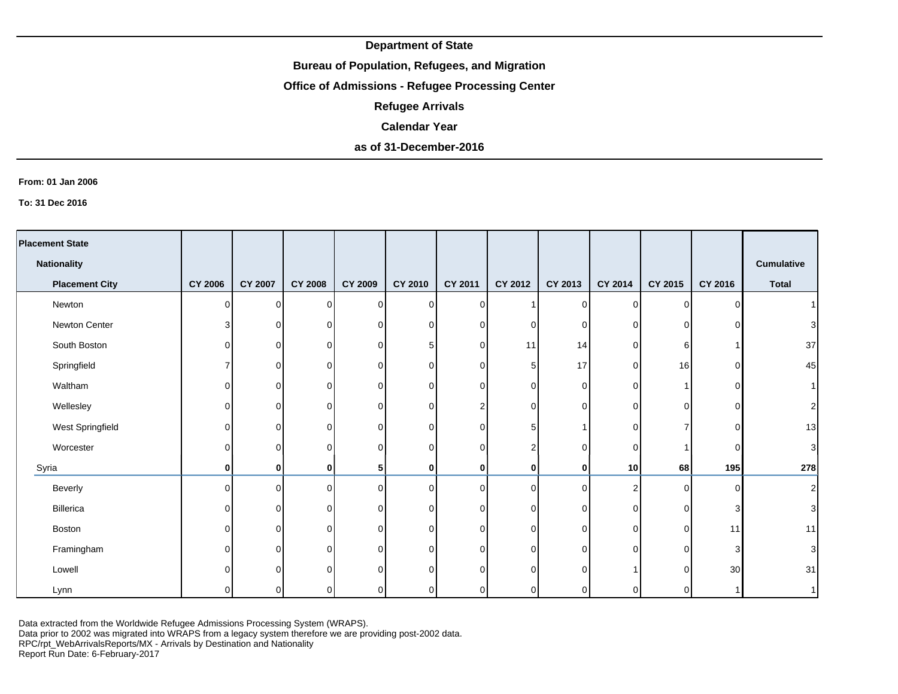**Department of State**

**Bureau of Population, Refugees, and Migration**

**Office of Admissions - Refugee Processing Center**

**Refugee Arrivals**

**Calendar Year**

**as of 31-December-2016**

**From: 01 Jan 2006**

**To: 31 Dec 2016**

| Placement State / Nationality / Placement City | CY 2006 | CY 2007 | CY 2008 | CY 2009 | CY 2010 | CY 2011 | CY 2012 | CY 2013 | CY 2014 | CY 2015 | CY 2016 | Cumulative Total |
|---|---|---|---|---|---|---|---|---|---|---|---|---|
| Newton | 0 | 0 | 0 | 0 | 0 | 0 | 1 | 0 | 0 | 0 | 0 | 1 |
| Newton Center | 3 | 0 | 0 | 0 | 0 | 0 | 0 | 0 | 0 | 0 | 0 | 3 |
| South Boston | 0 | 0 | 0 | 0 | 5 | 0 | 11 | 14 | 0 | 6 | 1 | 37 |
| Springfield | 7 | 0 | 0 | 0 | 0 | 0 | 5 | 17 | 0 | 16 | 0 | 45 |
| Waltham | 0 | 0 | 0 | 0 | 0 | 0 | 0 | 0 | 0 | 1 | 0 | 1 |
| Wellesley | 0 | 0 | 0 | 0 | 0 | 2 | 0 | 0 | 0 | 0 | 0 | 2 |
| West Springfield | 0 | 0 | 0 | 0 | 0 | 0 | 5 | 1 | 0 | 7 | 0 | 13 |
| Worcester | 0 | 0 | 0 | 0 | 0 | 0 | 2 | 0 | 0 | 1 | 0 | 3 |
| Syria | **0** | **0** | **0** | **5** | **0** | **0** | **0** | **0** | **10** | **68** | **195** | **278** |
| Beverly | 0 | 0 | 0 | 0 | 0 | 0 | 0 | 0 | 2 | 0 | 0 | 2 |
| Billerica | 0 | 0 | 0 | 0 | 0 | 0 | 0 | 0 | 0 | 0 | 3 | 3 |
| Boston | 0 | 0 | 0 | 0 | 0 | 0 | 0 | 0 | 0 | 0 | 11 | 11 |
| Framingham | 0 | 0 | 0 | 0 | 0 | 0 | 0 | 0 | 0 | 0 | 3 | 3 |
| Lowell | 0 | 0 | 0 | 0 | 0 | 0 | 0 | 0 | 1 | 0 | 30 | 31 |
| Lynn | 0 | 0 | 0 | 0 | 0 | 0 | 0 | 0 | 0 | 0 | 1 | 1 |

Data extracted from the Worldwide Refugee Admissions Processing System (WRAPS).
Data prior to 2002 was migrated into WRAPS from a legacy system therefore we are providing post-2002 data.
RPC/rpt_WebArrivalsReports/MX - Arrivals by Destination and Nationality
Report Run Date: 6-February-2017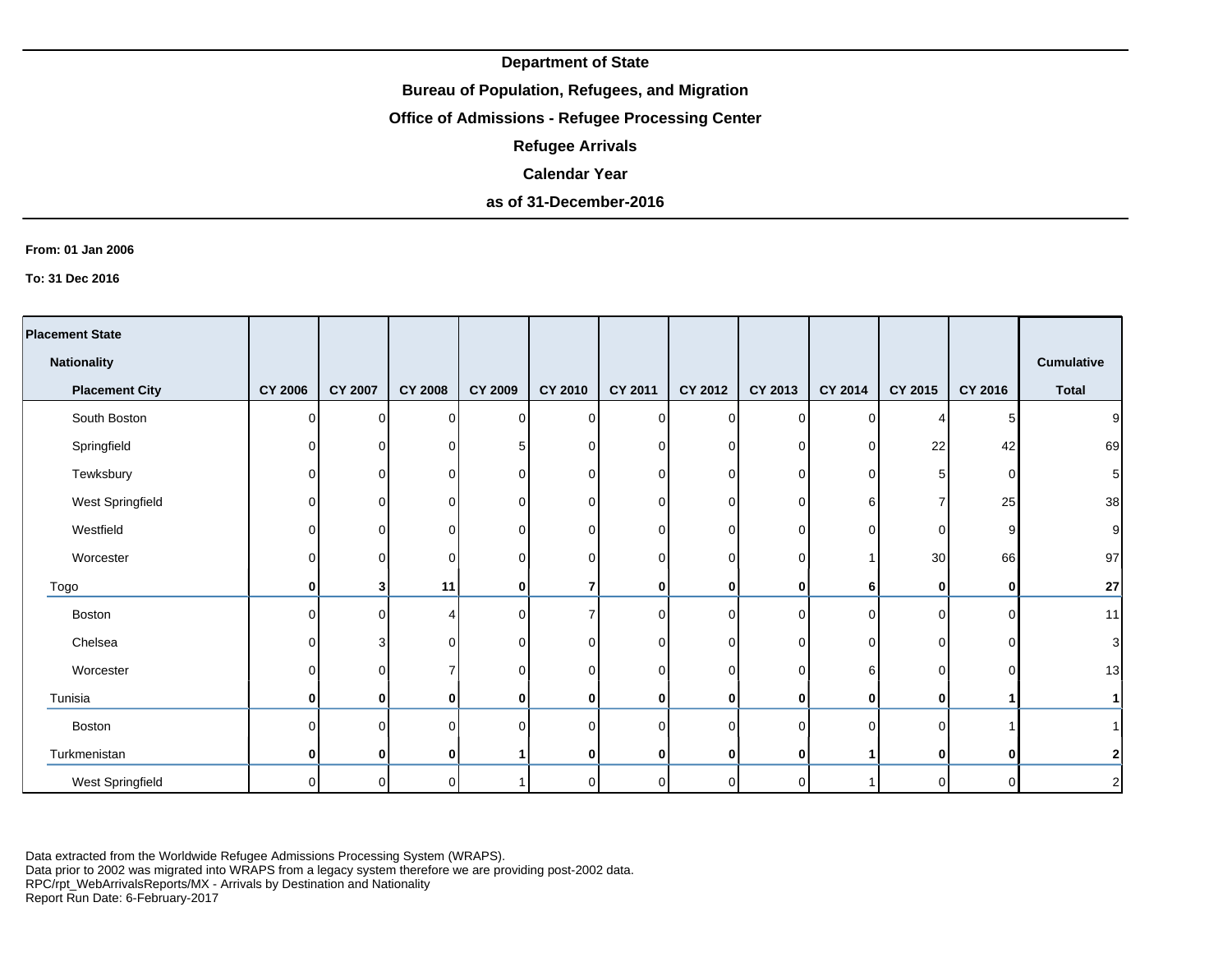**Department of State**

**Bureau of Population, Refugees, and Migration**

**Office of Admissions - Refugee Processing Center**

**Refugee Arrivals**

**Calendar Year**

**as of 31-December-2016**

**From: 01 Jan 2006**

**To: 31 Dec 2016**

| Placement State / Nationality / Placement City | CY 2006 | CY 2007 | CY 2008 | CY 2009 | CY 2010 | CY 2011 | CY 2012 | CY 2013 | CY 2014 | CY 2015 | CY 2016 | Cumulative Total |
|---|---|---|---|---|---|---|---|---|---|---|---|---|
| South Boston | 0 | 0 | 0 | 0 | 0 | 0 | 0 | 0 | 0 | 4 | 5 | 9 |
| Springfield | 0 | 0 | 0 | 5 | 0 | 0 | 0 | 0 | 0 | 22 | 42 | 69 |
| Tewksbury | 0 | 0 | 0 | 0 | 0 | 0 | 0 | 0 | 0 | 5 | 0 | 5 |
| West Springfield | 0 | 0 | 0 | 0 | 0 | 0 | 0 | 0 | 6 | 7 | 25 | 38 |
| Westfield | 0 | 0 | 0 | 0 | 0 | 0 | 0 | 0 | 0 | 0 | 9 | 9 |
| Worcester | 0 | 0 | 0 | 0 | 0 | 0 | 0 | 0 | 1 | 30 | 66 | 97 |
| Togo | **0** | **3** | **11** | **0** | **7** | **0** | **0** | **0** | **6** | **0** | **0** | **27** |
| Boston | 0 | 0 | 4 | 0 | 7 | 0 | 0 | 0 | 0 | 0 | 0 | 11 |
| Chelsea | 0 | 3 | 0 | 0 | 0 | 0 | 0 | 0 | 0 | 0 | 0 | 3 |
| Worcester | 0 | 0 | 7 | 0 | 0 | 0 | 0 | 0 | 6 | 0 | 0 | 13 |
| Tunisia | **0** | **0** | **0** | **0** | **0** | **0** | **0** | **0** | **0** | **0** | **1** | **1** |
| Boston | 0 | 0 | 0 | 0 | 0 | 0 | 0 | 0 | 0 | 0 | 1 | 1 |
| Turkmenistan | **0** | **0** | **0** | **1** | **0** | **0** | **0** | **0** | **1** | **0** | **0** | **2** |
| West Springfield | 0 | 0 | 0 | 1 | 0 | 0 | 0 | 0 | 1 | 0 | 0 | 2 |

Data extracted from the Worldwide Refugee Admissions Processing System (WRAPS).
Data prior to 2002 was migrated into WRAPS from a legacy system therefore we are providing post-2002 data.
RPC/rpt_WebArrivalsReports/MX - Arrivals by Destination and Nationality
Report Run Date: 6-February-2017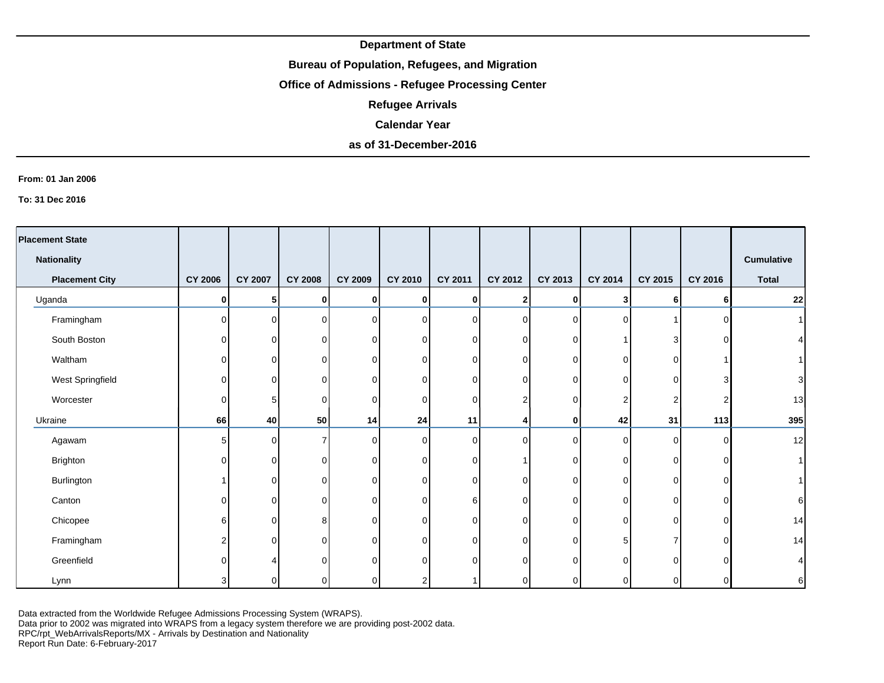**Department of State**

**Bureau of Population, Refugees, and Migration**

**Office of Admissions - Refugee Processing Center**

**Refugee Arrivals**

**Calendar Year**

**as of 31-December-2016**

**From: 01 Jan 2006**

**To: 31 Dec 2016**

| Placement State / Nationality / Placement City | CY 2006 | CY 2007 | CY 2008 | CY 2009 | CY 2010 | CY 2011 | CY 2012 | CY 2013 | CY 2014 | CY 2015 | CY 2016 | Cumulative Total |
|---|---|---|---|---|---|---|---|---|---|---|---|---|
| Uganda | **0** | **5** | **0** | **0** | **0** | **0** | **2** | **0** | **3** | **6** | **6** | **22** |
| Framingham | 0 | 0 | 0 | 0 | 0 | 0 | 0 | 0 | 0 | 1 | 0 | 1 |
| South Boston | 0 | 0 | 0 | 0 | 0 | 0 | 0 | 0 | 1 | 3 | 0 | 4 |
| Waltham | 0 | 0 | 0 | 0 | 0 | 0 | 0 | 0 | 0 | 0 | 1 | 1 |
| West Springfield | 0 | 0 | 0 | 0 | 0 | 0 | 0 | 0 | 0 | 0 | 3 | 3 |
| Worcester | 0 | 5 | 0 | 0 | 0 | 0 | 2 | 0 | 2 | 2 | 2 | 13 |
| Ukraine | **66** | **40** | **50** | **14** | **24** | **11** | **4** | **0** | **42** | **31** | **113** | **395** |
| Agawam | 5 | 0 | 7 | 0 | 0 | 0 | 0 | 0 | 0 | 0 | 0 | 12 |
| Brighton | 0 | 0 | 0 | 0 | 0 | 0 | 1 | 0 | 0 | 0 | 0 | 1 |
| Burlington | 1 | 0 | 0 | 0 | 0 | 0 | 0 | 0 | 0 | 0 | 0 | 1 |
| Canton | 0 | 0 | 0 | 0 | 0 | 6 | 0 | 0 | 0 | 0 | 0 | 6 |
| Chicopee | 6 | 0 | 8 | 0 | 0 | 0 | 0 | 0 | 0 | 0 | 0 | 14 |
| Framingham | 2 | 0 | 0 | 0 | 0 | 0 | 0 | 0 | 5 | 7 | 0 | 14 |
| Greenfield | 0 | 4 | 0 | 0 | 0 | 0 | 0 | 0 | 0 | 0 | 0 | 4 |
| Lynn | 3 | 0 | 0 | 0 | 2 | 1 | 0 | 0 | 0 | 0 | 0 | 6 |

Data extracted from the Worldwide Refugee Admissions Processing System (WRAPS).
Data prior to 2002 was migrated into WRAPS from a legacy system therefore we are providing post-2002 data.
RPC/rpt_WebArrivalsReports/MX - Arrivals by Destination and Nationality
Report Run Date: 6-February-2017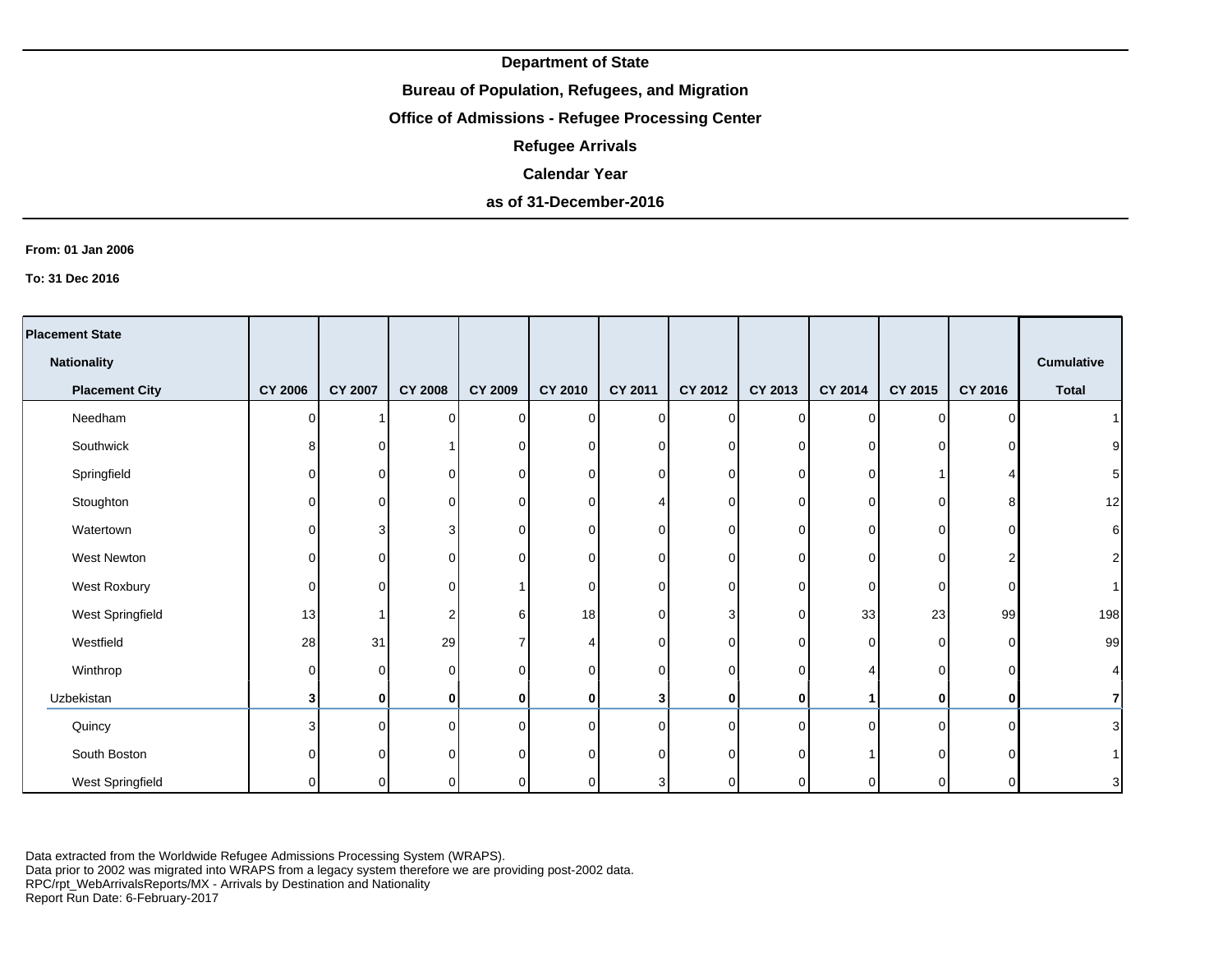**Department of State**

**Bureau of Population, Refugees, and Migration**

**Office of Admissions - Refugee Processing Center**

**Refugee Arrivals**

**Calendar Year**

**as of 31-December-2016**

**From: 01 Jan 2006**

**To: 31 Dec 2016**

| Placement State / Nationality / Placement City | CY 2006 | CY 2007 | CY 2008 | CY 2009 | CY 2010 | CY 2011 | CY 2012 | CY 2013 | CY 2014 | CY 2015 | CY 2016 | Cumulative Total |
|---|---|---|---|---|---|---|---|---|---|---|---|---|
| Needham | 0 | 1 | 0 | 0 | 0 | 0 | 0 | 0 | 0 | 0 | 0 | 1 |
| Southwick | 8 | 0 | 1 | 0 | 0 | 0 | 0 | 0 | 0 | 0 | 0 | 9 |
| Springfield | 0 | 0 | 0 | 0 | 0 | 0 | 0 | 0 | 0 | 1 | 4 | 5 |
| Stoughton | 0 | 0 | 0 | 0 | 0 | 4 | 0 | 0 | 0 | 0 | 8 | 12 |
| Watertown | 0 | 3 | 3 | 0 | 0 | 0 | 0 | 0 | 0 | 0 | 0 | 6 |
| West Newton | 0 | 0 | 0 | 0 | 0 | 0 | 0 | 0 | 0 | 0 | 2 | 2 |
| West Roxbury | 0 | 0 | 0 | 1 | 0 | 0 | 0 | 0 | 0 | 0 | 0 | 1 |
| West Springfield | 13 | 1 | 2 | 6 | 18 | 0 | 3 | 0 | 33 | 23 | 99 | 198 |
| Westfield | 28 | 31 | 29 | 7 | 4 | 0 | 0 | 0 | 0 | 0 | 0 | 99 |
| Winthrop | 0 | 0 | 0 | 0 | 0 | 0 | 0 | 0 | 4 | 0 | 0 | 4 |
| **Uzbekistan** | **3** | **0** | **0** | **0** | **0** | **3** | **0** | **0** | **1** | **0** | **0** | **7** |
| Quincy | 3 | 0 | 0 | 0 | 0 | 0 | 0 | 0 | 0 | 0 | 0 | 3 |
| South Boston | 0 | 0 | 0 | 0 | 0 | 0 | 0 | 0 | 1 | 0 | 0 | 1 |
| West Springfield | 0 | 0 | 0 | 0 | 0 | 3 | 0 | 0 | 0 | 0 | 0 | 3 |

Data extracted from the Worldwide Refugee Admissions Processing System (WRAPS).
Data prior to 2002 was migrated into WRAPS from a legacy system therefore we are providing post-2002 data.
RPC/rpt_WebArrivalsReports/MX - Arrivals by Destination and Nationality
Report Run Date: 6-February-2017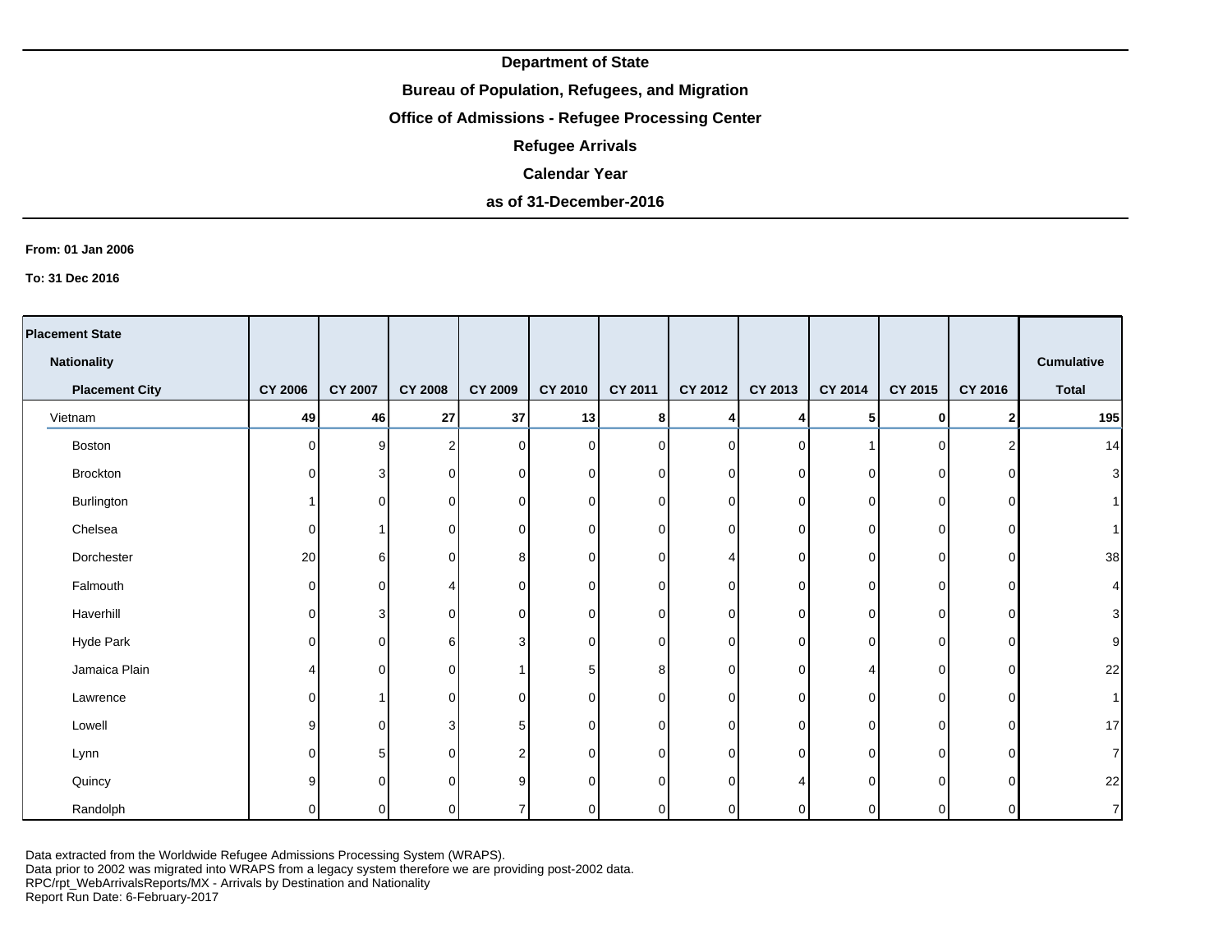**Department of State**

**Bureau of Population, Refugees, and Migration**

**Office of Admissions - Refugee Processing Center**

**Refugee Arrivals**

**Calendar Year**

**as of 31-December-2016**

**From: 01 Jan 2006**

**To: 31 Dec 2016**

| Placement State / Nationality / Placement City | CY 2006 | CY 2007 | CY 2008 | CY 2009 | CY 2010 | CY 2011 | CY 2012 | CY 2013 | CY 2014 | CY 2015 | CY 2016 | Cumulative Total |
|---|---|---|---|---|---|---|---|---|---|---|---|---|
| Vietnam | **49** | **46** | **27** | **37** | **13** | **8** | **4** | **4** | **5** | **0** | **2** | **195** |
| Boston | 0 | 9 | 2 | 0 | 0 | 0 | 0 | 0 | 1 | 0 | 2 | 14 |
| Brockton | 0 | 3 | 0 | 0 | 0 | 0 | 0 | 0 | 0 | 0 | 0 | 3 |
| Burlington | 1 | 0 | 0 | 0 | 0 | 0 | 0 | 0 | 0 | 0 | 0 | 1 |
| Chelsea | 0 | 1 | 0 | 0 | 0 | 0 | 0 | 0 | 0 | 0 | 0 | 1 |
| Dorchester | 20 | 6 | 0 | 8 | 0 | 0 | 4 | 0 | 0 | 0 | 0 | 38 |
| Falmouth | 0 | 0 | 4 | 0 | 0 | 0 | 0 | 0 | 0 | 0 | 0 | 4 |
| Haverhill | 0 | 3 | 0 | 0 | 0 | 0 | 0 | 0 | 0 | 0 | 0 | 3 |
| Hyde Park | 0 | 0 | 6 | 3 | 0 | 0 | 0 | 0 | 0 | 0 | 0 | 9 |
| Jamaica Plain | 4 | 0 | 0 | 1 | 5 | 8 | 0 | 0 | 4 | 0 | 0 | 22 |
| Lawrence | 0 | 1 | 0 | 0 | 0 | 0 | 0 | 0 | 0 | 0 | 0 | 1 |
| Lowell | 9 | 0 | 3 | 5 | 0 | 0 | 0 | 0 | 0 | 0 | 0 | 17 |
| Lynn | 0 | 5 | 0 | 2 | 0 | 0 | 0 | 0 | 0 | 0 | 0 | 7 |
| Quincy | 9 | 0 | 0 | 9 | 0 | 0 | 0 | 4 | 0 | 0 | 0 | 22 |
| Randolph | 0 | 0 | 0 | 7 | 0 | 0 | 0 | 0 | 0 | 0 | 0 | 7 |

Data extracted from the Worldwide Refugee Admissions Processing System (WRAPS).
Data prior to 2002 was migrated into WRAPS from a legacy system therefore we are providing post-2002 data.
RPC/rpt_WebArrivalsReports/MX - Arrivals by Destination and Nationality
Report Run Date: 6-February-2017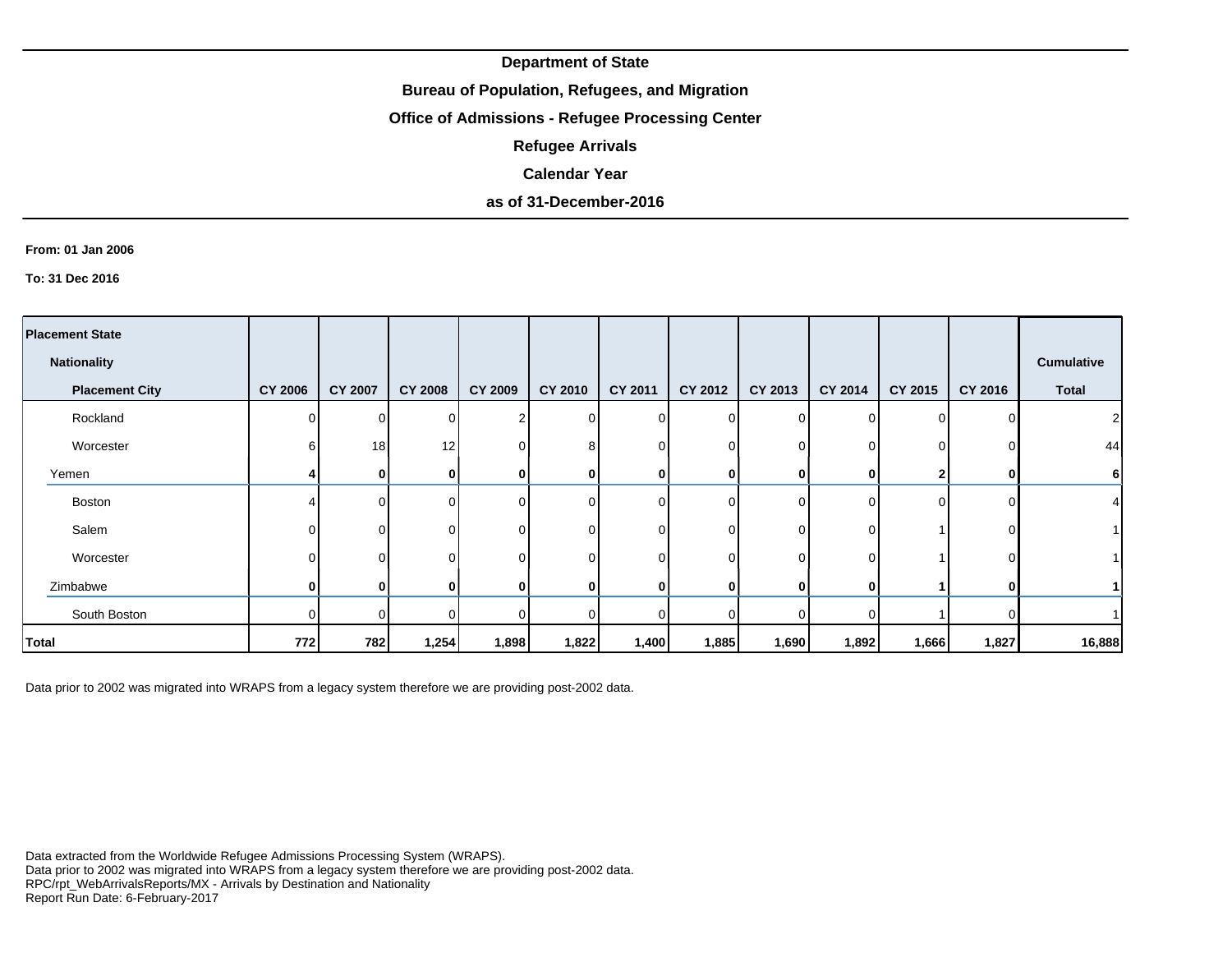**Department of State**

**Bureau of Population, Refugees, and Migration**

**Office of Admissions - Refugee Processing Center**

**Refugee Arrivals**

**Calendar Year**

**as of 31-December-2016**

**From: 01 Jan 2006**

**To: 31 Dec 2016**

| Placement State / Nationality / Placement City | CY 2006 | CY 2007 | CY 2008 | CY 2009 | CY 2010 | CY 2011 | CY 2012 | CY 2013 | CY 2014 | CY 2015 | CY 2016 | Cumulative Total |
|---|---|---|---|---|---|---|---|---|---|---|---|---|
| Rockland | 0 | 0 | 0 | 2 | 0 | 0 | 0 | 0 | 0 | 0 | 0 | 2 |
| Worcester | 6 | 18 | 12 | 0 | 8 | 0 | 0 | 0 | 0 | 0 | 0 | 44 |
| Yemen | **4** | **0** | **0** | **0** | **0** | **0** | **0** | **0** | **0** | **2** | **0** | **6** |
| Boston | 4 | 0 | 0 | 0 | 0 | 0 | 0 | 0 | 0 | 0 | 0 | 4 |
| Salem | 0 | 0 | 0 | 0 | 0 | 0 | 0 | 0 | 0 | 1 | 0 | 1 |
| Worcester | 0 | 0 | 0 | 0 | 0 | 0 | 0 | 0 | 0 | 1 | 0 | 1 |
| Zimbabwe | **0** | **0** | **0** | **0** | **0** | **0** | **0** | **0** | **0** | **1** | **0** | **1** |
| South Boston | 0 | 0 | 0 | 0 | 0 | 0 | 0 | 0 | 0 | 1 | 0 | 1 |
| **Total** | **772** | **782** | **1,254** | **1,898** | **1,822** | **1,400** | **1,885** | **1,690** | **1,892** | **1,666** | **1,827** | **16,888** |

Data prior to 2002 was migrated into WRAPS from a legacy system therefore we are providing post-2002 data.

Data extracted from the Worldwide Refugee Admissions Processing System (WRAPS).
Data prior to 2002 was migrated into WRAPS from a legacy system therefore we are providing post-2002 data.
RPC/rpt_WebArrivalsReports/MX - Arrivals by Destination and Nationality
Report Run Date: 6-February-2017